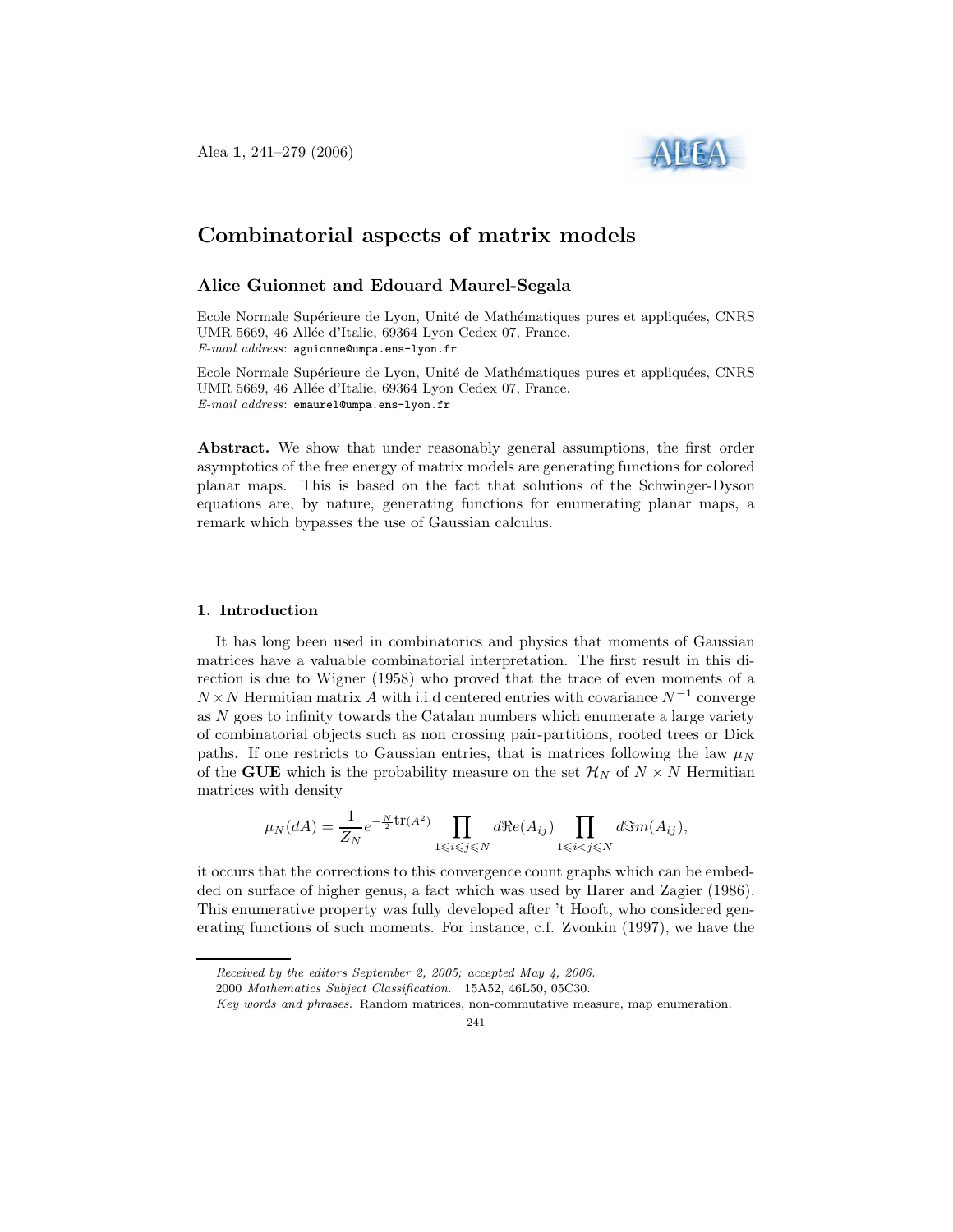# Combinatorial aspects of matrix models

**Alice Guionnet and Edouard Maurel-Segala**

Ecole Normale Supérieure de Lyon, Unité de Mathématiques pures et appliquées, CNRS UMR 5669, 46 Allée d'Italie, 69364 Lyon Cedex 07, France.
*E-mail address*: aguionne@umpa.ens-lyon.fr

Ecole Normale Supérieure de Lyon, Unité de Mathématiques pures et appliquées, CNRS UMR 5669, 46 Allée d'Italie, 69364 Lyon Cedex 07, France.
*E-mail address*: emaurel@umpa.ens-lyon.fr

**Abstract.** We show that under reasonably general assumptions, the first order asymptotics of the free energy of matrix models are generating functions for colored planar maps. This is based on the fact that solutions of the Schwinger-Dyson equations are, by nature, generating functions for enumerating planar maps, a remark which bypasses the use of Gaussian calculus.

## 1. Introduction

It has long been used in combinatorics and physics that moments of Gaussian matrices have a valuable combinatorial interpretation. The first result in this direction is due to Wigner (1958) who proved that the trace of even moments of a $N \times N$ Hermitian matrix $A$ with i.i.d centered entries with covariance $N^{-1}$ converge as $N$ goes to infinity towards the Catalan numbers which enumerate a large variety of combinatorial objects such as non crossing pair-partitions, rooted trees or Dick paths. If one restricts to Gaussian entries, that is matrices following the law $\mu_N$ of the **GUE** which is the probability measure on the set $\mathcal{H}_N$ of $N \times N$ Hermitian matrices with density

$$\mu_N(dA) = \frac{1}{Z_N} e^{-\frac{N}{2}\mathrm{tr}(A^2)} \prod_{1 \leqslant i \leqslant j \leqslant N} d\Re e(A_{ij}) \prod_{1 \leqslant i < j \leqslant N} d\Im m(A_{ij}),$$

it occurs that the corrections to this convergence count graphs which can be embedded on surface of higher genus, a fact which was used by Harer and Zagier (1986). This enumerative property was fully developed after 't Hooft, who considered generating functions of such moments. For instance, c.f. Zvonkin (1997), we have the

*Received by the editors September 2, 2005; accepted May 4, 2006.*
2000 *Mathematics Subject Classification.* 15A52, 46L50, 05C30.
*Key words and phrases.* Random matrices, non-commutative measure, map enumeration.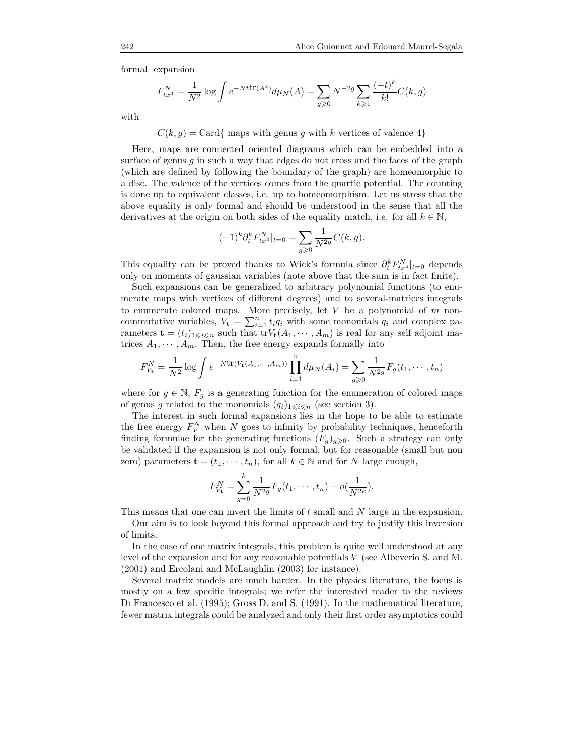formal expansion

$$F^N_{tx^4} = \frac{1}{N^2} \log \int e^{-Nt\mathrm{tr}(A^4)} d\mu_N(A) = \sum_{g \geqslant 0} N^{-2g} \sum_{k \geqslant 1} \frac{(-t)^k}{k!} C(k,g)$$

with

$$C(k,g) = \mathrm{Card}\{ \text{ maps with genus } g \text{ with } k \text{ vertices of valence } 4\}$$

Here, maps are connected oriented diagrams which can be embedded into a surface of genus $g$ in such a way that edges do not cross and the faces of the graph (which are defined by following the boundary of the graph) are homeomorphic to a disc. The valence of the vertices comes from the quartic potential. The counting is done up to equivalent classes, i.e. up to homeomorphism. Let us stress that the above equality is only formal and should be understood in the sense that all the derivatives at the origin on both sides of the equality match, i.e. for all $k \in \mathbb{N}$,

$$(-1)^k \partial_t^k F^N_{tx^4}|_{t=0} = \sum_{g \geqslant 0} \frac{1}{N^{2g}} C(k,g).$$

This equality can be proved thanks to Wick's formula since $\partial_t^k F^N_{tx^4}|_{t=0}$ depends only on moments of gaussian variables (note above that the sum is in fact finite).

Such expansions can be generalized to arbitrary polynomial functions (to enumerate maps with vertices of different degrees) and to several-matrices integrals to enumerate colored maps. More precisely, let $V$ be a polynomial of $m$ non-commutative variables, $V_{\mathbf{t}} = \sum_{i=1}^n t_i q_i$ with some monomials $q_i$ and complex parameters $\mathbf{t} = (t_i)_{1 \leqslant i \leqslant n}$ such that $\mathrm{tr} V_{\mathbf{t}}(A_1, \cdots, A_m)$ is real for any self adjoint matrices $A_1, \cdots, A_m$. Then, the free energy expands formally into

$$F^N_{V_{\mathbf{t}}} = \frac{1}{N^2} \log \int e^{-N\mathrm{tr}(V_{\mathbf{t}}(A_1, \cdots, A_m))} \prod_{i=1}^n d\mu_N(A_i) = \sum_{g \geqslant 0} \frac{1}{N^{2g}} F_g(t_1, \cdots, t_n)$$

where for $g \in \mathbb{N}$, $F_g$ is a generating function for the enumeration of colored maps of genus $g$ related to the monomials $(q_i)_{1 \leqslant i \leqslant n}$ (see section 3).

The interest in such formal expansions lies in the hope to be able to estimate the free energy $F^N_V$ when $N$ goes to infinity by probability techniques, henceforth finding formulae for the generating functions $(F_g)_{g \geqslant 0}$. Such a strategy can only be validated if the expansion is not only formal, but for reasonable (small but non zero) parameters $\mathbf{t} = (t_1, \cdots, t_n)$, for all $k \in \mathbb{N}$ and for $N$ large enough,

$$F^N_{V_{\mathbf{t}}} = \sum_{g=0}^k \frac{1}{N^{2g}} F_g(t_1, \cdots, t_n) + o(\frac{1}{N^{2k}}).$$

This means that one can invert the limits of $t$ small and $N$ large in the expansion.

Our aim is to look beyond this formal approach and try to justify this inversion of limits.

In the case of one matrix integrals, this problem is quite well understood at any level of the expansion and for any reasonable potentials $V$ (see Albeverio S. and M. (2001) and Ercolani and McLaughlin (2003) for instance).

Several matrix models are much harder. In the physics literature, the focus is mostly on a few specific integrals; we refer the interested reader to the reviews Di Francesco et al. (1995); Gross D. and S. (1991). In the mathematical literature, fewer matrix integrals could be analyzed and only their first order asymptotics could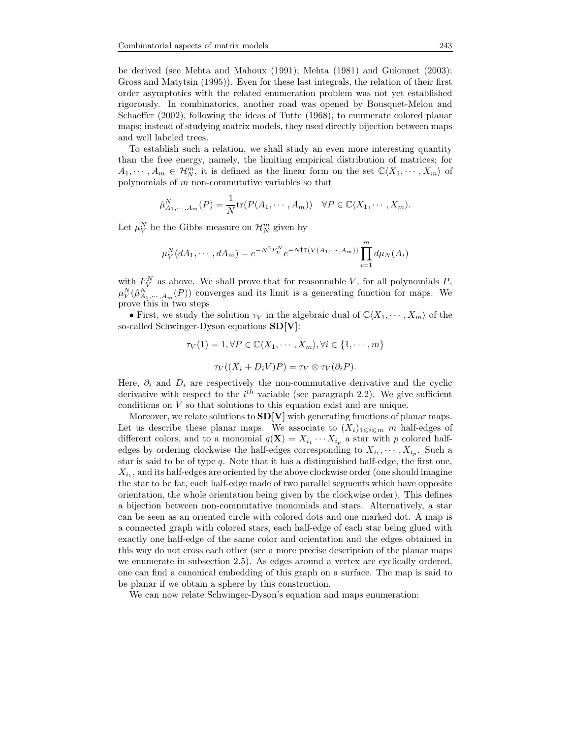be derived (see Mehta and Mahoux (1991); Mehta (1981) and Guionnet (2003); Gross and Matytsin (1995)). Even for these last integrals, the relation of their first order asymptotics with the related enumeration problem was not yet established rigorously. In combinatorics, another road was opened by Bousquet-Melou and Schaeffer (2002), following the ideas of Tutte (1968), to enumerate colored planar maps; instead of studying matrix models, they used directly bijection between maps and well labeled trees.

To establish such a relation, we shall study an even more interesting quantity than the free energy, namely, the limiting empirical distribution of matrices; for $A_1, \cdots, A_m \in \mathcal{H}_N^m$, it is defined as the linear form on the set $\mathbb{C}\langle X_1, \cdots, X_m\rangle$ of polynomials of $m$ non-commutative variables so that

$$\hat{\mu}^N_{A_1,\cdots,A_m}(P) = \frac{1}{N}\mathrm{tr}(P(A_1,\cdots,A_m)) \quad \forall P \in \mathbb{C}\langle X_1,\cdots,X_m\rangle.$$

Let $\mu_V^N$ be the Gibbs measure on $\mathcal{H}_N^m$ given by

$$\mu_V^N(dA_1,\cdots,dA_m) = e^{-N^2F_V^N} e^{-N\mathrm{tr}(V(A_1,\cdots,A_m))} \prod_{i=1}^m d\mu_N(A_i)$$

with $F_V^N$ as above. We shall prove that for reasonnable $V$, for all polynomials $P$, $\mu_V^N(\hat{\mu}^N_{A_1,\cdots,A_m}(P))$ converges and its limit is a generating function for maps. We prove this in two steps

• First, we study the solution $\tau_V$ in the algebraic dual of $\mathbb{C}\langle X_1,\cdots,X_m\rangle$ of the so-called Schwinger-Dyson equations **SD[V]**:

$$\tau_V(1) = 1, \forall P \in \mathbb{C}\langle X_1,\cdots,X_m\rangle, \forall i \in \{1,\cdots,m\}$$

$$\tau_V((X_i + D_iV)P) = \tau_V \otimes \tau_V(\partial_i P).$$

Here, $\partial_i$ and $D_i$ are respectively the non-commutative derivative and the cyclic derivative with respect to the $i^{th}$ variable (see paragraph 2.2). We give sufficient conditions on $V$ so that solutions to this equation exist and are unique.

Moreover, we relate solutions to **SD[V]** with generating functions of planar maps. Let us describe these planar maps. We associate to $(X_i)_{1\leqslant i\leqslant m}$ $m$ half-edges of different colors, and to a monomial $q(\mathbf{X}) = X_{i_1}\cdots X_{i_p}$ a star with $p$ colored half-edges by ordering clockwise the half-edges corresponding to $X_{i_1},\cdots,X_{i_p}$. Such a star is said to be of type $q$. Note that it has a distinguished half-edge, the first one, $X_{i_1}$, and its half-edges are oriented by the above clockwise order (one should imagine the star to be fat, each half-edge made of two parallel segments which have opposite orientation, the whole orientation being given by the clockwise order). This defines a bijection between non-commutative monomials and stars. Alternatively, a star can be seen as an oriented circle with colored dots and one marked dot. A map is a connected graph with colored stars, each half-edge of each star being glued with exactly one half-edge of the same color and orientation and the edges obtained in this way do not cross each other (see a more precise description of the planar maps we enumerate in subsection 2.5). As edges around a vertex are cyclically ordered, one can find a canonical embedding of this graph on a surface. The map is said to be planar if we obtain a sphere by this construction.

We can now relate Schwinger-Dyson's equation and maps enumeration: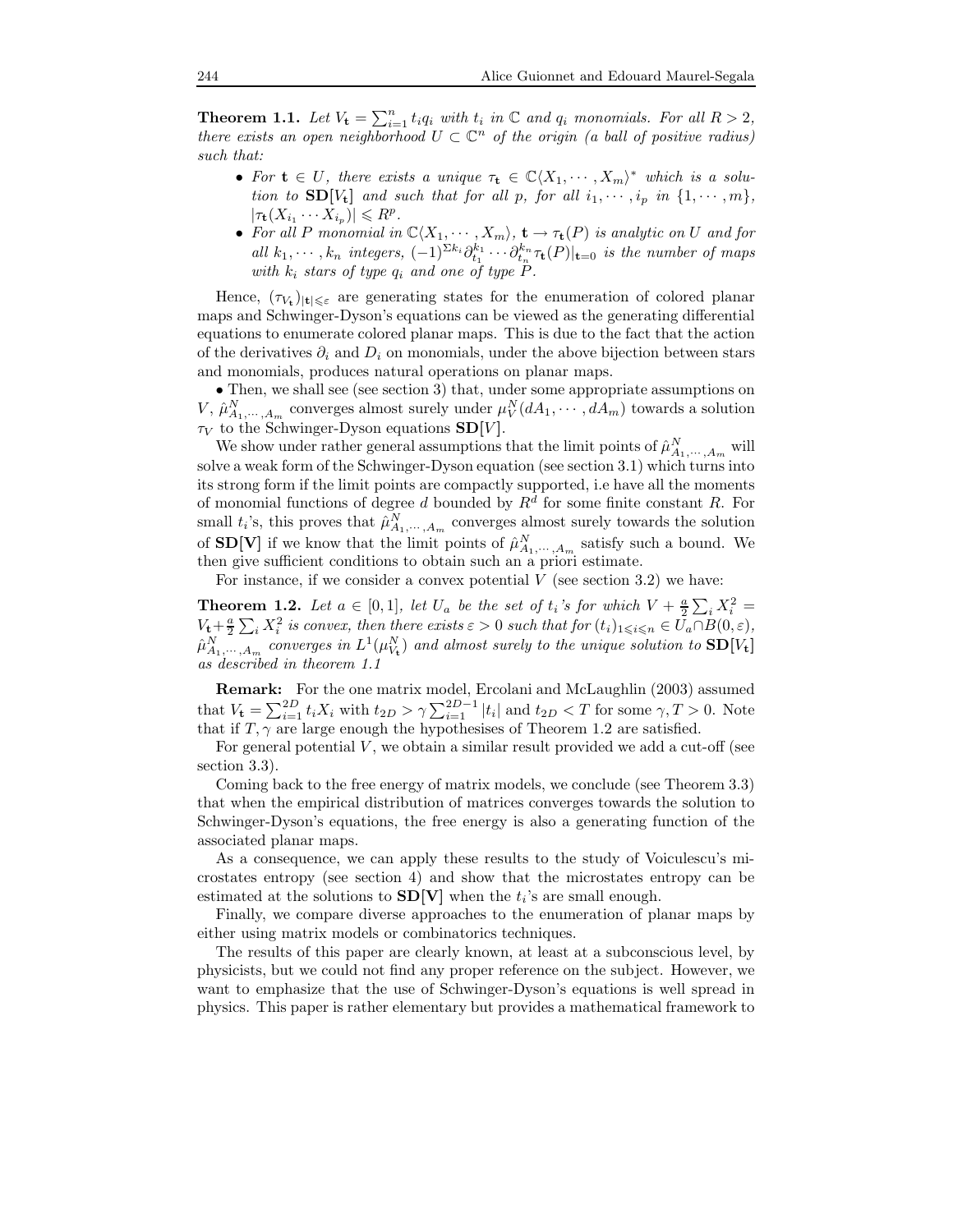**Theorem 1.1.** *Let $V_{\mathbf{t}} = \sum_{i=1}^{n} t_i q_i$ with $t_i$ in $\mathbb{C}$ and $q_i$ monomials. For all $R > 2$, there exists an open neighborhood $U \subset \mathbb{C}^n$ of the origin (a ball of positive radius) such that:*

- *For $\mathbf{t} \in U$, there exists a unique $\tau_{\mathbf{t}} \in \mathbb{C}\langle X_1, \cdots, X_m\rangle^*$ which is a solution to $\mathbf{SD}[V_{\mathbf{t}}]$ and such that for all $p$, for all $i_1, \cdots, i_p$ in $\{1, \cdots, m\}$, $|\tau_{\mathbf{t}}(X_{i_1} \cdots X_{i_p})| \leqslant R^p$.*
- *For all $P$ monomial in $\mathbb{C}\langle X_1, \cdots, X_m\rangle$, $\mathbf{t} \to \tau_{\mathbf{t}}(P)$ is analytic on $U$ and for all $k_1, \cdots, k_n$ integers, $(-1)^{\Sigma k_i} \partial_{t_1}^{k_1} \cdots \partial_{t_n}^{k_n} \tau_{\mathbf{t}}(P)|_{\mathbf{t}=0}$ is the number of maps with $k_i$ stars of type $q_i$ and one of type $P$.*

Hence, $(\tau_{V_{\mathbf{t}}})_{|\mathbf{t}| \leqslant \varepsilon}$ are generating states for the enumeration of colored planar maps and Schwinger-Dyson's equations can be viewed as the generating differential equations to enumerate colored planar maps. This is due to the fact that the action of the derivatives $\partial_i$ and $D_i$ on monomials, under the above bijection between stars and monomials, produces natural operations on planar maps.

• Then, we shall see (see section 3) that, under some appropriate assumptions on $V$, $\hat{\mu}^N_{A_1, \cdots, A_m}$ converges almost surely under $\mu^N_V(dA_1, \cdots, dA_m)$ towards a solution $\tau_V$ to the Schwinger-Dyson equations $\mathbf{SD}[V]$.

We show under rather general assumptions that the limit points of $\hat{\mu}^N_{A_1, \cdots, A_m}$ will solve a weak form of the Schwinger-Dyson equation (see section 3.1) which turns into its strong form if the limit points are compactly supported, i.e have all the moments of monomial functions of degree $d$ bounded by $R^d$ for some finite constant $R$. For small $t_i$'s, this proves that $\hat{\mu}^N_{A_1, \cdots, A_m}$ converges almost surely towards the solution of $\mathbf{SD[V]}$ if we know that the limit points of $\hat{\mu}^N_{A_1, \cdots, A_m}$ satisfy such a bound. We then give sufficient conditions to obtain such an a priori estimate.

For instance, if we consider a convex potential $V$ (see section 3.2) we have:

**Theorem 1.2.** *Let $a \in [0, 1]$, let $U_a$ be the set of $t_i$'s for which $V + \frac{a}{2} \sum_i X_i^2 = V_{\mathbf{t}} + \frac{a}{2} \sum_i X_i^2$ is convex, then there exists $\varepsilon > 0$ such that for $(t_i)_{1 \leqslant i \leqslant n} \in U_a \cap B(0, \varepsilon)$, $\hat{\mu}^N_{A_1, \cdots, A_m}$ converges in $L^1(\mu^N_{V_{\mathbf{t}}})$ and almost surely to the unique solution to $\mathbf{SD}[V_{\mathbf{t}}]$ as described in theorem 1.1*

**Remark:** For the one matrix model, Ercolani and McLaughlin (2003) assumed that $V_{\mathbf{t}} = \sum_{i=1}^{2D} t_i X_i$ with $t_{2D} > \gamma \sum_{i=1}^{2D-1} |t_i|$ and $t_{2D} < T$ for some $\gamma, T > 0$. Note that if $T, \gamma$ are large enough the hypothesises of Theorem 1.2 are satisfied.

For general potential $V$, we obtain a similar result provided we add a cut-off (see section 3.3).

Coming back to the free energy of matrix models, we conclude (see Theorem 3.3) that when the empirical distribution of matrices converges towards the solution to Schwinger-Dyson's equations, the free energy is also a generating function of the associated planar maps.

As a consequence, we can apply these results to the study of Voiculescu's microstates entropy (see section 4) and show that the microstates entropy can be estimated at the solutions to $\mathbf{SD[V]}$ when the $t_i$'s are small enough.

Finally, we compare diverse approaches to the enumeration of planar maps by either using matrix models or combinatorics techniques.

The results of this paper are clearly known, at least at a subconscious level, by physicists, but we could not find any proper reference on the subject. However, we want to emphasize that the use of Schwinger-Dyson's equations is well spread in physics. This paper is rather elementary but provides a mathematical framework to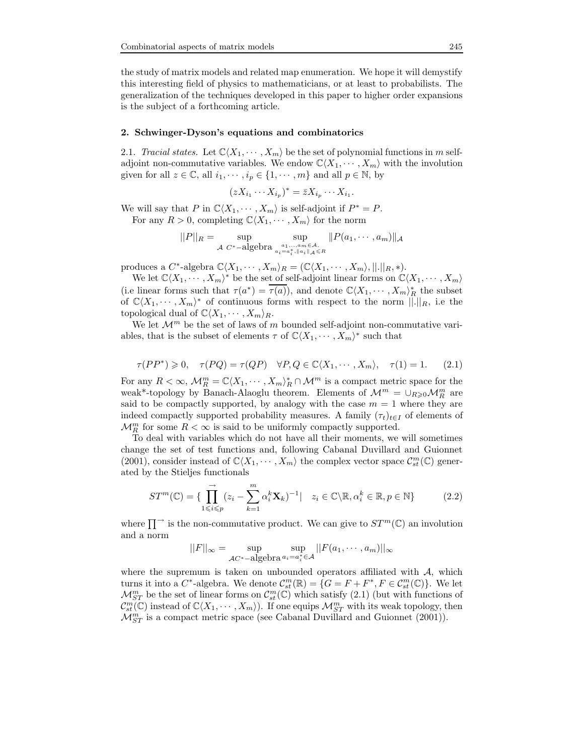the study of matrix models and related map enumeration. We hope it will demystify this interesting field of physics to mathematicians, or at least to probabilists. The generalization of the techniques developed in this paper to higher order expansions is the subject of a forthcoming article.

## 2. Schwinger-Dyson's equations and combinatorics

2.1. *Tracial states.* Let $\mathbb{C}\langle X_1, \cdots, X_m\rangle$ be the set of polynomial functions in $m$ self-adjoint non-commutative variables. We endow $\mathbb{C}\langle X_1, \cdots, X_m\rangle$ with the involution given for all $z \in \mathbb{C}$, all $i_1, \cdots, i_p \in \{1, \cdots, m\}$ and all $p \in \mathbb{N}$, by

$$(zX_{i_1} \cdots X_{i_p})^* = \bar{z} X_{i_p} \cdots X_{i_1}.$$

We will say that $P$ in $\mathbb{C}\langle X_1, \cdots, X_m\rangle$ is self-adjoint if $P^* = P$.

For any $R > 0$, completing $\mathbb{C}\langle X_1, \cdots, X_m\rangle$ for the norm

$$||P||_R = \sup_{\mathcal{A}\ C^*\text{-algebra}} \sup_{\substack{a_1, \ldots, a_m \in \mathcal{A}, \\ a_i = a_i^*, \|a_i\|_{\mathcal{A}} \leqslant R}} \|P(a_1, \cdots, a_m)\|_{\mathcal{A}}$$

produces a $C^*$-algebra $\mathbb{C}\langle X_1, \cdots, X_m\rangle_R = (\mathbb{C}\langle X_1, \cdots, X_m\rangle, ||.||_R, *)$.

We let $\mathbb{C}\langle X_1, \cdots, X_m\rangle^*$ be the set of self-adjoint linear forms on $\mathbb{C}\langle X_1, \cdots, X_m\rangle$ (i.e linear forms such that $\tau(a^*) = \overline{\tau(a)}$), and denote $\mathbb{C}\langle X_1, \cdots, X_m\rangle^*_R$ the subset of $\mathbb{C}\langle X_1, \cdots, X_m\rangle^*$ of continuous forms with respect to the norm $||.||_R$, i.e the topological dual of $\mathbb{C}\langle X_1, \cdots, X_m\rangle_R$.

We let $\mathcal{M}^m$ be the set of laws of $m$ bounded self-adjoint non-commutative variables, that is the subset of elements $\tau$ of $\mathbb{C}\langle X_1, \cdots, X_m\rangle^*$ such that

$$\tau(PP^*) \geqslant 0, \quad \tau(PQ) = \tau(QP) \quad \forall P, Q \in \mathbb{C}\langle X_1, \cdots, X_m\rangle, \quad \tau(1) = 1. \tag{2.1}$$

For any $R < \infty$, $\mathcal{M}^m_R = \mathbb{C}\langle X_1, \cdots, X_m\rangle^*_R \cap \mathcal{M}^m$ is a compact metric space for the weak*-topology by Banach-Alaoglu theorem. Elements of $\mathcal{M}^m = \cup_{R \geqslant 0} \mathcal{M}^m_R$ are said to be compactly supported, by analogy with the case $m = 1$ where they are indeed compactly supported probability measures. A family $(\tau_t)_{t \in I}$ of elements of $\mathcal{M}^m_R$ for some $R < \infty$ is said to be uniformly compactly supported.

To deal with variables which do not have all their moments, we will sometimes change the set of test functions and, following Cabanal Duvillard and Guionnet (2001), consider instead of $\mathbb{C}\langle X_1, \cdots, X_m\rangle$ the complex vector space $\mathcal{C}^m_{st}(\mathbb{C})$ generated by the Stieljes functionals

$$ST^m(\mathbb{C}) = \{ \prod_{1 \leqslant i \leqslant p}^{\rightarrow} (z_i - \sum_{k=1}^m \alpha_i^k \mathbf{X}_k)^{-1} | \quad z_i \in \mathbb{C} \backslash \mathbb{R}, \alpha_i^k \in \mathbb{R}, p \in \mathbb{N}\} \tag{2.2}$$

where $\prod^{\rightarrow}$ is the non-commutative product. We can give to $ST^m(\mathbb{C})$ an involution and a norm

$$||F||_\infty = \sup_{\mathcal{A} C^*\text{-algebra}} \sup_{a_i = a_i^* \in \mathcal{A}} ||F(a_1, \cdots, a_m)||_\infty$$

where the supremum is taken on unbounded operators affiliated with $\mathcal{A}$, which turns it into a $C^*$-algebra. We denote $\mathcal{C}^m_{st}(\mathbb{R}) = \{G = F + F^*, F \in \mathcal{C}^m_{st}(\mathbb{C})\}$. We let $\mathcal{M}^m_{ST}$ be the set of linear forms on $\mathcal{C}^m_{st}(\mathbb{C})$ which satisfy (2.1) (but with functions of $\mathcal{C}^m_{st}(\mathbb{C})$ instead of $\mathbb{C}\langle X_1, \cdots, X_m\rangle$). If one equips $\mathcal{M}^m_{ST}$ with its weak topology, then $\mathcal{M}^m_{ST}$ is a compact metric space (see Cabanal Duvillard and Guionnet (2001)).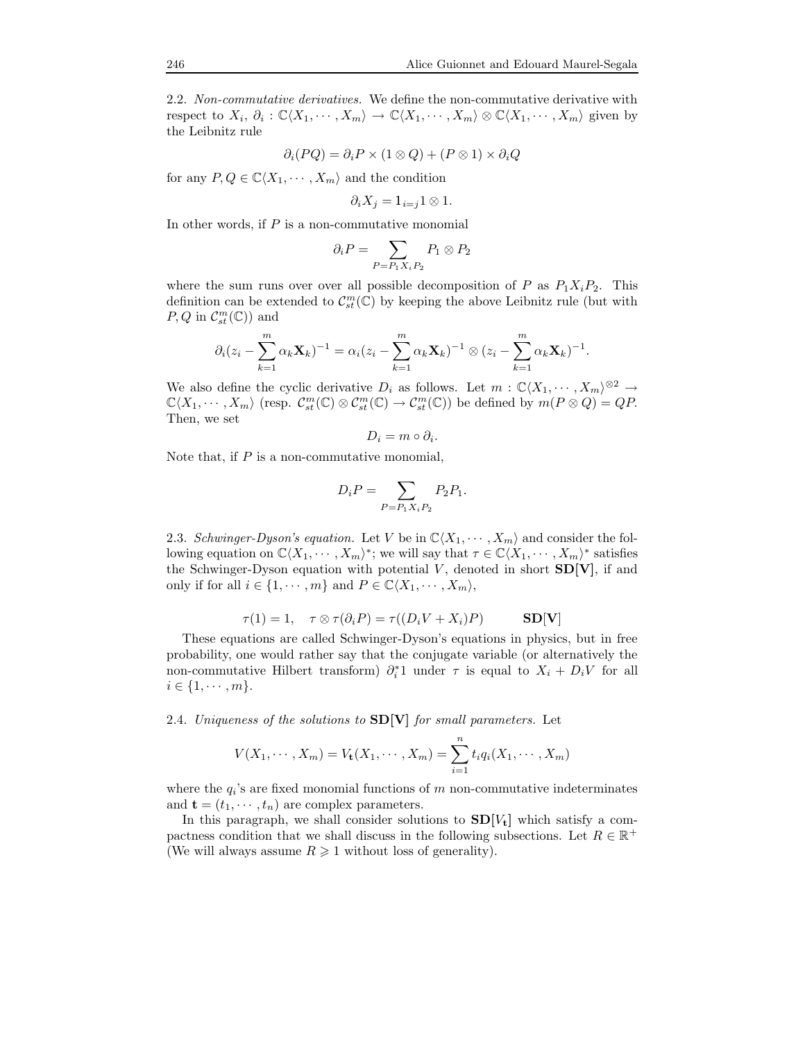2.2. *Non-commutative derivatives.* We define the non-commutative derivative with respect to $X_i$, $\partial_i : \mathbb{C}\langle X_1, \cdots, X_m\rangle \to \mathbb{C}\langle X_1, \cdots, X_m\rangle \otimes \mathbb{C}\langle X_1, \cdots, X_m\rangle$ given by the Leibnitz rule

$$\partial_i(PQ) = \partial_i P \times (1 \otimes Q) + (P \otimes 1) \times \partial_i Q$$

for any $P, Q \in \mathbb{C}\langle X_1, \cdots, X_m\rangle$ and the condition

$$\partial_i X_j = 1_{i=j} 1 \otimes 1.$$

In other words, if $P$ is a non-commutative monomial

$$\partial_i P = \sum_{P = P_1 X_i P_2} P_1 \otimes P_2$$

where the sum runs over over all possible decomposition of $P$ as $P_1 X_i P_2$. This definition can be extended to $\mathcal{C}_{st}^m(\mathbb{C})$ by keeping the above Leibnitz rule (but with $P, Q$ in $\mathcal{C}_{st}^m(\mathbb{C})$) and

$$\partial_i (z_i - \sum_{k=1}^m \alpha_k \mathbf{X}_k)^{-1} = \alpha_i (z_i - \sum_{k=1}^m \alpha_k \mathbf{X}_k)^{-1} \otimes (z_i - \sum_{k=1}^m \alpha_k \mathbf{X}_k)^{-1}.$$

We also define the cyclic derivative $D_i$ as follows. Let $m : \mathbb{C}\langle X_1, \cdots, X_m\rangle^{\otimes 2} \to \mathbb{C}\langle X_1, \cdots, X_m\rangle$ (resp. $\mathcal{C}_{st}^m(\mathbb{C}) \otimes \mathcal{C}_{st}^m(\mathbb{C}) \to \mathcal{C}_{st}^m(\mathbb{C})$) be defined by $m(P \otimes Q) = QP$. Then, we set

$$D_i = m \circ \partial_i.$$

Note that, if $P$ is a non-commutative monomial,

$$D_i P = \sum_{P = P_1 X_i P_2} P_2 P_1.$$

2.3. *Schwinger-Dyson's equation.* Let $V$ be in $\mathbb{C}\langle X_1, \cdots, X_m\rangle$ and consider the following equation on $\mathbb{C}\langle X_1, \cdots, X_m\rangle^*$; we will say that $\tau \in \mathbb{C}\langle X_1, \cdots, X_m\rangle^*$ satisfies the Schwinger-Dyson equation with potential $V$, denoted in short $\mathbf{SD[V]}$, if and only if for all $i \in \{1, \cdots, m\}$ and $P \in \mathbb{C}\langle X_1, \cdots, X_m\rangle$,

$$\tau(1) = 1, \quad \tau \otimes \tau(\partial_i P) = \tau((D_i V + X_i)P) \qquad \mathbf{SD[V]}$$

These equations are called Schwinger-Dyson's equations in physics, but in free probability, one would rather say that the conjugate variable (or alternatively the non-commutative Hilbert transform) $\partial_i^* 1$ under $\tau$ is equal to $X_i + D_i V$ for all $i \in \{1, \cdots, m\}$.

2.4. *Uniqueness of the solutions to* $\mathbf{SD[V]}$ *for small parameters.* Let

$$V(X_1, \cdots, X_m) = V_{\mathbf{t}}(X_1, \cdots, X_m) = \sum_{i=1}^n t_i q_i(X_1, \cdots, X_m)$$

where the $q_i$'s are fixed monomial functions of $m$ non-commutative indeterminates and $\mathbf{t} = (t_1, \cdots, t_n)$ are complex parameters.

In this paragraph, we shall consider solutions to $\mathbf{SD}[V_{\mathbf{t}}]$ which satisfy a compactness condition that we shall discuss in the following subsections. Let $R \in \mathbb{R}^+$ (We will always assume $R \geqslant 1$ without loss of generality).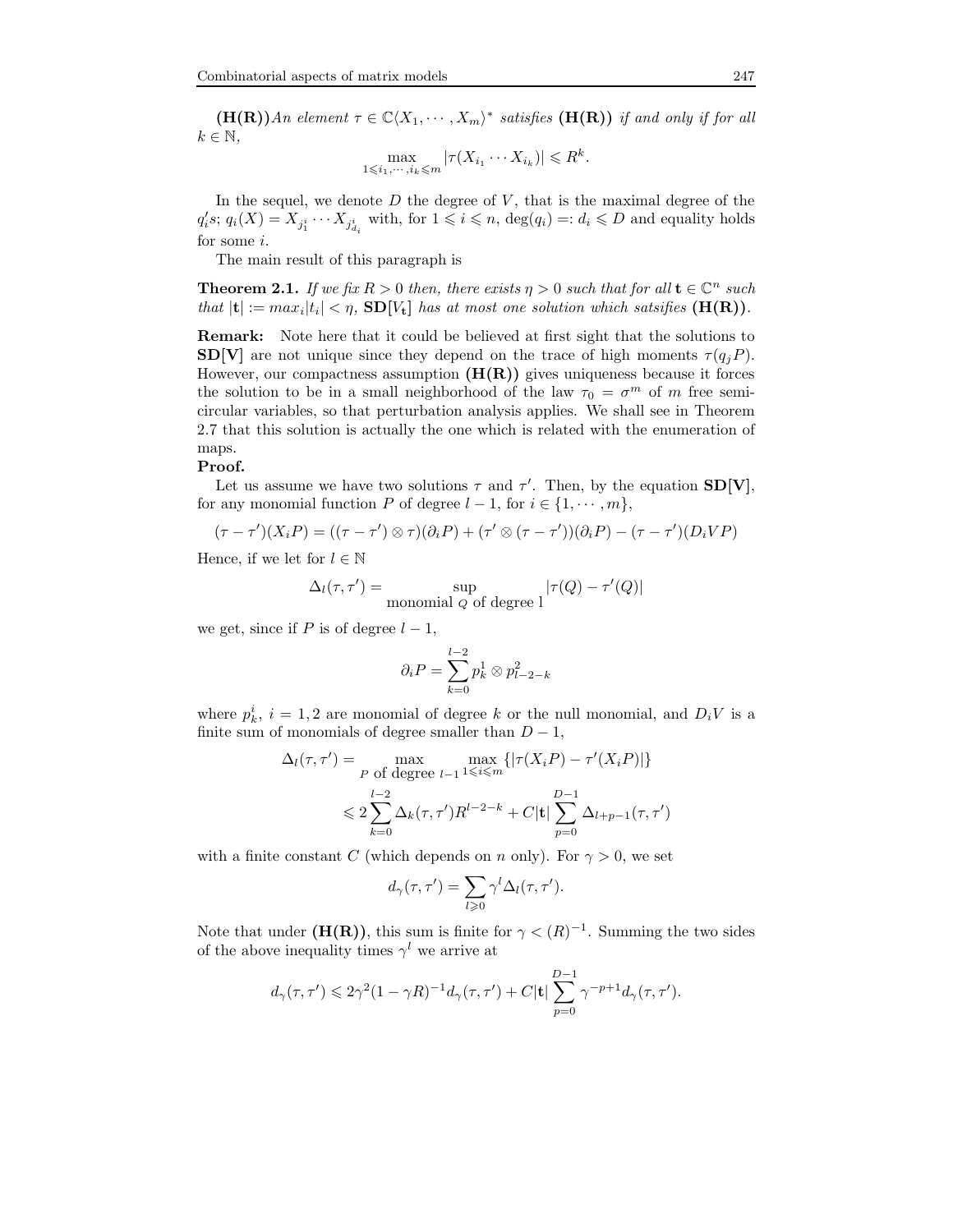**(H(R))** *An element $\tau \in \mathbb{C}\langle X_1, \cdots, X_m\rangle^*$ satisfies* **(H(R))** *if and only if for all $k \in \mathbb{N}$,*

$$\max_{1 \leqslant i_1, \cdots, i_k \leqslant m} |\tau(X_{i_1} \cdots X_{i_k})| \leqslant R^k.$$

In the sequel, we denote $D$ the degree of $V$, that is the maximal degree of the $q_i's$; $q_i(X) = X_{j_1^i} \cdots X_{j_{d_i}^i}$ with, for $1 \leqslant i \leqslant n$, $\deg(q_i) =: d_i \leqslant D$ and equality holds for some $i$.

The main result of this paragraph is

**Theorem 2.1.** *If we fix $R > 0$ then, there exists $\eta > 0$ such that for all $\mathbf{t} \in \mathbb{C}^n$ such that $|\mathbf{t}| := max_i |t_i| < \eta$,* **SD**$[V_\mathbf{t}]$ *has at most one solution which satsifies* **(H(R))**.

**Remark:** Note here that it could be believed at first sight that the solutions to **SD[V]** are not unique since they depend on the trace of high moments $\tau(q_j P)$. However, our compactness assumption **(H(R))** gives uniqueness because it forces the solution to be in a small neighborhood of the law $\tau_0 = \sigma^m$ of $m$ free semicircular variables, so that perturbation analysis applies. We shall see in Theorem 2.7 that this solution is actually the one which is related with the enumeration of maps.

**Proof.**

Let us assume we have two solutions $\tau$ and $\tau'$. Then, by the equation **SD[V]**, for any monomial function $P$ of degree $l-1$, for $i \in \{1, \cdots, m\}$,

$$(\tau - \tau')(X_i P) = ((\tau - \tau') \otimes \tau)(\partial_i P) + (\tau' \otimes (\tau - \tau'))(\partial_i P) - (\tau - \tau')(D_i V P)$$

Hence, if we let for $l \in \mathbb{N}$

$$\Delta_l(\tau, \tau') = \sup_{\text{monomial } Q \text{ of degree l}} |\tau(Q) - \tau'(Q)|$$

we get, since if $P$ is of degree $l-1$,

$$\partial_i P = \sum_{k=0}^{l-2} p_k^1 \otimes p_{l-2-k}^2$$

where $p_k^i$, $i = 1, 2$ are monomial of degree $k$ or the null monomial, and $D_i V$ is a finite sum of monomials of degree smaller than $D-1$,

$$\begin{aligned}
\Delta_l(\tau, \tau') &= \max_{P \text{ of degree } l-1} \max_{1 \leqslant i \leqslant m} \{|\tau(X_i P) - \tau'(X_i P)|\} \\
&\leqslant 2 \sum_{k=0}^{l-2} \Delta_k(\tau, \tau') R^{l-2-k} + C|\mathbf{t}| \sum_{p=0}^{D-1} \Delta_{l+p-1}(\tau, \tau')
\end{aligned}$$

with a finite constant $C$ (which depends on $n$ only). For $\gamma > 0$, we set

$$d_\gamma(\tau, \tau') = \sum_{l \geqslant 0} \gamma^l \Delta_l(\tau, \tau').$$

Note that under **(H(R))**, this sum is finite for $\gamma < (R)^{-1}$. Summing the two sides of the above inequality times $\gamma^l$ we arrive at

$$d_\gamma(\tau, \tau') \leqslant 2\gamma^2 (1 - \gamma R)^{-1} d_\gamma(\tau, \tau') + C|\mathbf{t}| \sum_{p=0}^{D-1} \gamma^{-p+1} d_\gamma(\tau, \tau').$$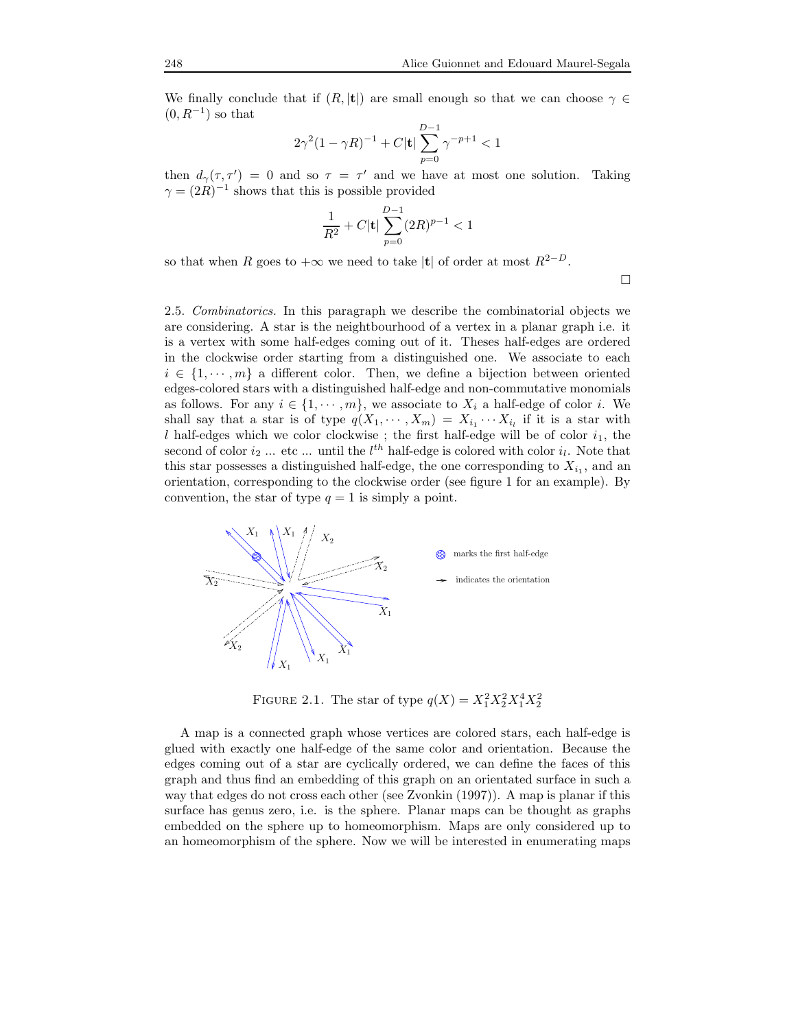We finally conclude that if $(R, |\mathbf{t}|)$ are small enough so that we can choose $\gamma \in (0, R^{-1})$ so that

$$2\gamma^2(1-\gamma R)^{-1} + C|\mathbf{t}| \sum_{p=0}^{D-1} \gamma^{-p+1} < 1$$

then $d_\gamma(\tau, \tau') = 0$ and so $\tau = \tau'$ and we have at most one solution. Taking $\gamma = (2R)^{-1}$ shows that this is possible provided

$$\frac{1}{R^2} + C|\mathbf{t}| \sum_{p=0}^{D-1} (2R)^{p-1} < 1$$

so that when $R$ goes to $+\infty$ we need to take $|\mathbf{t}|$ of order at most $R^{2-D}$.

□

2.5. *Combinatorics.* In this paragraph we describe the combinatorial objects we are considering. A star is the neighbourhood of a vertex in a planar graph i.e. it is a vertex with some half-edges coming out of it. Theses half-edges are ordered in the clockwise order starting from a distinguished one. We associate to each $i \in \{1, \cdots, m\}$ a different color. Then, we define a bijection between oriented edges-colored stars with a distinguished half-edge and non-commutative monomials as follows. For any $i \in \{1, \cdots, m\}$, we associate to $X_i$ a half-edge of color $i$. We shall say that a star is of type $q(X_1, \cdots, X_m) = X_{i_1} \cdots X_{i_l}$ if it is a star with $l$ half-edges which we color clockwise ; the first half-edge will be of color $i_1$, the second of color $i_2$ ... etc ... until the $l^{th}$ half-edge is colored with color $i_l$. Note that this star possesses a distinguished half-edge, the one corresponding to $X_{i_1}$, and an orientation, corresponding to the clockwise order (see figure 1 for an example). By convention, the star of type $q = 1$ is simply a point.

FIGURE 2.1. The star of type $q(X) = X_1^2 X_2^2 X_1^4 X_2^2$

A map is a connected graph whose vertices are colored stars, each half-edge is glued with exactly one half-edge of the same color and orientation. Because the edges coming out of a star are cyclically ordered, we can define the faces of this graph and thus find an embedding of this graph on an orientated surface in such a way that edges do not cross each other (see Zvonkin (1997)). A map is planar if this surface has genus zero, i.e. is the sphere. Planar maps can be thought as graphs embedded on the sphere up to homeomorphism. Maps are only considered up to an homeomorphism of the sphere. Now we will be interested in enumerating maps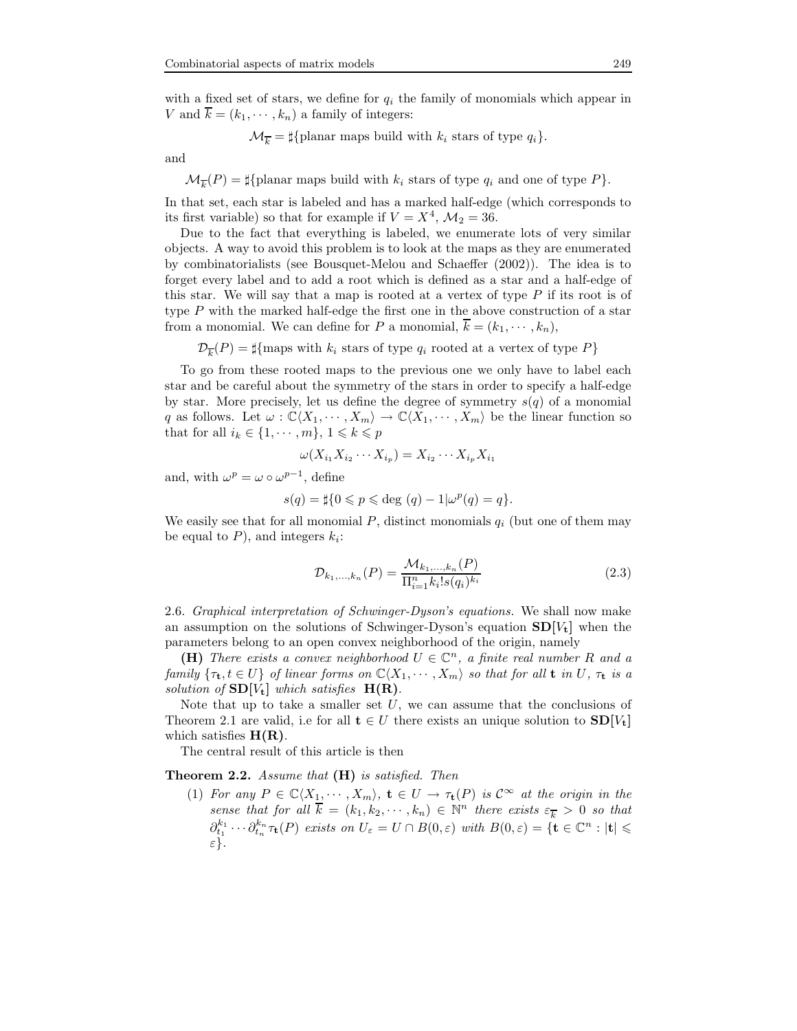with a fixed set of stars, we define for $q_i$ the family of monomials which appear in $V$ and $\overline{k} = (k_1, \cdots, k_n)$ a family of integers:

$$\mathcal{M}_{\overline{k}} = \sharp\{\text{planar maps build with } k_i \text{ stars of type } q_i\}.$$

and

$$\mathcal{M}_{\overline{k}}(P) = \sharp\{\text{planar maps build with } k_i \text{ stars of type } q_i \text{ and one of type } P\}.$$

In that set, each star is labeled and has a marked half-edge (which corresponds to its first variable) so that for example if $V = X^4$, $\mathcal{M}_2 = 36$.

Due to the fact that everything is labeled, we enumerate lots of very similar objects. A way to avoid this problem is to look at the maps as they are enumerated by combinatorialists (see Bousquet-Melou and Schaeffer (2002)). The idea is to forget every label and to add a root which is defined as a star and a half-edge of this star. We will say that a map is rooted at a vertex of type $P$ if its root is of type $P$ with the marked half-edge the first one in the above construction of a star from a monomial. We can define for $P$ a monomial, $\overline{k} = (k_1, \cdots, k_n)$,

$$\mathcal{D}_{\overline{k}}(P) = \sharp\{\text{maps with } k_i \text{ stars of type } q_i \text{ rooted at a vertex of type } P\}$$

To go from these rooted maps to the previous one we only have to label each star and be careful about the symmetry of the stars in order to specify a half-edge by star. More precisely, let us define the degree of symmetry $s(q)$ of a monomial $q$ as follows. Let $\omega : \mathbb{C}\langle X_1, \cdots, X_m\rangle \to \mathbb{C}\langle X_1, \cdots, X_m\rangle$ be the linear function so that for all $i_k \in \{1, \cdots, m\}$, $1 \leqslant k \leqslant p$

$$\omega(X_{i_1} X_{i_2} \cdots X_{i_p}) = X_{i_2} \cdots X_{i_p} X_{i_1}$$

and, with $\omega^p = \omega \circ \omega^{p-1}$, define

$$s(q) = \sharp\{0 \leqslant p \leqslant \deg(q) - 1 | \omega^p(q) = q\}.$$

We easily see that for all monomial $P$, distinct monomials $q_i$ (but one of them may be equal to $P$), and integers $k_i$:

$$\mathcal{D}_{k_1,\ldots,k_n}(P) = \frac{\mathcal{M}_{k_1,\ldots,k_n}(P)}{\Pi_{i=1}^n k_i! s(q_i)^{k_i}} \tag{2.3}$$

2.6. *Graphical interpretation of Schwinger-Dyson's equations.* We shall now make an assumption on the solutions of Schwinger-Dyson's equation $\mathbf{SD}[V_{\mathbf{t}}]$ when the parameters belong to an open convex neighborhood of the origin, namely

**(H)** *There exists a convex neighborhood $U \in \mathbb{C}^n$, a finite real number $R$ and a family $\{\tau_{\mathbf{t}}, t \in U\}$ of linear forms on $\mathbb{C}\langle X_1, \cdots, X_m\rangle$ so that for all $\mathbf{t}$ in $U$, $\tau_{\mathbf{t}}$ is a solution of $\mathbf{SD}[V_{\mathbf{t}}]$ which satisfies* $\mathbf{H(R)}$.

Note that up to take a smaller set $U$, we can assume that the conclusions of Theorem 2.1 are valid, i.e for all $\mathbf{t} \in U$ there exists an unique solution to $\mathbf{SD}[V_{\mathbf{t}}]$ which satisfies $\mathbf{H(R)}$.

The central result of this article is then

**Theorem 2.2.** *Assume that* **(H)** *is satisfied. Then*

(1) *For any $P \in \mathbb{C}\langle X_1, \cdots, X_m\rangle$, $\mathbf{t} \in U \to \tau_{\mathbf{t}}(P)$ is $\mathcal{C}^\infty$ at the origin in the sense that for all $\overline{k} = (k_1, k_2, \cdots, k_n) \in \mathbb{N}^n$ there exists $\varepsilon_{\overline{k}} > 0$ so that $\partial_{t_1}^{k_1} \cdots \partial_{t_n}^{k_n} \tau_{\mathbf{t}}(P)$ exists on $U_\varepsilon = U \cap B(0, \varepsilon)$ with $B(0, \varepsilon) = \{\mathbf{t} \in \mathbb{C}^n : |\mathbf{t}| \leqslant \varepsilon\}$.*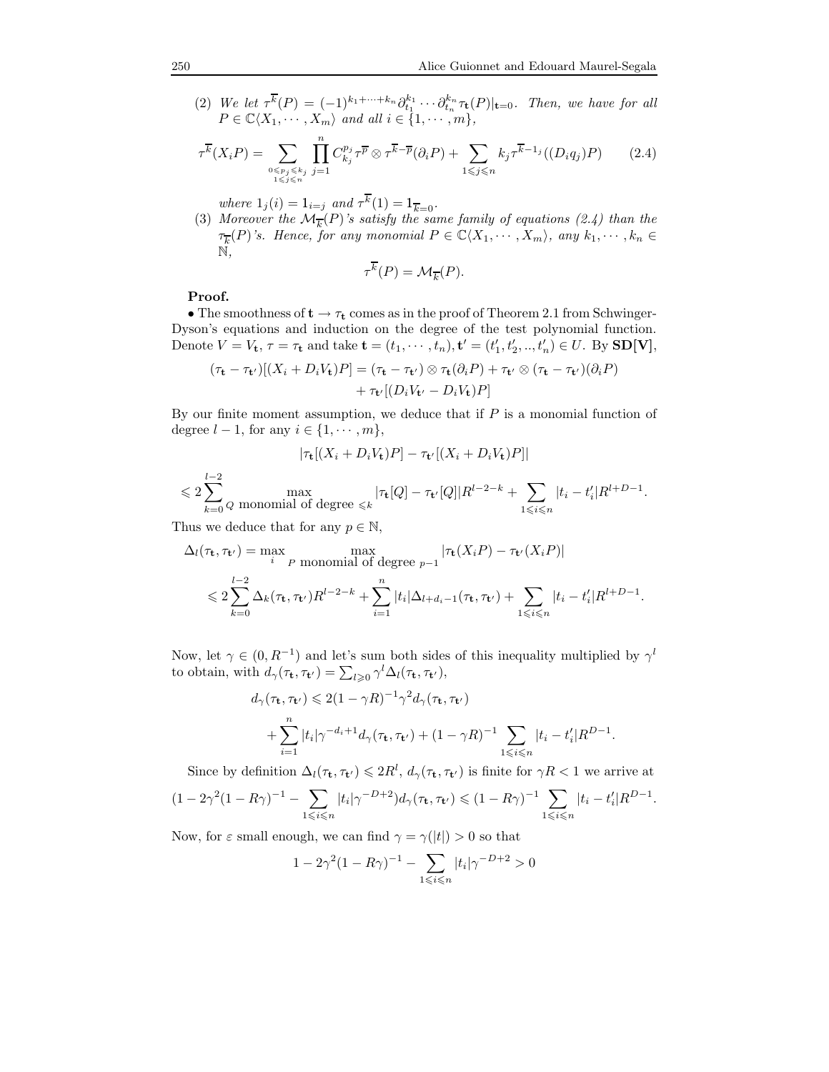(2) *We let* $\tau^{\overline{k}}(P) = (-1)^{k_1+\cdots+k_n}\partial_{t_1}^{k_1}\cdots\partial_{t_n}^{k_n}\tau_{\mathbf{t}}(P)|_{\mathbf{t}=0}$. *Then, we have for all* $P \in \mathbb{C}\langle X_1,\cdots,X_m\rangle$ *and all* $i \in \{1,\cdots,m\}$,

$$
\tau^{\overline{k}}(X_iP) = \sum_{\substack{0\leqslant p_j\leqslant k_j \\ 1\leqslant j\leqslant n}} \prod_{j=1}^{n} C_{k_j}^{p_j} \tau^{\overline{p}} \otimes \tau^{\overline{k}-\overline{p}}(\partial_i P) + \sum_{1\leqslant j\leqslant n} k_j \tau^{\overline{k}-1_j}((D_i q_j)P) \tag{2.4}
$$

*where* $1_j(i) = 1_{i=j}$ *and* $\tau^{\overline{k}}(1) = 1_{\overline{k}=0}$.

(3) *Moreover the* $\mathcal{M}_{\overline{k}}(P)$*'s satisfy the same family of equations (2.4) than the* $\tau_{\overline{k}}(P)$*'s. Hence, for any monomial* $P \in \mathbb{C}\langle X_1,\cdots,X_m\rangle$, *any* $k_1,\cdots,k_n \in \mathbb{N}$,

$$
\tau^{\overline{k}}(P) = \mathcal{M}_{\overline{k}}(P).
$$

**Proof.**

• The smoothness of $\mathbf{t} \to \tau_{\mathbf{t}}$ comes as in the proof of Theorem 2.1 from Schwinger-Dyson's equations and induction on the degree of the test polynomial function. Denote $V = V_{\mathbf{t}}$, $\tau = \tau_{\mathbf{t}}$ and take $\mathbf{t} = (t_1,\cdots,t_n), \mathbf{t}' = (t'_1, t'_2, .., t'_n) \in U$. By **SD[V]**,

$$
\begin{aligned}
(\tau_{\mathbf{t}} - \tau_{\mathbf{t}'})[(X_i + D_iV_{\mathbf{t}})P] &= (\tau_{\mathbf{t}} - \tau_{\mathbf{t}'}) \otimes \tau_{\mathbf{t}}(\partial_i P) + \tau_{\mathbf{t}'} \otimes (\tau_{\mathbf{t}} - \tau_{\mathbf{t}'})(\partial_i P) \\
&\quad + \tau_{\mathbf{t}'}[(D_iV_{\mathbf{t}'} - D_iV_{\mathbf{t}})P]
\end{aligned}
$$

By our finite moment assumption, we deduce that if $P$ is a monomial function of degree $l-1$, for any $i \in \{1,\cdots,m\}$,

$$
|\tau_{\mathbf{t}}[(X_i + D_iV_{\mathbf{t}})P] - \tau_{\mathbf{t}'}[(X_i + D_iV_{\mathbf{t}})P]|
$$

$$
\leqslant 2\sum_{k=0}^{l-2} \max_{Q \text{ monomial of degree } \leqslant k} |\tau_{\mathbf{t}}[Q] - \tau_{\mathbf{t}'}[Q]| R^{l-2-k} + \sum_{1\leqslant i\leqslant n} |t_i - t'_i| R^{l+D-1}.
$$

Thus we deduce that for any $p \in \mathbb{N}$,

$$
\begin{aligned}
\Delta_l(\tau_{\mathbf{t}}, \tau_{\mathbf{t}'}) &= \max_i \max_{P \text{ monomial of degree } p-1} |\tau_{\mathbf{t}}(X_iP) - \tau_{\mathbf{t}'}(X_iP)| \\
&\leqslant 2\sum_{k=0}^{l-2} \Delta_k(\tau_{\mathbf{t}}, \tau_{\mathbf{t}'}) R^{l-2-k} + \sum_{i=1}^{n} |t_i| \Delta_{l+d_i-1}(\tau_{\mathbf{t}}, \tau_{\mathbf{t}'}) + \sum_{1\leqslant i\leqslant n} |t_i - t'_i| R^{l+D-1}.
\end{aligned}
$$

Now, let $\gamma \in (0, R^{-1})$ and let's sum both sides of this inequality multiplied by $\gamma^l$ to obtain, with $d_\gamma(\tau_{\mathbf{t}}, \tau_{\mathbf{t}'}) = \sum_{l\geqslant 0} \gamma^l \Delta_l(\tau_{\mathbf{t}}, \tau_{\mathbf{t}'})$,

$$
\begin{aligned}
d_\gamma(\tau_{\mathbf{t}}, \tau_{\mathbf{t}'}) &\leqslant 2(1-\gamma R)^{-1}\gamma^2 d_\gamma(\tau_{\mathbf{t}}, \tau_{\mathbf{t}'}) \\
&\quad + \sum_{i=1}^{n} |t_i| \gamma^{-d_i+1} d_\gamma(\tau_{\mathbf{t}}, \tau_{\mathbf{t}'}) + (1-\gamma R)^{-1} \sum_{1\leqslant i\leqslant n} |t_i - t'_i| R^{D-1}.
\end{aligned}
$$

Since by definition $\Delta_l(\tau_{\mathbf{t}}, \tau_{\mathbf{t}'}) \leqslant 2R^l$, $d_\gamma(\tau_{\mathbf{t}}, \tau_{\mathbf{t}'})$ is finite for $\gamma R < 1$ we arrive at

$$
(1 - 2\gamma^2(1-R\gamma)^{-1} - \sum_{1\leqslant i\leqslant n} |t_i|\gamma^{-D+2}) d_\gamma(\tau_{\mathbf{t}}, \tau_{\mathbf{t}'}) \leqslant (1-R\gamma)^{-1} \sum_{1\leqslant i\leqslant n} |t_i - t'_i| R^{D-1}.
$$

Now, for $\varepsilon$ small enough, we can find $\gamma = \gamma(|t|) > 0$ so that

$$
1 - 2\gamma^2(1-R\gamma)^{-1} - \sum_{1\leqslant i\leqslant n} |t_i|\gamma^{-D+2} > 0
$$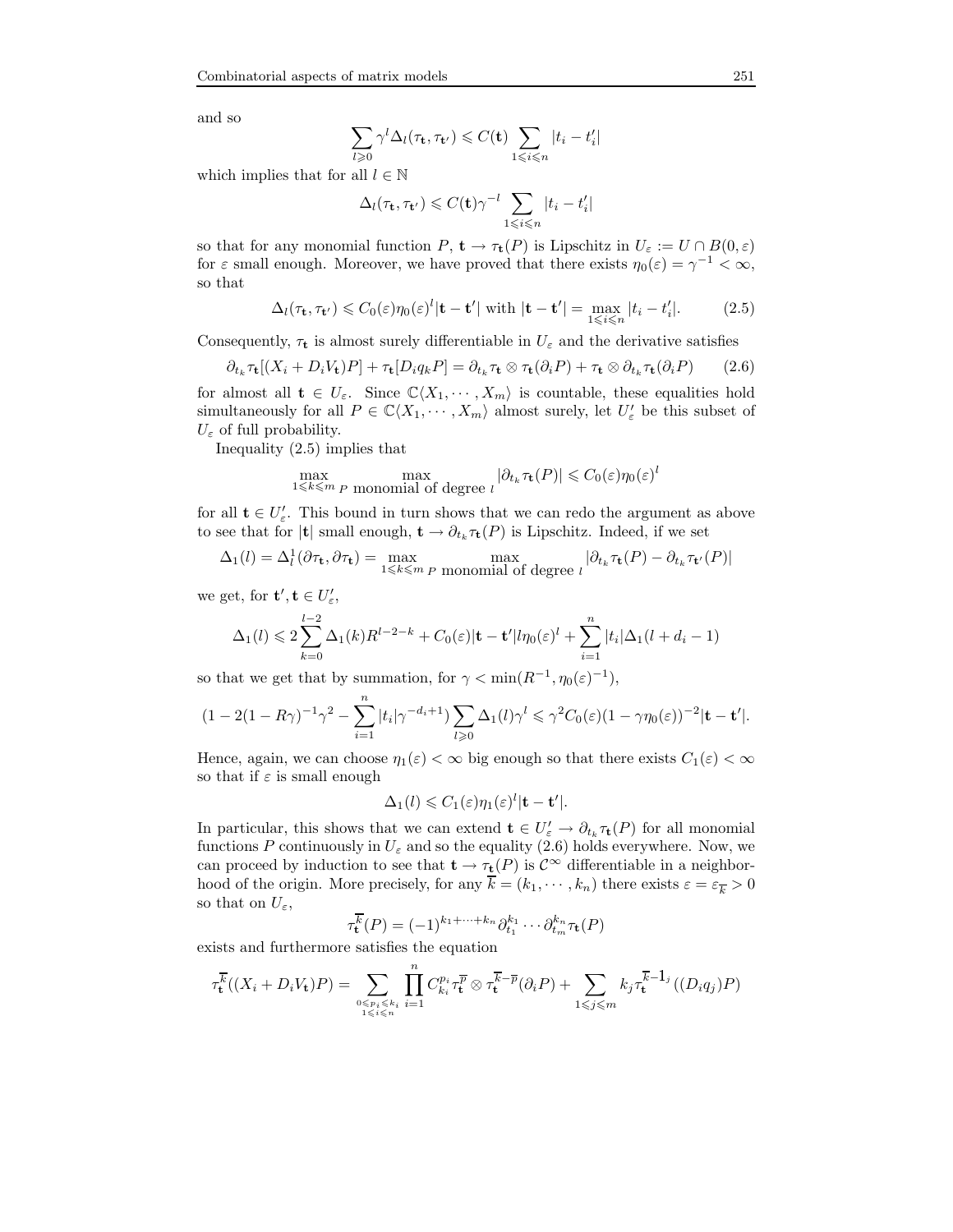and so

$$\sum_{l\geqslant 0}\gamma^l \Delta_l(\tau_{\mathbf{t}},\tau_{\mathbf{t}'}) \leqslant C(\mathbf{t})\sum_{1\leqslant i\leqslant n}|t_i - t_i'|$$

which implies that for all $l\in\mathbb{N}$

$$\Delta_l(\tau_{\mathbf{t}},\tau_{\mathbf{t}'}) \leqslant C(\mathbf{t})\gamma^{-l}\sum_{1\leqslant i\leqslant n}|t_i - t_i'|$$

so that for any monomial function $P$, $\mathbf{t}\to\tau_{\mathbf{t}}(P)$ is Lipschitz in $U_\varepsilon := U\cap B(0,\varepsilon)$ for $\varepsilon$ small enough. Moreover, we have proved that there exists $\eta_0(\varepsilon)=\gamma^{-1}<\infty$, so that

$$\Delta_l(\tau_{\mathbf{t}},\tau_{\mathbf{t}'}) \leqslant C_0(\varepsilon)\eta_0(\varepsilon)^l|\mathbf{t}-\mathbf{t}'| \text{ with } |\mathbf{t}-\mathbf{t}'| = \max_{1\leqslant i\leqslant n}|t_i-t_i'|. \tag{2.5}$$

Consequently, $\tau_{\mathbf{t}}$ is almost surely differentiable in $U_\varepsilon$ and the derivative satisfies

$$\partial_{t_k}\tau_{\mathbf{t}}[(X_i + D_iV_{\mathbf{t}})P] + \tau_{\mathbf{t}}[D_i q_k P] = \partial_{t_k}\tau_{\mathbf{t}}\otimes\tau_{\mathbf{t}}(\partial_i P) + \tau_{\mathbf{t}}\otimes\partial_{t_k}\tau_{\mathbf{t}}(\partial_i P) \tag{2.6}$$

for almost all $\mathbf{t}\in U_\varepsilon$. Since $\mathbb{C}\langle X_1,\cdots,X_m\rangle$ is countable, these equalities hold simultaneously for all $P\in\mathbb{C}\langle X_1,\cdots,X_m\rangle$ almost surely, let $U_\varepsilon'$ be this subset of $U_\varepsilon$ of full probability.

Inequality (2.5) implies that

$$\max_{1\leqslant k\leqslant m}\ \max_{P \text{ monomial of degree } l}|\partial_{t_k}\tau_{\mathbf{t}}(P)| \leqslant C_0(\varepsilon)\eta_0(\varepsilon)^l$$

for all $\mathbf{t}\in U_\varepsilon'$. This bound in turn shows that we can redo the argument as above to see that for $|\mathbf{t}|$ small enough, $\mathbf{t}\to\partial_{t_k}\tau_{\mathbf{t}}(P)$ is Lipschitz. Indeed, if we set

$$\Delta_1(l) = \Delta_l^1(\partial\tau_{\mathbf{t}},\partial\tau_{\mathbf{t}}) = \max_{1\leqslant k\leqslant m}\ \max_{P \text{ monomial of degree } l}|\partial_{t_k}\tau_{\mathbf{t}}(P) - \partial_{t_k}\tau_{\mathbf{t}'}(P)|$$

we get, for $\mathbf{t}',\mathbf{t}\in U_\varepsilon'$,

$$\Delta_1(l) \leqslant 2\sum_{k=0}^{l-2}\Delta_1(k)R^{l-2-k} + C_0(\varepsilon)|\mathbf{t}-\mathbf{t}'|l\eta_0(\varepsilon)^l + \sum_{i=1}^n |t_i|\Delta_1(l+d_i-1)$$

so that we get that by summation, for $\gamma<\min(R^{-1},\eta_0(\varepsilon)^{-1})$,

$$(1-2(1-R\gamma)^{-1}\gamma^2 - \sum_{i=1}^n |t_i|\gamma^{-d_i+1})\sum_{l\geqslant 0}\Delta_1(l)\gamma^l \leqslant \gamma^2 C_0(\varepsilon)(1-\gamma\eta_0(\varepsilon))^{-2}|\mathbf{t}-\mathbf{t}'|.$$

Hence, again, we can choose $\eta_1(\varepsilon)<\infty$ big enough so that there exists $C_1(\varepsilon)<\infty$ so that if $\varepsilon$ is small enough

$$\Delta_1(l) \leqslant C_1(\varepsilon)\eta_1(\varepsilon)^l|\mathbf{t}-\mathbf{t}'|.$$

In particular, this shows that we can extend $\mathbf{t}\in U_\varepsilon'\to\partial_{t_k}\tau_{\mathbf{t}}(P)$ for all monomial functions $P$ continuously in $U_\varepsilon$ and so the equality (2.6) holds everywhere. Now, we can proceed by induction to see that $\mathbf{t}\to\tau_{\mathbf{t}}(P)$ is $\mathcal{C}^\infty$ differentiable in a neighborhood of the origin. More precisely, for any $\overline{k}=(k_1,\cdots,k_n)$ there exists $\varepsilon=\varepsilon_{\overline{k}}>0$ so that on $U_\varepsilon$,

$$\tau_{\mathbf{t}}^{\overline{k}}(P) = (-1)^{k_1+\cdots+k_n}\partial_{t_1}^{k_1}\cdots\partial_{t_m}^{k_n}\tau_{\mathbf{t}}(P)$$

exists and furthermore satisfies the equation

$$\tau_{\mathbf{t}}^{\overline{k}}((X_i + D_iV_{\mathbf{t}})P) = \sum_{\substack{0\leqslant p_i\leqslant k_i\\ 1\leqslant i\leqslant n}}\prod_{i=1}^n C_{k_i}^{p_i}\tau_{\mathbf{t}}^{\overline{p}}\otimes\tau_{\mathbf{t}}^{\overline{k}-\overline{p}}(\partial_i P) + \sum_{1\leqslant j\leqslant m}k_j\tau_{\mathbf{t}}^{\overline{k}-\mathbf{1}_j}((D_iq_j)P)$$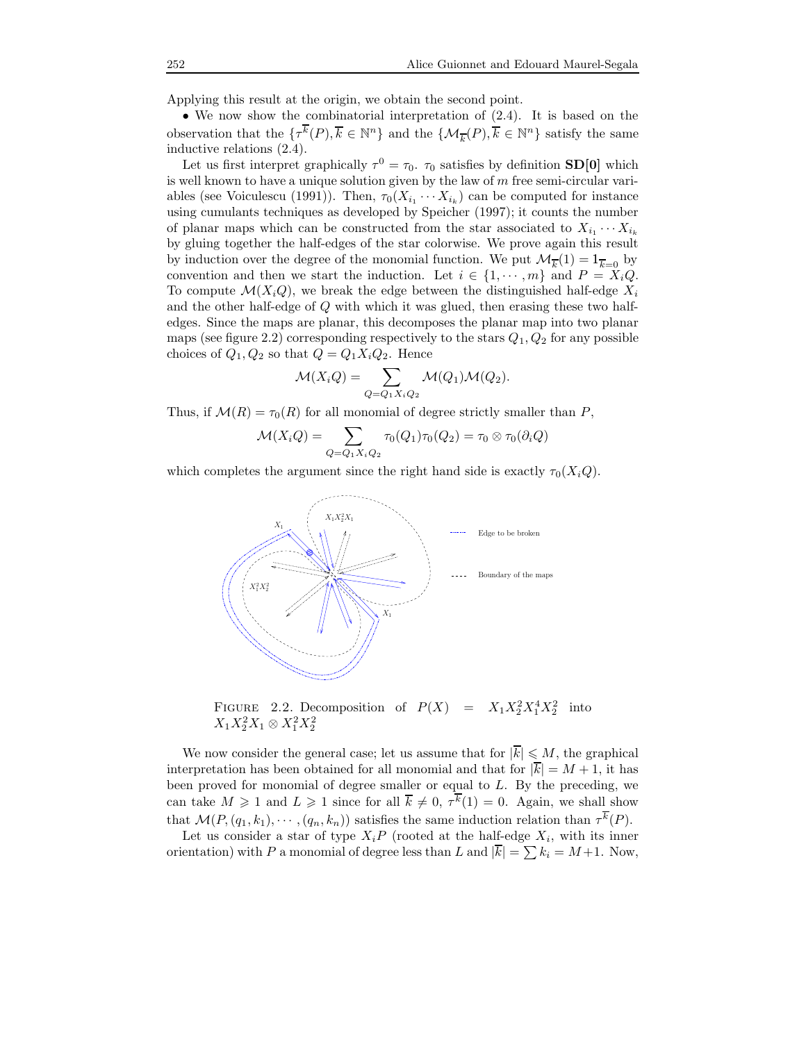Applying this result at the origin, we obtain the second point.

• We now show the combinatorial interpretation of (2.4). It is based on the observation that the $\{\tau^{\overline{k}}(P), \overline{k} \in \mathbb{N}^n\}$ and the $\{\mathcal{M}_{\overline{k}}(P), \overline{k} \in \mathbb{N}^n\}$ satisfy the same inductive relations (2.4).

Let us first interpret graphically $\tau^0 = \tau_0$. $\tau_0$ satisfies by definition **SD[0]** which is well known to have a unique solution given by the law of $m$ free semi-circular variables (see Voiculescu (1991)). Then, $\tau_0(X_{i_1} \cdots X_{i_k})$ can be computed for instance using cumulants techniques as developed by Speicher (1997); it counts the number of planar maps which can be constructed from the star associated to $X_{i_1} \cdots X_{i_k}$ by gluing together the half-edges of the star colorwise. We prove again this result by induction over the degree of the monomial function. We put $\mathcal{M}_{\overline{k}}(1) = 1_{\overline{k}=0}$ by convention and then we start the induction. Let $i \in \{1, \cdots, m\}$ and $P = X_i Q$. To compute $\mathcal{M}(X_i Q)$, we break the edge between the distinguished half-edge $X_i$ and the other half-edge of $Q$ with which it was glued, then erasing these two half-edges. Since the maps are planar, this decomposes the planar map into two planar maps (see figure 2.2) corresponding respectively to the stars $Q_1, Q_2$ for any possible choices of $Q_1, Q_2$ so that $Q = Q_1 X_i Q_2$. Hence

$$\mathcal{M}(X_i Q) = \sum_{Q = Q_1 X_i Q_2} \mathcal{M}(Q_1)\mathcal{M}(Q_2).$$

Thus, if $\mathcal{M}(R) = \tau_0(R)$ for all monomial of degree strictly smaller than $P$,

$$\mathcal{M}(X_i Q) = \sum_{Q = Q_1 X_i Q_2} \tau_0(Q_1)\tau_0(Q_2) = \tau_0 \otimes \tau_0(\partial_i Q)$$

which completes the argument since the right hand side is exactly $\tau_0(X_i Q)$.

Figure 2.2. Decomposition of $P(X) = X_1 X_2^2 X_1^4 X_2^2$ into $X_1 X_2^2 X_1 \otimes X_1^2 X_2^2$

We now consider the general case; let us assume that for $|\overline{k}| \leqslant M$, the graphical interpretation has been obtained for all monomial and that for $|\overline{k}| = M+1$, it has been proved for monomial of degree smaller or equal to $L$. By the preceding, we can take $M \geqslant 1$ and $L \geqslant 1$ since for all $\overline{k} \neq 0$, $\tau^{\overline{k}}(1) = 0$. Again, we shall show that $\mathcal{M}(P, (q_1, k_1), \cdots, (q_n, k_n))$ satisfies the same induction relation than $\tau^{\overline{k}}(P)$.

Let us consider a star of type $X_i P$ (rooted at the half-edge $X_i$, with its inner orientation) with $P$ a monomial of degree less than $L$ and $|\overline{k}| = \sum k_i = M+1$. Now,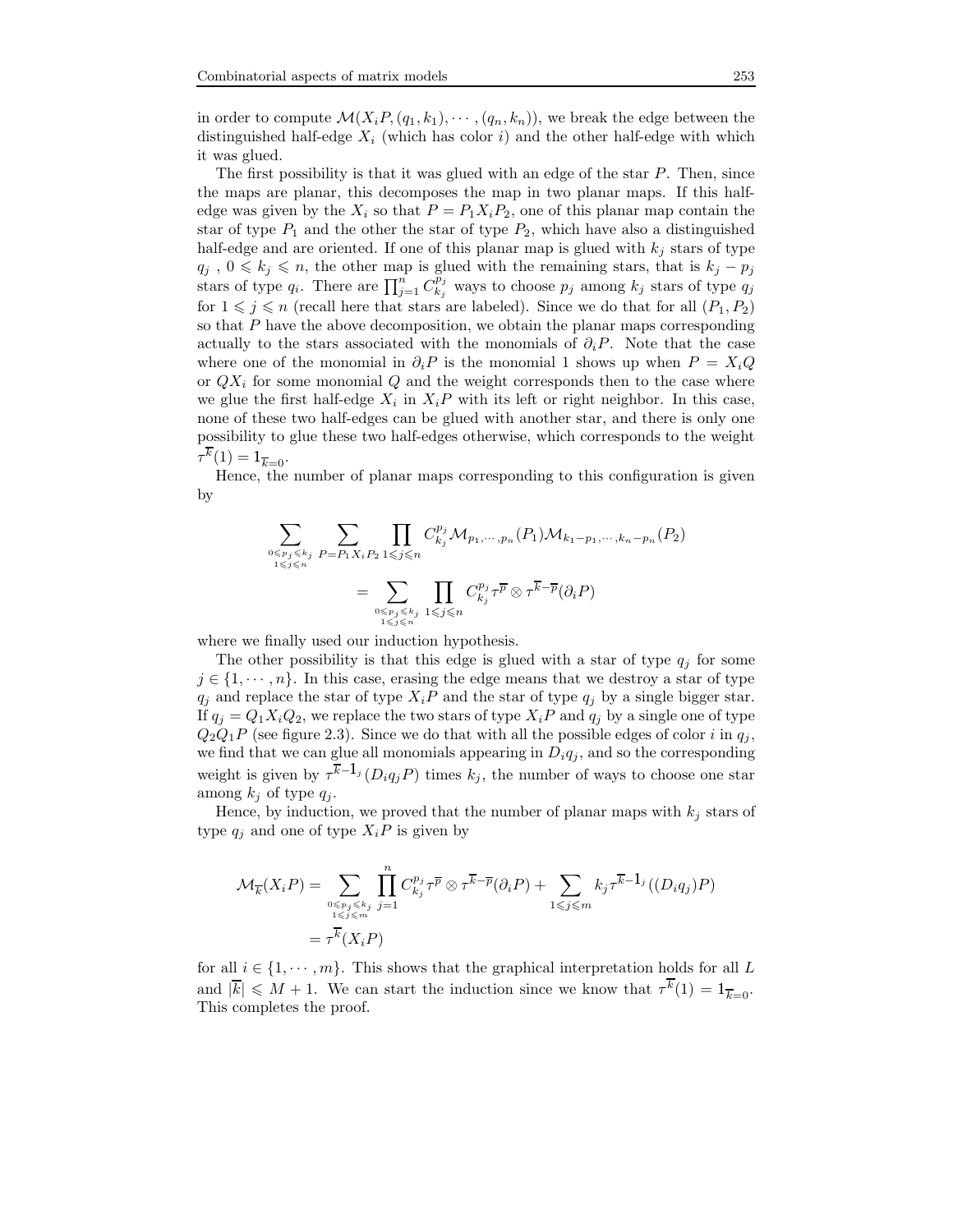in order to compute $\mathcal{M}(X_iP,(q_1,k_1),\cdots,(q_n,k_n))$, we break the edge between the distinguished half-edge $X_i$ (which has color $i$) and the other half-edge with which it was glued.

The first possibility is that it was glued with an edge of the star $P$. Then, since the maps are planar, this decomposes the map in two planar maps. If this half-edge was given by the $X_i$ so that $P = P_1X_iP_2$, one of this planar map contain the star of type $P_1$ and the other the star of type $P_2$, which have also a distinguished half-edge and are oriented. If one of this planar map is glued with $k_j$ stars of type $q_j$ , $0 \leqslant k_j \leqslant n$, the other map is glued with the remaining stars, that is $k_j - p_j$ stars of type $q_i$. There are $\prod_{j=1}^n C_{k_j}^{p_j}$ ways to choose $p_j$ among $k_j$ stars of type $q_j$ for $1 \leqslant j \leqslant n$ (recall here that stars are labeled). Since we do that for all $(P_1, P_2)$ so that $P$ have the above decomposition, we obtain the planar maps corresponding actually to the stars associated with the monomials of $\partial_i P$. Note that the case where one of the monomial in $\partial_i P$ is the monomial 1 shows up when $P = X_iQ$ or $QX_i$ for some monomial $Q$ and the weight corresponds then to the case where we glue the first half-edge $X_i$ in $X_iP$ with its left or right neighbor. In this case, none of these two half-edges can be glued with another star, and there is only one possibility to glue these two half-edges otherwise, which corresponds to the weight $\tau^{\overline{k}}(1) = 1_{\overline{k}=0}$.

Hence, the number of planar maps corresponding to this configuration is given by

$$\sum_{\substack{0\leqslant p_j\leqslant k_j\\ 1\leqslant j\leqslant n}} \sum_{P=P_1X_iP_2} \prod_{1\leqslant j\leqslant n} C_{k_j}^{p_j} \mathcal{M}_{p_1,\cdots,p_n}(P_1)\mathcal{M}_{k_1-p_1,\cdots,k_n-p_n}(P_2)$$

$$= \sum_{\substack{0\leqslant p_j\leqslant k_j\\ 1\leqslant j\leqslant n}} \prod_{1\leqslant j\leqslant n} C_{k_j}^{p_j} \tau^{\overline{p}} \otimes \tau^{\overline{k}-\overline{p}}(\partial_i P)$$

where we finally used our induction hypothesis.

The other possibility is that this edge is glued with a star of type $q_j$ for some $j \in \{1,\cdots,n\}$. In this case, erasing the edge means that we destroy a star of type $q_j$ and replace the star of type $X_iP$ and the star of type $q_j$ by a single bigger star. If $q_j = Q_1X_iQ_2$, we replace the two stars of type $X_iP$ and $q_j$ by a single one of type $Q_2Q_1P$ (see figure 2.3). Since we do that with all the possible edges of color $i$ in $q_j$, we find that we can glue all monomials appearing in $D_iq_j$, and so the corresponding weight is given by $\tau^{\overline{k}-1_j}(D_iq_jP)$ times $k_j$, the number of ways to choose one star among $k_j$ of type $q_j$.

Hence, by induction, we proved that the number of planar maps with $k_j$ stars of type $q_j$ and one of type $X_iP$ is given by

$$\mathcal{M}_{\overline{k}}(X_iP) = \sum_{\substack{0\leqslant p_j\leqslant k_j\\ 1\leqslant j\leqslant m}} \prod_{j=1}^{n} C_{k_j}^{p_j} \tau^{\overline{p}} \otimes \tau^{\overline{k}-\overline{p}}(\partial_i P) + \sum_{1\leqslant j\leqslant m} k_j \tau^{\overline{k}-1_j}((D_iq_j)P)$$

$$= \tau^{\overline{k}}(X_iP)$$

for all $i \in \{1,\cdots,m\}$. This shows that the graphical interpretation holds for all $L$ and $|\overline{k}| \leqslant M+1$. We can start the induction since we know that $\tau^{\overline{k}}(1) = 1_{\overline{k}=0}$. This completes the proof.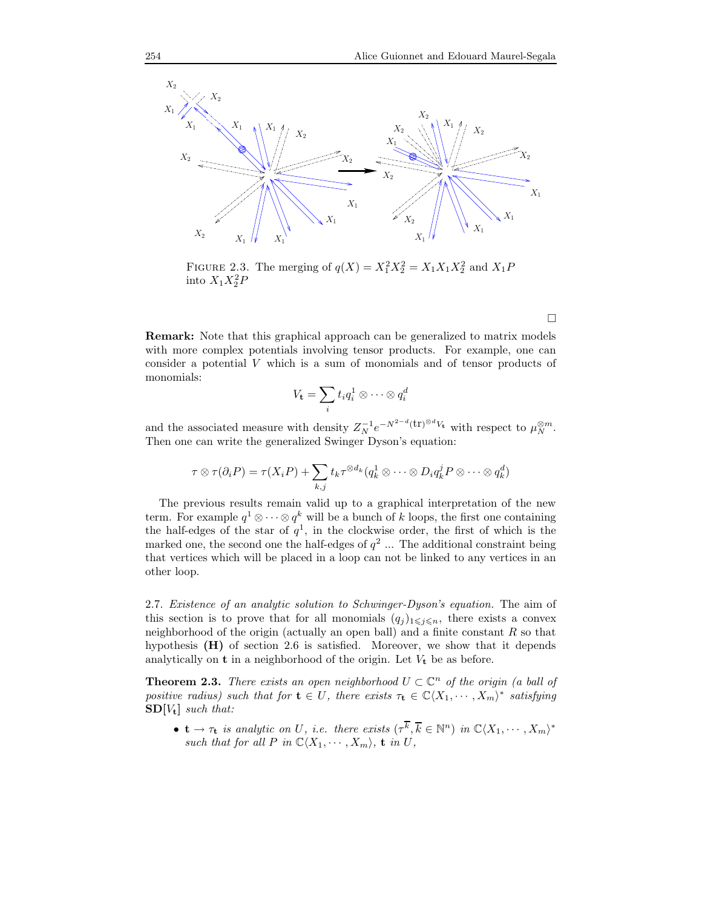FIGURE 2.3. The merging of $q(X) = X_1^2 X_2^2 = X_1 X_1 X_2^2$ and $X_1 P$ into $X_1 X_2^2 P$

□

**Remark:** Note that this graphical approach can be generalized to matrix models with more complex potentials involving tensor products. For example, one can consider a potential $V$ which is a sum of monomials and of tensor products of monomials:

$$V_{\mathbf{t}} = \sum_i t_i q_i^1 \otimes \cdots \otimes q_i^d$$

and the associated measure with density $Z_N^{-1} e^{-N^{2-d}(\mathrm{tr})^{\otimes d} V_{\mathbf{t}}}$ with respect to $\mu_N^{\otimes m}$. Then one can write the generalized Swinger Dyson's equation:

$$\tau \otimes \tau(\partial_i P) = \tau(X_i P) + \sum_{k,j} t_k \tau^{\otimes d_k}(q_k^1 \otimes \cdots \otimes D_i q_k^j P \otimes \cdots \otimes q_k^d)$$

The previous results remain valid up to a graphical interpretation of the new term. For example $q^1 \otimes \cdots \otimes q^k$ will be a bunch of $k$ loops, the first one containing the half-edges of the star of $q^1$, in the clockwise order, the first of which is the marked one, the second one the half-edges of $q^2$ ... The additional constraint being that vertices which will be placed in a loop can not be linked to any vertices in an other loop.

2.7. *Existence of an analytic solution to Schwinger-Dyson's equation.* The aim of this section is to prove that for all monomials $(q_j)_{1 \leqslant j \leqslant n}$, there exists a convex neighborhood of the origin (actually an open ball) and a finite constant $R$ so that hypothesis **(H)** of section 2.6 is satisfied. Moreover, we show that it depends analytically on $\mathbf{t}$ in a neighborhood of the origin. Let $V_{\mathbf{t}}$ be as before.

**Theorem 2.3.** *There exists an open neighborhood $U \subset \mathbb{C}^n$ of the origin (a ball of positive radius) such that for $\mathbf{t} \in U$, there exists $\tau_{\mathbf{t}} \in \mathbb{C}\langle X_1, \cdots, X_m\rangle^*$ satisfying* $\mathbf{SD}[V_{\mathbf{t}}]$ *such that:*

- *$\mathbf{t} \to \tau_{\mathbf{t}}$ is analytic on $U$, i.e. there exists $(\tau^{\overline{k}}, \overline{k} \in \mathbb{N}^n)$ in $\mathbb{C}\langle X_1, \cdots, X_m\rangle^*$ such that for all $P$ in $\mathbb{C}\langle X_1, \cdots, X_m\rangle$, $\mathbf{t}$ in $U$,*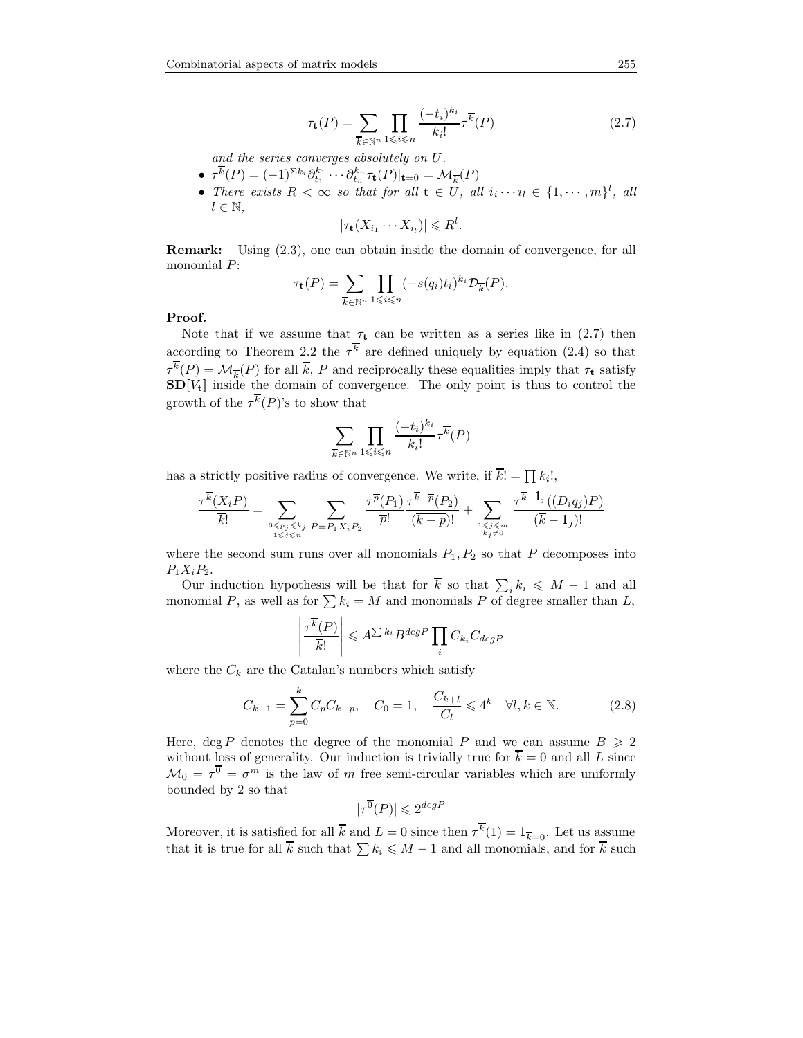$$\tau_{\mathbf{t}}(P) = \sum_{\overline{k}\in\mathbb{N}^n} \prod_{1\leqslant i\leqslant n} \frac{(-t_i)^{k_i}}{k_i!} \tau^{\overline{k}}(P) \tag{2.7}$$

*and the series converges absolutely on $U$.*

- $\tau^{\overline{k}}(P) = (-1)^{\Sigma k_i} \partial_{t_1}^{k_1} \cdots \partial_{t_n}^{k_n} \tau_{\mathbf{t}}(P)|_{\mathbf{t}=0} = \mathcal{M}_{\overline{k}}(P)$
- *There exists $R < \infty$ so that for all $\mathbf{t} \in U$, all $i_i \cdots i_l \in \{1, \cdots, m\}^l$, all $l \in \mathbb{N}$,*

$$|\tau_{\mathbf{t}}(X_{i_1} \cdots X_{i_l})| \leqslant R^l.$$

**Remark:** Using (2.3), one can obtain inside the domain of convergence, for all monomial $P$:

$$\tau_{\mathbf{t}}(P) = \sum_{\overline{k}\in\mathbb{N}^n} \prod_{1\leqslant i\leqslant n} (-s(q_i)t_i)^{k_i} \mathcal{D}_{\overline{k}}(P).$$

**Proof.**

Note that if we assume that $\tau_{\mathbf{t}}$ can be written as a series like in (2.7) then according to Theorem 2.2 the $\tau^{\overline{k}}$ are defined uniquely by equation (2.4) so that $\tau^{\overline{k}}(P) = \mathcal{M}_{\overline{k}}(P)$ for all $\overline{k}$, $P$ and reciprocally these equalities imply that $\tau_{\mathbf{t}}$ satisfy $\mathbf{SD}[V_{\mathbf{t}}]$ inside the domain of convergence. The only point is thus to control the growth of the $\tau^{\overline{k}}(P)$'s to show that

$$\sum_{\overline{k}\in\mathbb{N}^n} \prod_{1\leqslant i\leqslant n} \frac{(-t_i)^{k_i}}{k_i!} \tau^{\overline{k}}(P)$$

has a strictly positive radius of convergence. We write, if $\overline{k}! = \prod k_i!$,

$$\frac{\tau^{\overline{k}}(X_i P)}{\overline{k}!} = \sum_{\substack{0\leqslant p_j\leqslant k_j\\ 1\leqslant j\leqslant n}} \sum_{P=P_1X_iP_2} \frac{\tau^{\overline{p}}(P_1)}{\overline{p}!} \frac{\tau^{\overline{k}-\overline{p}}(P_2)}{(\overline{k-p})!} + \sum_{\substack{1\leqslant j\leqslant m\\ k_j\neq 0}} \frac{\tau^{\overline{k}-1_j}((D_i q_j)P)}{(\overline{k}-1_j)!}$$

where the second sum runs over all monomials $P_1, P_2$ so that $P$ decomposes into $P_1 X_i P_2$.

Our induction hypothesis will be that for $\overline{k}$ so that $\sum_i k_i \leqslant M-1$ and all monomial $P$, as well as for $\sum k_i = M$ and monomials $P$ of degree smaller than $L$,

$$\left|\frac{\tau^{\overline{k}}(P)}{\overline{k}!}\right| \leqslant A^{\sum k_i} B^{degP} \prod_i C_{k_i} C_{degP}$$

where the $C_k$ are the Catalan's numbers which satisfy

$$C_{k+1} = \sum_{p=0}^{k} C_p C_{k-p}, \quad C_0 = 1, \quad \frac{C_{k+l}}{C_l} \leqslant 4^k \quad \forall l, k \in \mathbb{N}. \tag{2.8}$$

Here, $\deg P$ denotes the degree of the monomial $P$ and we can assume $B \geqslant 2$ without loss of generality. Our induction is trivially true for $\overline{k} = 0$ and all $L$ since $\mathcal{M}_0 = \tau^{\overline{0}} = \sigma^m$ is the law of $m$ free semi-circular variables which are uniformly bounded by 2 so that

$$|\tau^{\overline{0}}(P)| \leqslant 2^{degP}$$

Moreover, it is satisfied for all $\overline{k}$ and $L = 0$ since then $\tau^{\overline{k}}(1) = 1_{\overline{k}=0}$. Let us assume that it is true for all $\overline{k}$ such that $\sum k_i \leqslant M-1$ and all monomials, and for $\overline{k}$ such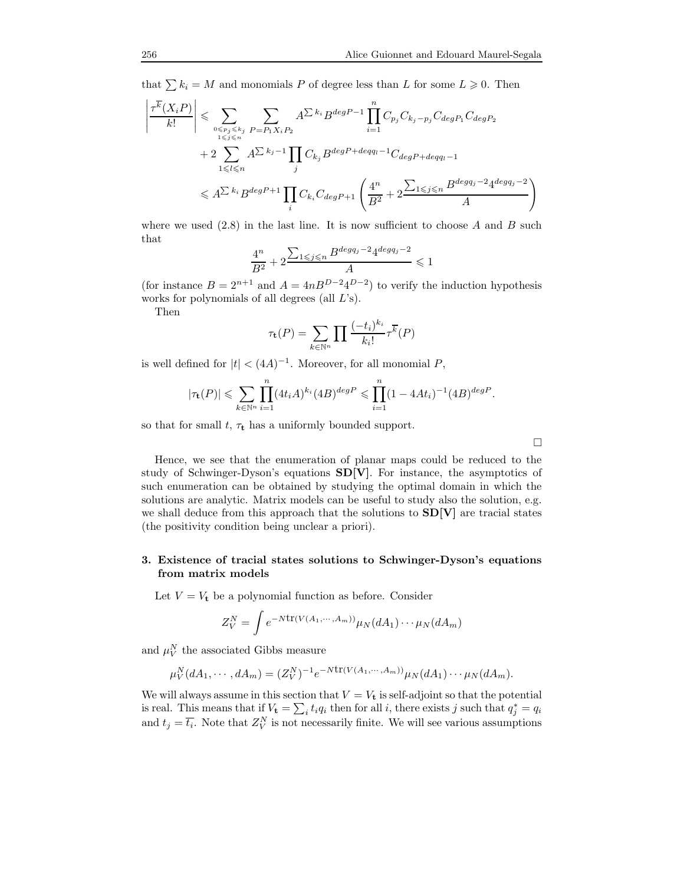that $\sum k_i = M$ and monomials $P$ of degree less than $L$ for some $L \geqslant 0$. Then

$$
\begin{aligned}
\left|\frac{\tau^{\overline{k}}(X_i P)}{k!}\right| &\leqslant \sum_{\substack{0 \leqslant p_j \leqslant k_j \\ 1 \leqslant j \leqslant n}} \sum_{P = P_1 X_i P_2} A^{\sum k_i} B^{degP-1} \prod_{i=1}^{n} C_{p_j} C_{k_j - p_j} C_{degP_1} C_{degP_2} \\
&\quad + 2 \sum_{1 \leqslant l \leqslant n} A^{\sum k_j - 1} \prod_j C_{k_j} B^{degP + degq_l - 1} C_{degP + degq_l - 1} \\
&\leqslant A^{\sum k_i} B^{degP+1} \prod_i C_{k_i} C_{degP+1} \left( \frac{4^n}{B^2} + 2 \frac{\sum_{1 \leqslant j \leqslant n} B^{degq_j - 2} 4^{degq_j - 2}}{A} \right)
\end{aligned}
$$

where we used (2.8) in the last line. It is now sufficient to choose $A$ and $B$ such that

$$
\frac{4^n}{B^2} + 2 \frac{\sum_{1 \leqslant j \leqslant n} B^{degq_j - 2} 4^{degq_j - 2}}{A} \leqslant 1
$$

(for instance $B = 2^{n+1}$ and $A = 4nB^{D-2}4^{D-2}$) to verify the induction hypothesis works for polynomials of all degrees (all $L$'s).

Then

$$
\tau_{\mathbf{t}}(P) = \sum_{k \in \mathbb{N}^n} \prod \frac{(-t_i)^{k_i}}{k_i!} \tau^{\overline{k}}(P)
$$

is well defined for $|t| < (4A)^{-1}$. Moreover, for all monomial $P$,

$$
|\tau_{\mathbf{t}}(P)| \leqslant \sum_{k \in \mathbb{N}^n} \prod_{i=1}^{n} (4t_i A)^{k_i} (4B)^{degP} \leqslant \prod_{i=1}^{n} (1 - 4At_i)^{-1} (4B)^{degP}.
$$

so that for small $t$, $\tau_{\mathbf{t}}$ has a uniformly bounded support.

□

Hence, we see that the enumeration of planar maps could be reduced to the study of Schwinger-Dyson's equations **SD[V]**. For instance, the asymptotics of such enumeration can be obtained by studying the optimal domain in which the solutions are analytic. Matrix models can be useful to study also the solution, e.g. we shall deduce from this approach that the solutions to **SD[V]** are tracial states (the positivity condition being unclear a priori).

### 3. Existence of tracial states solutions to Schwinger-Dyson's equations from matrix models

Let $V = V_{\mathbf{t}}$ be a polynomial function as before. Consider

$$
Z_V^N = \int e^{-N \mathrm{tr}(V(A_1, \cdots, A_m))} \mu_N(dA_1) \cdots \mu_N(dA_m)
$$

and $\mu_V^N$ the associated Gibbs measure

$$
\mu_V^N(dA_1, \cdots, dA_m) = (Z_V^N)^{-1} e^{-N \mathrm{tr}(V(A_1, \cdots, A_m))} \mu_N(dA_1) \cdots \mu_N(dA_m).
$$

We will always assume in this section that $V = V_{\mathbf{t}}$ is self-adjoint so that the potential is real. This means that if $V_{\mathbf{t}} = \sum_i t_i q_i$ then for all $i$, there exists $j$ such that $q_j^* = q_i$ and $t_j = \overline{t_i}$. Note that $Z_V^N$ is not necessarily finite. We will see various assumptions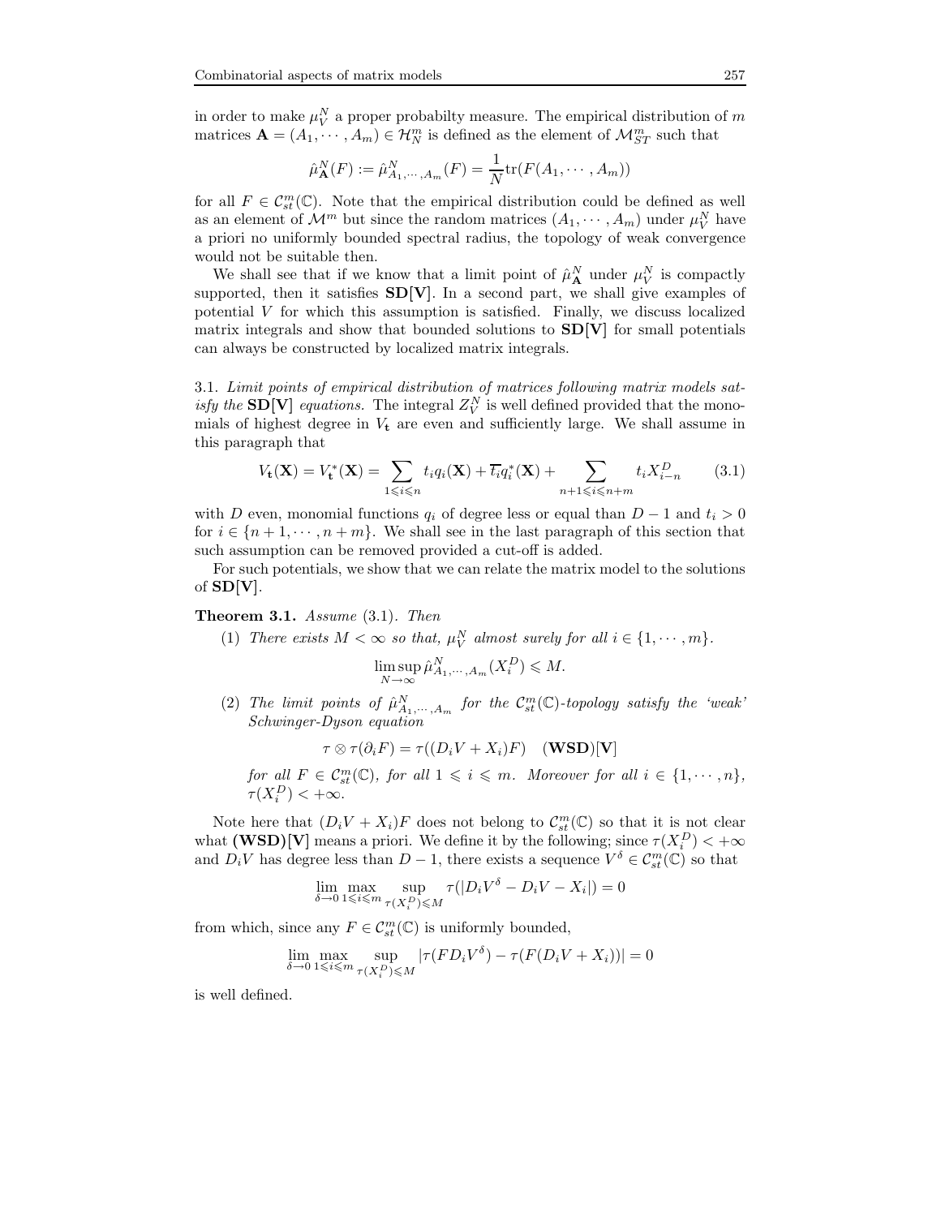in order to make $\mu_V^N$ a proper probabilty measure. The empirical distribution of $m$ matrices $\mathbf{A} = (A_1, \cdots, A_m) \in \mathcal{H}_N^m$ is defined as the element of $\mathcal{M}_{ST}^m$ such that

$$\hat{\mu}_{\mathbf{A}}^N(F) := \hat{\mu}_{A_1,\cdots,A_m}^N(F) = \frac{1}{N}\mathrm{tr}(F(A_1, \cdots, A_m))$$

for all $F \in \mathcal{C}_{st}^m(\mathbb{C})$. Note that the empirical distribution could be defined as well as an element of $\mathcal{M}^m$ but since the random matrices $(A_1, \cdots, A_m)$ under $\mu_V^N$ have a priori no uniformly bounded spectral radius, the topology of weak convergence would not be suitable then.

We shall see that if we know that a limit point of $\hat{\mu}_{\mathbf{A}}^N$ under $\mu_V^N$ is compactly supported, then it satisfies $\mathbf{SD[V]}$. In a second part, we shall give examples of potential $V$ for which this assumption is satisfied. Finally, we discuss localized matrix integrals and show that bounded solutions to $\mathbf{SD[V]}$ for small potentials can always be constructed by localized matrix integrals.

3.1. *Limit points of empirical distribution of matrices following matrix models satisfy the* $\mathbf{SD[V]}$ *equations.* The integral $Z_V^N$ is well defined provided that the monomials of highest degree in $V_{\mathbf{t}}$ are even and sufficiently large. We shall assume in this paragraph that

$$V_{\mathbf{t}}(\mathbf{X}) = V_{\mathbf{t}}^*(\mathbf{X}) = \sum_{1 \leqslant i \leqslant n} t_i q_i(\mathbf{X}) + \overline{t_i} q_i^*(\mathbf{X}) + \sum_{n+1 \leqslant i \leqslant n+m} t_i X_{i-n}^D \tag{3.1}$$

with $D$ even, monomial functions $q_i$ of degree less or equal than $D-1$ and $t_i > 0$ for $i \in \{n+1, \cdots, n+m\}$. We shall see in the last paragraph of this section that such assumption can be removed provided a cut-off is added.

For such potentials, we show that we can relate the matrix model to the solutions of $\mathbf{SD[V]}$.

**Theorem 3.1.** *Assume* (3.1). *Then*

(1) *There exists $M < \infty$ so that, $\mu_V^N$ almost surely for all $i \in \{1, \cdots, m\}$.*

$$\limsup_{N \to \infty} \hat{\mu}_{A_1,\cdots,A_m}^N(X_i^D) \leqslant M.$$

(2) *The limit points of $\hat{\mu}_{A_1,\cdots,A_m}^N$ for the $\mathcal{C}_{st}^m(\mathbb{C})$-topology satisfy the 'weak' Schwinger-Dyson equation*

$$\tau \otimes \tau(\partial_i F) = \tau((D_i V + X_i)F) \quad \mathbf{(WSD)[V]}$$

*for all $F \in \mathcal{C}_{st}^m(\mathbb{C})$, for all $1 \leqslant i \leqslant m$. Moreover for all $i \in \{1, \cdots, n\}$, $\tau(X_i^D) < +\infty$.*

Note here that $(D_i V + X_i)F$ does not belong to $\mathcal{C}_{st}^m(\mathbb{C})$ so that it is not clear what $\mathbf{(WSD)[V]}$ means a priori. We define it by the following; since $\tau(X_i^D) < +\infty$ and $D_i V$ has degree less than $D-1$, there exists a sequence $V^\delta \in \mathcal{C}_{st}^m(\mathbb{C})$ so that

$$\lim_{\delta \to 0} \max_{1 \leqslant i \leqslant m} \sup_{\tau(X_i^D) \leqslant M} \tau(|D_i V^\delta - D_i V - X_i|) = 0$$

from which, since any $F \in \mathcal{C}_{st}^m(\mathbb{C})$ is uniformly bounded,

$$\lim_{\delta \to 0} \max_{1 \leqslant i \leqslant m} \sup_{\tau(X_i^D) \leqslant M} |\tau(F D_i V^\delta) - \tau(F(D_i V + X_i))| = 0$$

is well defined.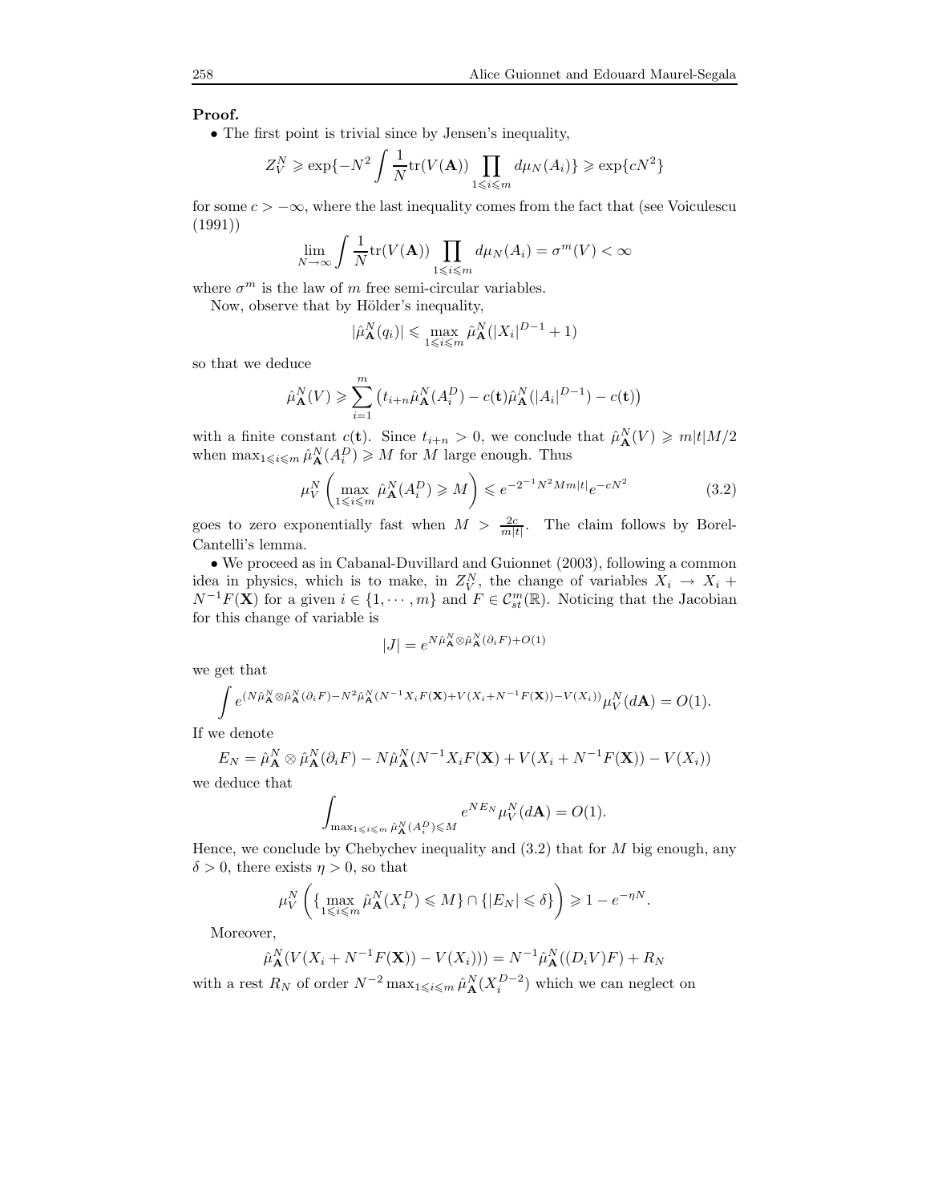**Proof.**

• The first point is trivial since by Jensen's inequality,

$$Z_V^N \geqslant \exp\{-N^2 \int \frac{1}{N}\mathrm{tr}(V(\mathbf{A})) \prod_{1\leqslant i\leqslant m} d\mu_N(A_i)\} \geqslant \exp\{cN^2\}$$

for some $c > -\infty$, where the last inequality comes from the fact that (see Voiculescu (1991))

$$\lim_{N\to\infty} \int \frac{1}{N}\mathrm{tr}(V(\mathbf{A})) \prod_{1\leqslant i\leqslant m} d\mu_N(A_i) = \sigma^m(V) < \infty$$

where $\sigma^m$ is the law of $m$ free semi-circular variables.

Now, observe that by Hölder's inequality,

$$|\hat{\mu}^N_{\mathbf{A}}(q_i)| \leqslant \max_{1\leqslant i\leqslant m} \hat{\mu}^N_{\mathbf{A}}(|X_i|^{D-1} + 1)$$

so that we deduce

$$\hat{\mu}^N_{\mathbf{A}}(V) \geqslant \sum_{i=1}^m \left(t_{i+n}\hat{\mu}^N_{\mathbf{A}}(A_i^D) - c(\mathbf{t})\hat{\mu}^N_{\mathbf{A}}(|A_i|^{D-1}) - c(\mathbf{t})\right)$$

with a finite constant $c(\mathbf{t})$. Since $t_{i+n} > 0$, we conclude that $\hat{\mu}^N_{\mathbf{A}}(V) \geqslant m|t|M/2$ when $\max_{1\leqslant i\leqslant m} \hat{\mu}^N_{\mathbf{A}}(A_i^D) \geqslant M$ for $M$ large enough. Thus

$$\mu_V^N\left(\max_{1\leqslant i\leqslant m} \hat{\mu}^N_{\mathbf{A}}(A_i^D) \geqslant M\right) \leqslant e^{-2^{-1}N^2 Mm|t|} e^{-cN^2} \tag{3.2}$$

goes to zero exponentially fast when $M > \frac{2c}{m|t|}$. The claim follows by Borel-Cantelli's lemma.

• We proceed as in Cabanal-Duvillard and Guionnet (2003), following a common idea in physics, which is to make, in $Z_V^N$, the change of variables $X_i \to X_i + N^{-1}F(\mathbf{X})$ for a given $i \in \{1, \cdots, m\}$ and $F \in \mathcal{C}^m_{st}(\mathbb{R})$. Noticing that the Jacobian for this change of variable is

$$|J| = e^{N\hat{\mu}^N_{\mathbf{A}}\otimes\hat{\mu}^N_{\mathbf{A}}(\partial_i F) + O(1)}$$

we get that

$$\int e^{(N\hat{\mu}^N_{\mathbf{A}}\otimes\hat{\mu}^N_{\mathbf{A}}(\partial_i F) - N^2\hat{\mu}^N_{\mathbf{A}}(N^{-1}X_iF(\mathbf{X}) + V(X_i+N^{-1}F(\mathbf{X})) - V(X_i))} \mu_V^N(d\mathbf{A}) = O(1).$$

If we denote

$$E_N = \hat{\mu}^N_{\mathbf{A}}\otimes\hat{\mu}^N_{\mathbf{A}}(\partial_i F) - N\hat{\mu}^N_{\mathbf{A}}(N^{-1}X_iF(\mathbf{X}) + V(X_i + N^{-1}F(\mathbf{X})) - V(X_i))$$

we deduce that

$$\int_{\max_{1\leqslant i\leqslant m} \hat{\mu}^N_{\mathbf{A}}(A_i^D)\leqslant M} e^{NE_N} \mu_V^N(d\mathbf{A}) = O(1).$$

Hence, we conclude by Chebychev inequality and (3.2) that for $M$ big enough, any $\delta > 0$, there exists $\eta > 0$, so that

$$\mu_V^N\left(\{\max_{1\leqslant i\leqslant m} \hat{\mu}^N_{\mathbf{A}}(X_i^D) \leqslant M\} \cap \{|E_N| \leqslant \delta\}\right) \geqslant 1 - e^{-\eta N}.$$

Moreover,

$$\hat{\mu}^N_{\mathbf{A}}(V(X_i + N^{-1}F(\mathbf{X})) - V(X_i))) = N^{-1}\hat{\mu}^N_{\mathbf{A}}((D_iV)F) + R_N$$

with a rest $R_N$ of order $N^{-2}\max_{1\leqslant i\leqslant m} \hat{\mu}^N_{\mathbf{A}}(X_i^{D-2})$ which we can neglect on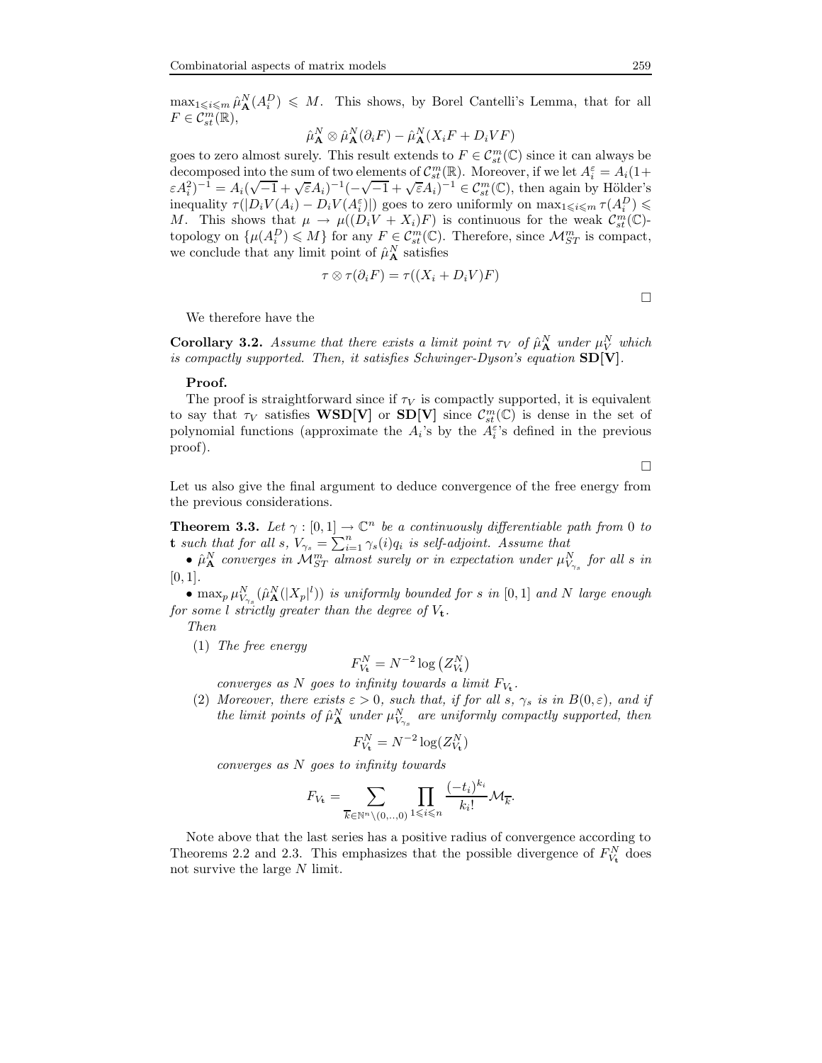$\max_{1\leqslant i\leqslant m}\hat{\mu}^N_{\mathbf{A}}(A_i^D)\leqslant M$. This shows, by Borel Cantelli's Lemma, that for all $F\in\mathcal{C}^m_{st}(\mathbb{R})$,

$$\hat{\mu}^N_{\mathbf{A}}\otimes\hat{\mu}^N_{\mathbf{A}}(\partial_i F)-\hat{\mu}^N_{\mathbf{A}}(X_iF+D_iVF)$$

goes to zero almost surely. This result extends to $F\in\mathcal{C}^m_{st}(\mathbb{C})$ since it can always be decomposed into the sum of two elements of $\mathcal{C}^m_{st}(\mathbb{R})$. Moreover, if we let $A_i^\varepsilon=A_i(1+\varepsilon A_i^2)^{-1}=A_i(\sqrt{-1}+\sqrt{\varepsilon}A_i)^{-1}(-\sqrt{-1}+\sqrt{\varepsilon}A_i)^{-1}\in\mathcal{C}^m_{st}(\mathbb{C})$, then again by Hölder's inequality $\tau(|D_iV(A_i)-D_iV(A_i^\varepsilon)|)$ goes to zero uniformly on $\max_{1\leqslant i\leqslant m}\tau(A_i^D)\leqslant M$. This shows that $\mu\to\mu((D_iV+X_i)F)$ is continuous for the weak $\mathcal{C}^m_{st}(\mathbb{C})$-topology on $\{\mu(A_i^D)\leqslant M\}$ for any $F\in\mathcal{C}^m_{st}(\mathbb{C})$. Therefore, since $\mathcal{M}^m_{ST}$ is compact, we conclude that any limit point of $\hat{\mu}^N_{\mathbf{A}}$ satisfies

$$\tau\otimes\tau(\partial_i F)=\tau((X_i+D_iV)F)$$

□

We therefore have the

**Corollary 3.2.** *Assume that there exists a limit point $\tau_V$ of $\hat{\mu}^N_{\mathbf{A}}$ under $\mu^N_V$ which is compactly supported. Then, it satisfies Schwinger-Dyson's equation* **SD[V]**.

**Proof.**

The proof is straightforward since if $\tau_V$ is compactly supported, it is equivalent to say that $\tau_V$ satisfies **WSD[V]** or **SD[V]** since $\mathcal{C}^m_{st}(\mathbb{C})$ is dense in the set of polynomial functions (approximate the $A_i$'s by the $A_i^\varepsilon$'s defined in the previous proof).

□

Let us also give the final argument to deduce convergence of the free energy from the previous considerations.

**Theorem 3.3.** *Let $\gamma:[0,1]\to\mathbb{C}^n$ be a continuously differentiable path from 0 to $\mathbf{t}$ such that for all $s$, $V_{\gamma_s}=\sum_{i=1}^n\gamma_s(i)q_i$ is self-adjoint. Assume that*

- *$\hat{\mu}^N_{\mathbf{A}}$ converges in $\mathcal{M}^m_{ST}$ almost surely or in expectation under $\mu^N_{V_{\gamma_s}}$ for all $s$ in $[0,1]$.*
- *$\max_p\mu^N_{V_{\gamma_s}}(\hat{\mu}^N_{\mathbf{A}}(|X_p|^l))$ is uniformly bounded for $s$ in $[0,1]$ and $N$ large enough for some $l$ strictly greater than the degree of $V_{\mathbf{t}}$.*

*Then*

(1) *The free energy*

$$F^N_{V_{\mathbf{t}}}=N^{-2}\log\left(Z^N_{V_{\mathbf{t}}}\right)$$

*converges as $N$ goes to infinity towards a limit $F_{V_{\mathbf{t}}}$.*

(2) *Moreover, there exists $\varepsilon>0$, such that, if for all $s$, $\gamma_s$ is in $B(0,\varepsilon)$, and if the limit points of $\hat{\mu}^N_{\mathbf{A}}$ under $\mu^N_{V_{\gamma_s}}$ are uniformly compactly supported, then*

$$F^N_{V_{\mathbf{t}}}=N^{-2}\log(Z^N_{V_{\mathbf{t}}})$$

*converges as $N$ goes to infinity towards*

$$F_{V_{\mathbf{t}}}=\sum_{\overline{k}\in\mathbb{N}^n\backslash(0,..,0)}\prod_{1\leqslant i\leqslant n}\frac{(-t_i)^{k_i}}{k_i!}\mathcal{M}_{\overline{k}}.$$

Note above that the last series has a positive radius of convergence according to Theorems 2.2 and 2.3. This emphasizes that the possible divergence of $F^N_{V_{\mathbf{t}}}$ does not survive the large $N$ limit.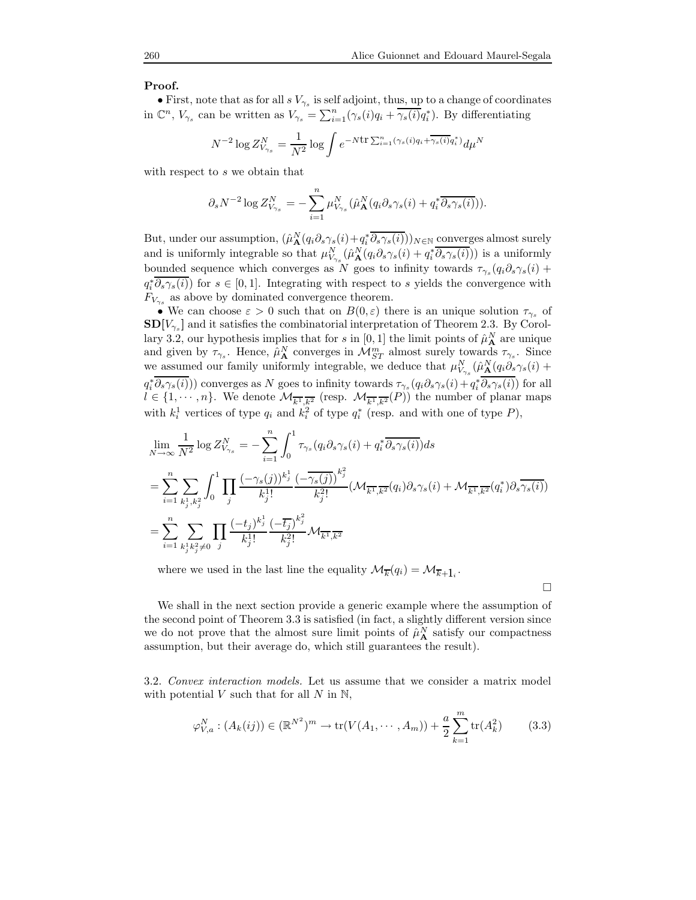**Proof.**

• First, note that as for all $s$ $V_{\gamma_s}$ is self adjoint, thus, up to a change of coordinates in $\mathbb{C}^n$, $V_{\gamma_s}$ can be written as $V_{\gamma_s} = \sum_{i=1}^n (\gamma_s(i) q_i + \overline{\gamma_s(i)} q_i^*)$. By differentiating

$$N^{-2} \log Z^N_{V_{\gamma_s}} = \frac{1}{N^2} \log \int e^{-N \mathrm{tr} \sum_{i=1}^n (\gamma_s(i) q_i + \overline{\gamma_s(i)} q_i^*)} d\mu^N$$

with respect to $s$ we obtain that

$$\partial_s N^{-2} \log Z^N_{V_{\gamma_s}} = - \sum_{i=1}^n \mu^N_{V_{\gamma_s}} (\hat{\mu}^N_{\mathbf{A}} (q_i \partial_s \gamma_s(i) + q_i^* \overline{\partial_s \gamma_s(i)})).$$

But, under our assumption, $(\hat{\mu}^N_{\mathbf{A}}(q_i \partial_s \gamma_s(i) + q_i^* \overline{\partial_s \gamma_s(i)}))_{N \in \mathbb{N}}$ converges almost surely and is uniformly integrable so that $\mu^N_{V_{\gamma_s}}(\hat{\mu}^N_{\mathbf{A}}(q_i \partial_s \gamma_s(i) + q_i^* \overline{\partial_s \gamma_s(i)}))$ is a uniformly bounded sequence which converges as $N$ goes to infinity towards $\tau_{\gamma_s}(q_i \partial_s \gamma_s(i) + q_i^* \overline{\partial_s \gamma_s(i)})$ for $s \in [0,1]$. Integrating with respect to $s$ yields the convergence with $F_{V_{\gamma_s}}$ as above by dominated convergence theorem.

• We can choose $\varepsilon > 0$ such that on $B(0,\varepsilon)$ there is an unique solution $\tau_{\gamma_s}$ of $\mathbf{SD}[V_{\gamma_s}]$ and it satisfies the combinatorial interpretation of Theorem 2.3. By Corollary 3.2, our hypothesis implies that for $s$ in $[0,1]$ the limit points of $\hat{\mu}^N_{\mathbf{A}}$ are unique and given by $\tau_{\gamma_s}$. Hence, $\hat{\mu}^N_{\mathbf{A}}$ converges in $\mathcal{M}^m_{ST}$ almost surely towards $\tau_{\gamma_s}$. Since we assumed our family uniformly integrable, we deduce that $\mu^N_{V_{\gamma_s}}(\hat{\mu}^N_{\mathbf{A}}(q_i \partial_s \gamma_s(i) + q_i^* \overline{\partial_s \gamma_s(i)}))$ converges as $N$ goes to infinity towards $\tau_{\gamma_s}(q_i \partial_s \gamma_s(i) + q_i^* \overline{\partial_s \gamma_s(i)})$ for all $l \in \{1, \cdots, n\}$. We denote $\mathcal{M}_{\overline{k^1}, \overline{k^2}}$ (resp. $\mathcal{M}_{\overline{k^1}, \overline{k^2}}(P)$) the number of planar maps with $k^1_i$ vertices of type $q_i$ and $k^2_i$ of type $q_i^*$ (resp. and with one of type $P$),

$$\begin{aligned}
&\lim_{N \to \infty} \frac{1}{N^2} \log Z^N_{V_{\gamma_s}} = - \sum_{i=1}^n \int_0^1 \tau_{\gamma_s}(q_i \partial_s \gamma_s(i) + q_i^* \overline{\partial_s \gamma_s(i)}) ds \\
&= \sum_{i=1}^n \sum_{k^1_j, k^2_j} \int_0^1 \prod_j \frac{(-\gamma_s(j))^{k^1_j}}{k^1_j!} \frac{\left(-\overline{\gamma_s(j)}\right)^{k^2_j}}{k^2_j!} (\mathcal{M}_{\overline{k^1}, \overline{k^2}}(q_i) \partial_s \gamma_s(i) + \mathcal{M}_{\overline{k^1}, \overline{k^2}}(q_i^*) \partial_s \overline{\gamma_s(i)}) \\
&= \sum_{i=1}^n \sum_{k^1_j k^2_j \neq 0} \prod_j \frac{(-t_j)^{k^1_j}}{k^1_j!} \frac{\left(-\overline{t_j}\right)^{k^2_j}}{k^2_j!} \mathcal{M}_{\overline{k^1}, \overline{k^2}}
\end{aligned}$$

where we used in the last line the equality $\mathcal{M}_{\overline{k}}(q_i) = \mathcal{M}_{\overline{k} + \mathbf{1}_i}$.

□

We shall in the next section provide a generic example where the assumption of the second point of Theorem 3.3 is satisfied (in fact, a slightly different version since we do not prove that the almost sure limit points of $\hat{\mu}^N_{\mathbf{A}}$ satisfy our compactness assumption, but their average do, which still guarantees the result).

3.2. *Convex interaction models.* Let us assume that we consider a matrix model with potential $V$ such that for all $N$ in $\mathbb{N}$,

$$\varphi^N_{V,a} : (A_k(ij)) \in (\mathbb{R}^{N^2})^m \to \mathrm{tr}(V(A_1, \cdots, A_m)) + \frac{a}{2} \sum_{k=1}^m \mathrm{tr}(A_k^2) \qquad (3.3)$$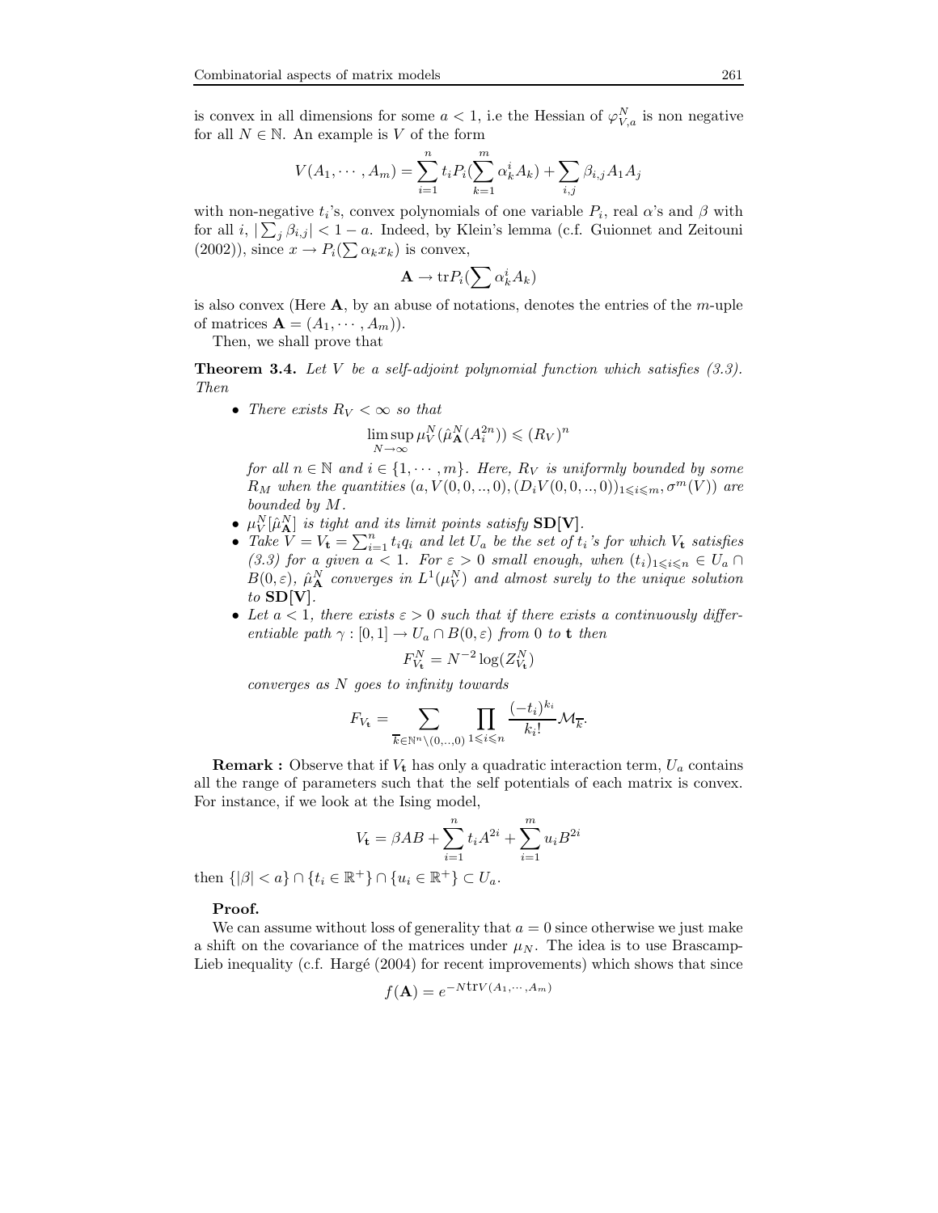is convex in all dimensions for some $a < 1$, i.e the Hessian of $\varphi^N_{V,a}$ is non negative for all $N \in \mathbb{N}$. An example is $V$ of the form

$$V(A_1, \cdots, A_m) = \sum_{i=1}^{n} t_i P_i(\sum_{k=1}^{m} \alpha_k^i A_k) + \sum_{i,j} \beta_{i,j} A_1 A_j$$

with non-negative $t_i$'s, convex polynomials of one variable $P_i$, real $\alpha$'s and $\beta$ with for all $i$, $|\sum_j \beta_{i,j}| < 1 - a$. Indeed, by Klein's lemma (c.f. Guionnet and Zeitouni (2002)), since $x \to P_i(\sum \alpha_k x_k)$ is convex,

$$\mathbf{A} \to \mathrm{tr} P_i(\sum \alpha_k^i A_k)$$

is also convex (Here $\mathbf{A}$, by an abuse of notations, denotes the entries of the $m$-uple of matrices $\mathbf{A} = (A_1, \cdots, A_m)$).

Then, we shall prove that

**Theorem 3.4.** *Let $V$ be a self-adjoint polynomial function which satisfies (3.3). Then*

- *There exists $R_V < \infty$ so that*

$$\limsup_{N\to\infty} \mu_V^N(\hat{\mu}_{\mathbf{A}}^N(A_i^{2n})) \leqslant (R_V)^n$$

*for all $n \in \mathbb{N}$ and $i \in \{1, \cdots, m\}$. Here, $R_V$ is uniformly bounded by some $R_M$ when the quantities $(a, V(0,0,..,0), (D_i V(0,0,..,0))_{1\leqslant i \leqslant m}, \sigma^m(V))$ are bounded by $M$.*
- *$\mu_V^N[\hat{\mu}_{\mathbf{A}}^N]$ is tight and its limit points satisfy $\mathbf{SD[V]}$.*
- *Take $V = V_{\mathbf{t}} = \sum_{i=1}^n t_i q_i$ and let $U_a$ be the set of $t_i$'s for which $V_{\mathbf{t}}$ satisfies (3.3) for a given $a < 1$. For $\varepsilon > 0$ small enough, when $(t_i)_{1\leqslant i\leqslant n} \in U_a \cap B(0,\varepsilon)$, $\hat{\mu}_{\mathbf{A}}^N$ converges in $L^1(\mu_V^N)$ and almost surely to the unique solution to $\mathbf{SD[V]}$.*
- *Let $a < 1$, there exists $\varepsilon > 0$ such that if there exists a continuously differentiable path $\gamma : [0,1] \to U_a \cap B(0,\varepsilon)$ from $0$ to $\mathbf{t}$ then*

$$F_{V_{\mathbf{t}}}^N = N^{-2} \log(Z_{V_{\mathbf{t}}}^N)$$

*converges as $N$ goes to infinity towards*

$$F_{V_{\mathbf{t}}} = \sum_{\overline{k} \in \mathbb{N}^n \setminus (0,..,0)} \prod_{1\leqslant i\leqslant n} \frac{(-t_i)^{k_i}}{k_i!} \mathcal{M}_{\overline{k}}.$$

**Remark :** Observe that if $V_{\mathbf{t}}$ has only a quadratic interaction term, $U_a$ contains all the range of parameters such that the self potentials of each matrix is convex. For instance, if we look at the Ising model,

$$V_{\mathbf{t}} = \beta AB + \sum_{i=1}^{n} t_i A^{2i} + \sum_{i=1}^{m} u_i B^{2i}$$

then $\{|\beta| < a\} \cap \{t_i \in \mathbb{R}^+\} \cap \{u_i \in \mathbb{R}^+\} \subset U_a$.

**Proof.**

We can assume without loss of generality that $a = 0$ since otherwise we just make a shift on the covariance of the matrices under $\mu_N$. The idea is to use Brascamp-Lieb inequality (c.f. Hargé (2004) for recent improvements) which shows that since

$$f(\mathbf{A}) = e^{-N\mathrm{tr}V(A_1,\cdots,A_m)}$$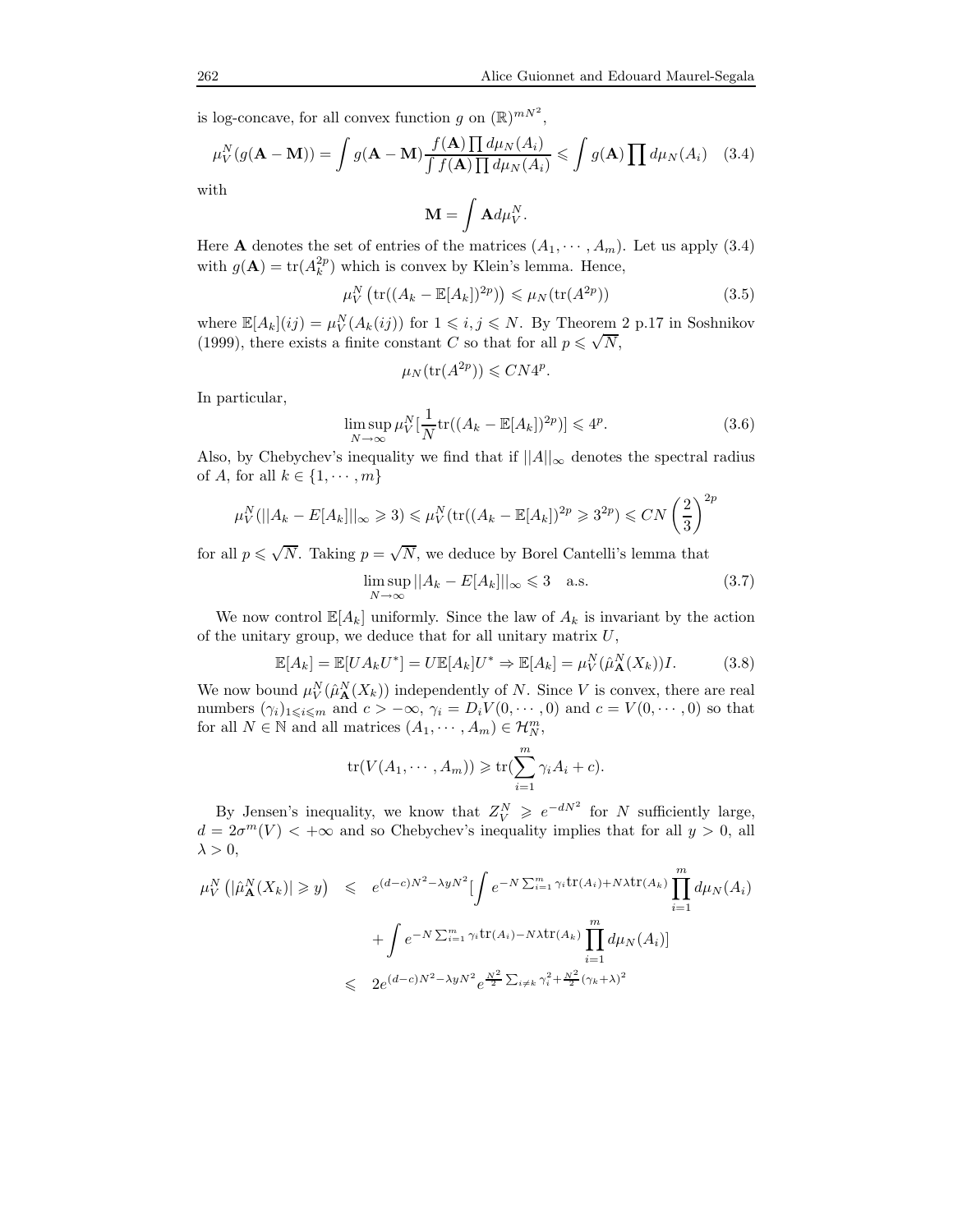is log-concave, for all convex function $g$ on $(\mathbb{R})^{mN^2}$,

$$\mu_V^N(g(\mathbf{A}-\mathbf{M})) = \int g(\mathbf{A}-\mathbf{M}) \frac{f(\mathbf{A})\prod d\mu_N(A_i)}{\int f(\mathbf{A})\prod d\mu_N(A_i)} \leqslant \int g(\mathbf{A}) \prod d\mu_N(A_i) \quad (3.4)$$

with

$$\mathbf{M} = \int \mathbf{A} d\mu_V^N.$$

Here $\mathbf{A}$ denotes the set of entries of the matrices $(A_1, \cdots, A_m)$. Let us apply (3.4) with $g(\mathbf{A}) = \mathrm{tr}(A_k^{2p})$ which is convex by Klein's lemma. Hence,

$$\mu_V^N\left(\mathrm{tr}((A_k - \mathbb{E}[A_k])^{2p})\right) \leqslant \mu_N(\mathrm{tr}(A^{2p})) \quad (3.5)$$

where $\mathbb{E}[A_k](ij) = \mu_V^N(A_k(ij))$ for $1 \leqslant i,j \leqslant N$. By Theorem 2 p.17 in Soshnikov (1999), there exists a finite constant $C$ so that for all $p \leqslant \sqrt{N}$,

$$\mu_N(\mathrm{tr}(A^{2p})) \leqslant CN4^p.$$

In particular,

$$\limsup_{N\to\infty} \mu_V^N[\frac{1}{N}\mathrm{tr}((A_k - \mathbb{E}[A_k])^{2p})] \leqslant 4^p. \quad (3.6)$$

Also, by Chebychev's inequality we find that if $||A||_\infty$ denotes the spectral radius of $A$, for all $k \in \{1, \cdots, m\}$

$$\mu_V^N(||A_k - E[A_k]||_\infty \geqslant 3) \leqslant \mu_V^N(\mathrm{tr}((A_k - \mathbb{E}[A_k])^{2p} \geqslant 3^{2p}) \leqslant CN\left(\frac{2}{3}\right)^{2p}$$

for all $p \leqslant \sqrt{N}$. Taking $p = \sqrt{N}$, we deduce by Borel Cantelli's lemma that

$$\limsup_{N\to\infty} ||A_k - E[A_k]||_\infty \leqslant 3 \quad \text{a.s.} \quad (3.7)$$

We now control $\mathbb{E}[A_k]$ uniformly. Since the law of $A_k$ is invariant by the action of the unitary group, we deduce that for all unitary matrix $U$,

$$\mathbb{E}[A_k] = \mathbb{E}[UA_kU^*] = U\mathbb{E}[A_k]U^* \Rightarrow \mathbb{E}[A_k] = \mu_V^N(\hat{\mu}_{\mathbf{A}}^N(X_k))I. \quad (3.8)$$

We now bound $\mu_V^N(\hat{\mu}_{\mathbf{A}}^N(X_k))$ independently of $N$. Since $V$ is convex, there are real numbers $(\gamma_i)_{1\leqslant i\leqslant m}$ and $c > -\infty$, $\gamma_i = D_iV(0, \cdots, 0)$ and $c = V(0, \cdots, 0)$ so that for all $N \in \mathbb{N}$ and all matrices $(A_1, \cdots, A_m) \in \mathcal{H}_N^m$,

$$\mathrm{tr}(V(A_1, \cdots, A_m)) \geqslant \mathrm{tr}(\sum_{i=1}^m \gamma_i A_i + c).$$

By Jensen's inequality, we know that $Z_V^N \geqslant e^{-dN^2}$ for $N$ sufficiently large, $d = 2\sigma^m(V) < +\infty$ and so Chebychev's inequality implies that for all $y > 0$, all $\lambda > 0$,

$$\begin{aligned}
\mu_V^N\left(|\hat{\mu}_{\mathbf{A}}^N(X_k)| \geqslant y\right) &\leqslant e^{(d-c)N^2 - \lambda y N^2}[\int e^{-N\sum_{i=1}^m \gamma_i \mathrm{tr}(A_i) + N\lambda \mathrm{tr}(A_k)} \prod_{i=1}^m d\mu_N(A_i) \\
&\quad + \int e^{-N\sum_{i=1}^m \gamma_i \mathrm{tr}(A_i) - N\lambda \mathrm{tr}(A_k)} \prod_{i=1}^m d\mu_N(A_i)] \\
&\leqslant 2e^{(d-c)N^2 - \lambda y N^2} e^{\frac{N^2}{2}\sum_{i\neq k}\gamma_i^2 + \frac{N^2}{2}(\gamma_k+\lambda)^2}
\end{aligned}$$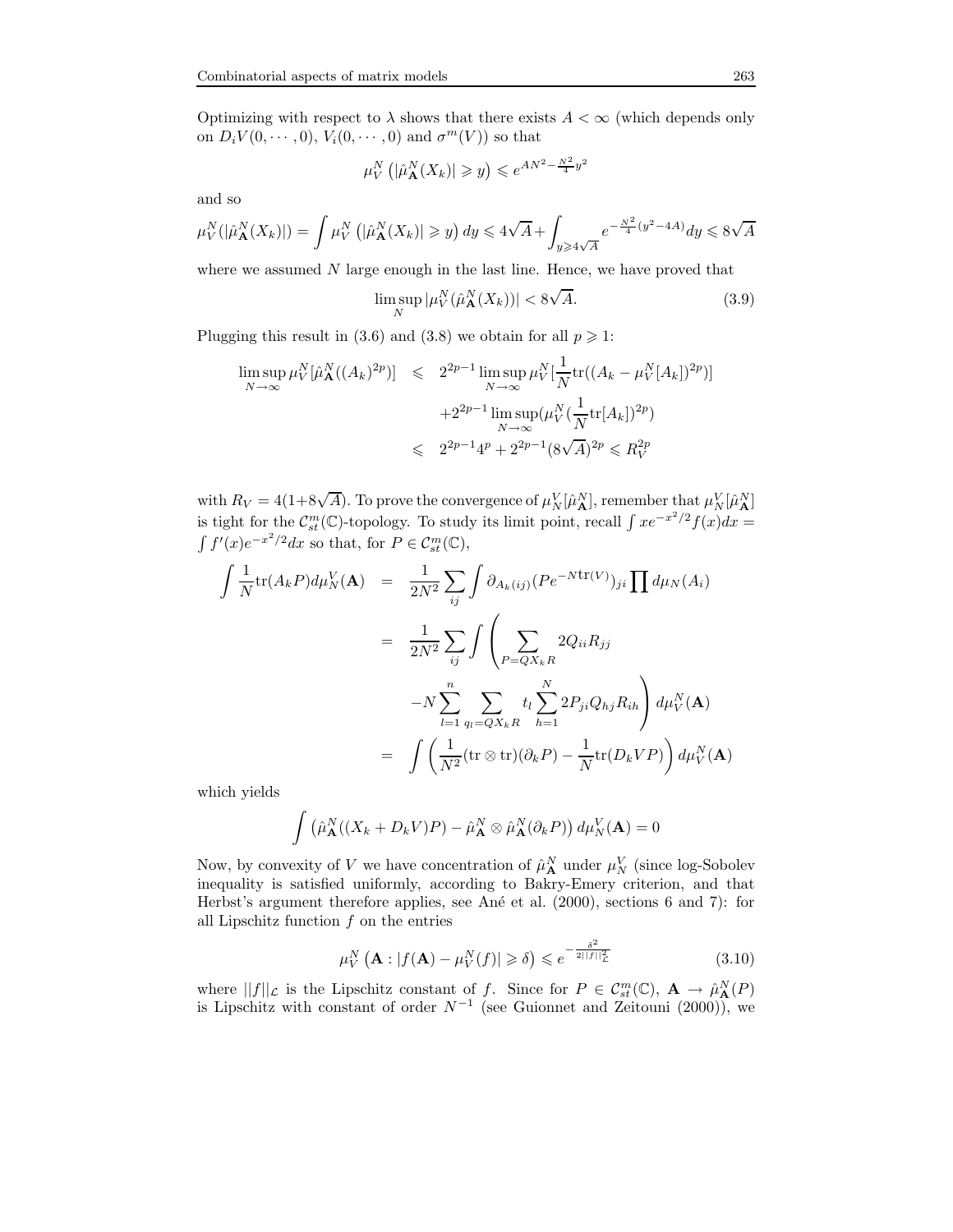Optimizing with respect to $\lambda$ shows that there exists $A < \infty$ (which depends only on $D_i V(0, \cdots, 0)$, $V_i(0, \cdots, 0)$ and $\sigma^m(V)$) so that

$$\mu_V^N \left( |\hat{\mu}_{\mathbf{A}}^N(X_k)| \geqslant y \right) \leqslant e^{AN^2 - \frac{N^2}{4} y^2}$$

and so

$$\mu_V^N(|\hat{\mu}_{\mathbf{A}}^N(X_k)|) = \int \mu_V^N \left( |\hat{\mu}_{\mathbf{A}}^N(X_k)| \geqslant y \right) dy \leqslant 4\sqrt{A} + \int_{y \geqslant 4\sqrt{A}} e^{-\frac{N^2}{4}(y^2 - 4A)} dy \leqslant 8\sqrt{A}$$

where we assumed $N$ large enough in the last line. Hence, we have proved that

$$\limsup_N |\mu_V^N(\hat{\mu}_{\mathbf{A}}^N(X_k))| < 8\sqrt{A}. \tag{3.9}$$

Plugging this result in (3.6) and (3.8) we obtain for all $p \geqslant 1$:

$$\begin{aligned}
\limsup_{N \to \infty} \mu_V^N[\hat{\mu}_{\mathbf{A}}^N((A_k)^{2p})] &\leqslant 2^{2p-1} \limsup_{N \to \infty} \mu_V^N[\frac{1}{N} \mathrm{tr}((A_k - \mu_V^N[A_k])^{2p})] \\
&\quad + 2^{2p-1} \limsup_{N \to \infty} (\mu_V^N(\frac{1}{N} \mathrm{tr}[A_k])^{2p}) \\
&\leqslant 2^{2p-1} 4^p + 2^{2p-1} (8\sqrt{A})^{2p} \leqslant R_V^{2p}
\end{aligned}$$

with $R_V = 4(1 + 8\sqrt{A})$. To prove the convergence of $\mu_N^V[\hat{\mu}_{\mathbf{A}}^N]$, remember that $\mu_N^V[\hat{\mu}_{\mathbf{A}}^N]$ is tight for the $\mathcal{C}_{st}^m(\mathbb{C})$-topology. To study its limit point, recall $\int x e^{-x^2/2} f(x) dx = \int f'(x) e^{-x^2/2} dx$ so that, for $P \in \mathcal{C}_{st}^m(\mathbb{C})$,

$$\begin{aligned}
\int \frac{1}{N} \mathrm{tr}(A_k P) d\mu_N^V(\mathbf{A}) &= \frac{1}{2N^2} \sum_{ij} \int \partial_{A_k(ij)} (P e^{-N \mathrm{tr}(V)})_{ji} \prod d\mu_N(A_i) \\
&= \frac{1}{2N^2} \sum_{ij} \int \left( \sum_{P = Q X_k R} 2 Q_{ii} R_{jj} \right. \\
&\quad \left. - N \sum_{l=1}^n \sum_{q_l = Q X_k R} t_l \sum_{h=1}^N 2 P_{ji} Q_{hj} R_{ih} \right) d\mu_V^N(\mathbf{A}) \\
&= \int \left( \frac{1}{N^2} (\mathrm{tr} \otimes \mathrm{tr})(\partial_k P) - \frac{1}{N} \mathrm{tr}(D_k V P) \right) d\mu_V^N(\mathbf{A})
\end{aligned}$$

which yields

$$\int \left( \hat{\mu}_{\mathbf{A}}^N((X_k + D_k V) P) - \hat{\mu}_{\mathbf{A}}^N \otimes \hat{\mu}_{\mathbf{A}}^N(\partial_k P) \right) d\mu_N^V(\mathbf{A}) = 0$$

Now, by convexity of $V$ we have concentration of $\hat{\mu}_{\mathbf{A}}^N$ under $\mu_N^V$ (since log-Sobolev inequality is satisfied uniformly, according to Bakry-Emery criterion, and that Herbst's argument therefore applies, see Ané et al. (2000), sections 6 and 7): for all Lipschitz function $f$ on the entries

$$\mu_V^N \left( \mathbf{A} : |f(\mathbf{A}) - \mu_V^N(f)| \geqslant \delta \right) \leqslant e^{-\frac{\delta^2}{2||f||_{\mathcal{L}}^2}} \tag{3.10}$$

where $||f||_{\mathcal{L}}$ is the Lipschitz constant of $f$. Since for $P \in \mathcal{C}_{st}^m(\mathbb{C})$, $\mathbf{A} \to \hat{\mu}_{\mathbf{A}}^N(P)$ is Lipschitz with constant of order $N^{-1}$ (see Guionnet and Zeitouni (2000)), we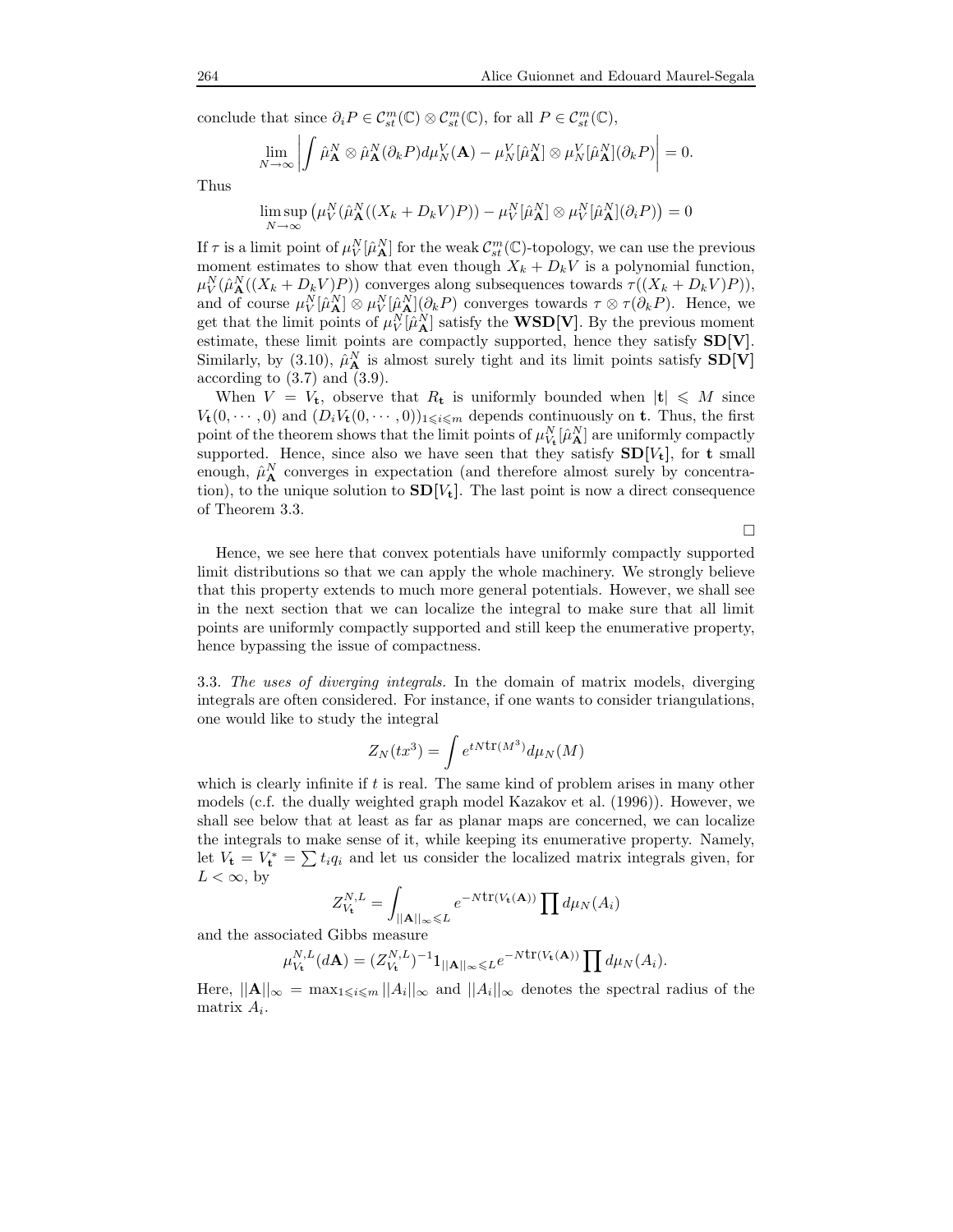conclude that since $\partial_i P \in \mathcal{C}_{st}^m(\mathbb{C}) \otimes \mathcal{C}_{st}^m(\mathbb{C})$, for all $P \in \mathcal{C}_{st}^m(\mathbb{C})$,

$$\lim_{N\to\infty} \left| \int \hat{\mu}_{\mathbf{A}}^N \otimes \hat{\mu}_{\mathbf{A}}^N(\partial_k P) d\mu_N^V(\mathbf{A}) - \mu_N^V[\hat{\mu}_{\mathbf{A}}^N] \otimes \mu_N^V[\hat{\mu}_{\mathbf{A}}^N](\partial_k P) \right| = 0.$$

Thus

$$\limsup_{N\to\infty} \left( \mu_V^N(\hat{\mu}_{\mathbf{A}}^N((X_k + D_k V)P)) - \mu_V^N[\hat{\mu}_{\mathbf{A}}^N] \otimes \mu_V^N[\hat{\mu}_{\mathbf{A}}^N](\partial_i P) \right) = 0$$

If $\tau$ is a limit point of $\mu_V^N[\hat{\mu}_{\mathbf{A}}^N]$ for the weak $\mathcal{C}_{st}^m(\mathbb{C})$-topology, we can use the previous moment estimates to show that even though $X_k + D_k V$ is a polynomial function, $\mu_V^N(\hat{\mu}_{\mathbf{A}}^N((X_k + D_k V)P))$ converges along subsequences towards $\tau((X_k + D_k V)P))$, and of course $\mu_V^N[\hat{\mu}_{\mathbf{A}}^N] \otimes \mu_V^N[\hat{\mu}_{\mathbf{A}}^N](\partial_k P)$ converges towards $\tau \otimes \tau(\partial_k P)$. Hence, we get that the limit points of $\mu_V^N[\hat{\mu}_{\mathbf{A}}^N]$ satisfy the $\mathbf{WSD[V]}$. By the previous moment estimate, these limit points are compactly supported, hence they satisfy $\mathbf{SD[V]}$. Similarly, by (3.10), $\hat{\mu}_{\mathbf{A}}^N$ is almost surely tight and its limit points satisfy $\mathbf{SD[V]}$ according to (3.7) and (3.9).

When $V = V_{\mathbf{t}}$, observe that $R_{\mathbf{t}}$ is uniformly bounded when $|\mathbf{t}| \leqslant M$ since $V_{\mathbf{t}}(0, \cdots, 0)$ and $(D_i V_{\mathbf{t}}(0, \cdots, 0))_{1 \leqslant i \leqslant m}$ depends continuously on $\mathbf{t}$. Thus, the first point of the theorem shows that the limit points of $\mu_{V_{\mathbf{t}}}^N[\hat{\mu}_{\mathbf{A}}^N]$ are uniformly compactly supported. Hence, since also we have seen that they satisfy $\mathbf{SD}[V_{\mathbf{t}}]$, for $\mathbf{t}$ small enough, $\hat{\mu}_{\mathbf{A}}^N$ converges in expectation (and therefore almost surely by concentration), to the unique solution to $\mathbf{SD}[V_{\mathbf{t}}]$. The last point is now a direct consequence of Theorem 3.3.

□

Hence, we see here that convex potentials have uniformly compactly supported limit distributions so that we can apply the whole machinery. We strongly believe that this property extends to much more general potentials. However, we shall see in the next section that we can localize the integral to make sure that all limit points are uniformly compactly supported and still keep the enumerative property, hence bypassing the issue of compactness.

3.3. *The uses of diverging integrals.* In the domain of matrix models, diverging integrals are often considered. For instance, if one wants to consider triangulations, one would like to study the integral

$$Z_N(tx^3) = \int e^{tN\mathrm{tr}(M^3)} d\mu_N(M)$$

which is clearly infinite if $t$ is real. The same kind of problem arises in many other models (c.f. the dually weighted graph model Kazakov et al. (1996)). However, we shall see below that at least as far as planar maps are concerned, we can localize the integrals to make sense of it, while keeping its enumerative property. Namely, let $V_{\mathbf{t}} = V_{\mathbf{t}}^* = \sum t_i q_i$ and let us consider the localized matrix integrals given, for $L < \infty$, by

$$Z_{V_{\mathbf{t}}}^{N,L} = \int_{||\mathbf{A}||_\infty \leqslant L} e^{-N\mathrm{tr}(V_{\mathbf{t}}(\mathbf{A}))} \prod d\mu_N(A_i)$$

and the associated Gibbs measure

$$\mu_{V_{\mathbf{t}}}^{N,L}(d\mathbf{A}) = (Z_{V_{\mathbf{t}}}^{N,L})^{-1} 1_{||\mathbf{A}||_\infty \leqslant L} e^{-N\mathrm{tr}(V_{\mathbf{t}}(\mathbf{A}))} \prod d\mu_N(A_i).$$

Here, $||\mathbf{A}||_\infty = \max_{1 \leqslant i \leqslant m} ||A_i||_\infty$ and $||A_i||_\infty$ denotes the spectral radius of the matrix $A_i$.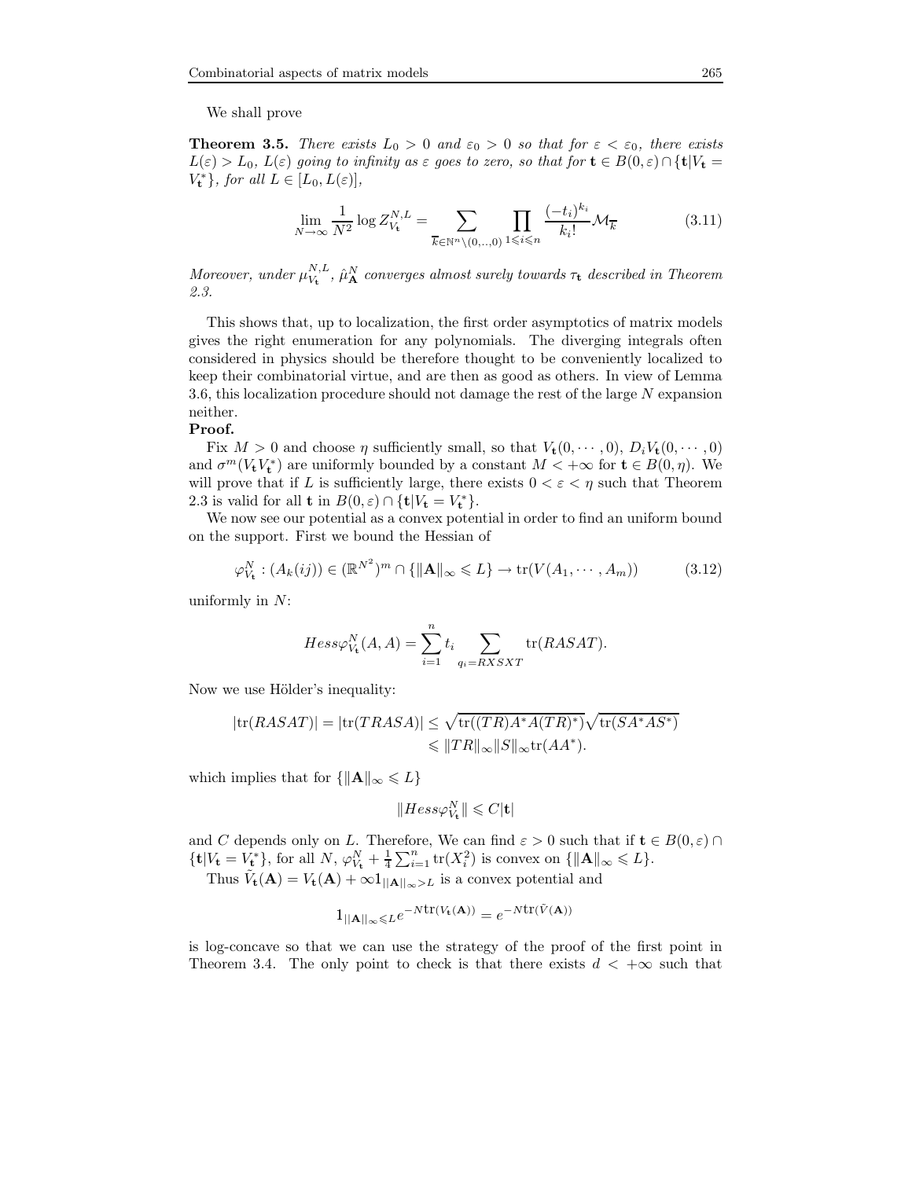We shall prove

**Theorem 3.5.** *There exists $L_0 > 0$ and $\varepsilon_0 > 0$ so that for $\varepsilon < \varepsilon_0$, there exists $L(\varepsilon) > L_0$, $L(\varepsilon)$ going to infinity as $\varepsilon$ goes to zero, so that for $\mathbf{t} \in B(0, \varepsilon) \cap \{\mathbf{t} | V_{\mathbf{t}} = V_{\mathbf{t}}^*\}$, for all $L \in [L_0, L(\varepsilon)]$,*

$$\lim_{N\to\infty} \frac{1}{N^2} \log Z_{V_{\mathbf{t}}}^{N,L} = \sum_{\overline{k} \in \mathbb{N}^n \setminus (0,..,0)} \prod_{1 \leqslant i \leqslant n} \frac{(-t_i)^{k_i}}{k_i!} \mathcal{M}_{\overline{k}} \tag{3.11}$$

*Moreover, under $\mu_{V_{\mathbf{t}}}^{N,L}$, $\hat{\mu}_{\mathbf{A}}^N$ converges almost surely towards $\tau_{\mathbf{t}}$ described in Theorem 2.3.*

This shows that, up to localization, the first order asymptotics of matrix models gives the right enumeration for any polynomials. The diverging integrals often considered in physics should be therefore thought to be conveniently localized to keep their combinatorial virtue, and are then as good as others. In view of Lemma 3.6, this localization procedure should not damage the rest of the large $N$ expansion neither.

**Proof.**

Fix $M > 0$ and choose $\eta$ sufficiently small, so that $V_{\mathbf{t}}(0, \cdots, 0)$, $D_i V_{\mathbf{t}}(0, \cdots, 0)$ and $\sigma^m(V_{\mathbf{t}} V_{\mathbf{t}}^*)$ are uniformly bounded by a constant $M < +\infty$ for $\mathbf{t} \in B(0, \eta)$. We will prove that if $L$ is sufficiently large, there exists $0 < \varepsilon < \eta$ such that Theorem 2.3 is valid for all $\mathbf{t}$ in $B(0, \varepsilon) \cap \{\mathbf{t} | V_{\mathbf{t}} = V_{\mathbf{t}}^*\}$.

We now see our potential as a convex potential in order to find an uniform bound on the support. First we bound the Hessian of

$$\varphi_{V_{\mathbf{t}}}^N : (A_k(ij)) \in (\mathbb{R}^{N^2})^m \cap \{\|\mathbf{A}\|_\infty \leqslant L\} \to \operatorname{tr}(V(A_1, \cdots, A_m)) \tag{3.12}$$

uniformly in $N$:

$$Hess\varphi_{V_{\mathbf{t}}}^N(A, A) = \sum_{i=1}^n t_i \sum_{q_i = RXSXT} \operatorname{tr}(RASAT).$$

Now we use Hölder's inequality:

$$\begin{aligned} |\operatorname{tr}(RASAT)| = |\operatorname{tr}(TRASA)| &\leq \sqrt{\operatorname{tr}((TR)A^*A(TR)^*)} \sqrt{\operatorname{tr}(SA^*AS^*)} \\ &\leqslant \|TR\|_\infty \|S\|_\infty \operatorname{tr}(AA^*). \end{aligned}$$

which implies that for $\{\|\mathbf{A}\|_\infty \leqslant L\}$

$$\|Hess\varphi_{V_{\mathbf{t}}}^N\| \leqslant C|\mathbf{t}|$$

and $C$ depends only on $L$. Therefore, We can find $\varepsilon > 0$ such that if $\mathbf{t} \in B(0, \varepsilon) \cap \{\mathbf{t} | V_{\mathbf{t}} = V_{\mathbf{t}}^*\}$, for all $N$, $\varphi_{V_{\mathbf{t}}}^N + \frac{1}{4} \sum_{i=1}^n \operatorname{tr}(X_i^2)$ is convex on $\{\|\mathbf{A}\|_\infty \leqslant L\}$.

Thus $\tilde{V}_{\mathbf{t}}(\mathbf{A}) = V_{\mathbf{t}}(\mathbf{A}) + \infty 1_{||\mathbf{A}||_\infty > L}$ is a convex potential and

$$1_{||\mathbf{A}||_\infty \leqslant L} e^{-N\operatorname{tr}(V_{\mathbf{t}}(\mathbf{A}))} = e^{-N\operatorname{tr}(\tilde{V}(\mathbf{A}))}$$

is log-concave so that we can use the strategy of the proof of the first point in Theorem 3.4. The only point to check is that there exists $d < +\infty$ such that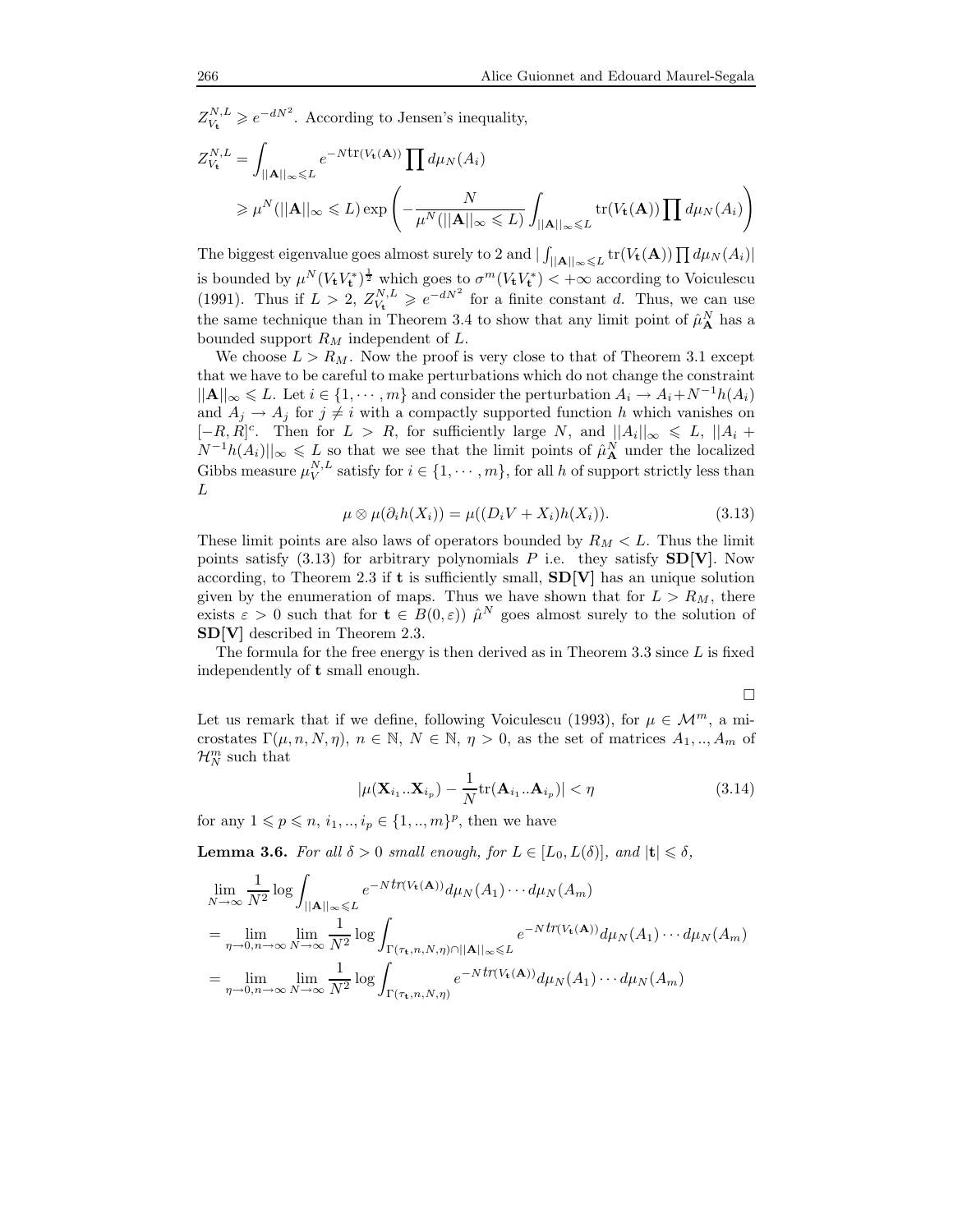$Z_{V_{\mathbf{t}}}^{N,L} \geqslant e^{-dN^2}$. According to Jensen's inequality,

$$
\begin{aligned}
Z_{V_{\mathbf{t}}}^{N,L} &= \int_{||\mathbf{A}||_\infty \leqslant L} e^{-N\mathrm{tr}(V_{\mathbf{t}}(\mathbf{A}))} \prod d\mu_N(A_i) \\
&\geqslant \mu^N(||\mathbf{A}||_\infty \leqslant L) \exp\left( -\frac{N}{\mu^N(||\mathbf{A}||_\infty \leqslant L)} \int_{||\mathbf{A}||_\infty \leqslant L} \mathrm{tr}(V_{\mathbf{t}}(\mathbf{A})) \prod d\mu_N(A_i) \right)
\end{aligned}
$$

The biggest eigenvalue goes almost surely to 2 and $|\int_{||\mathbf{A}||_\infty \leqslant L} \mathrm{tr}(V_{\mathbf{t}}(\mathbf{A})) \prod d\mu_N(A_i)|$ is bounded by $\mu^N(V_{\mathbf{t}}V_{\mathbf{t}}^*)^{\frac{1}{2}}$ which goes to $\sigma^m(V_{\mathbf{t}}V_{\mathbf{t}}^*) < +\infty$ according to Voiculescu (1991). Thus if $L > 2$, $Z_{V_{\mathbf{t}}}^{N,L} \geqslant e^{-dN^2}$ for a finite constant $d$. Thus, we can use the same technique than in Theorem 3.4 to show that any limit point of $\hat{\mu}_{\mathbf{A}}^N$ has a bounded support $R_M$ independent of $L$.

We choose $L > R_M$. Now the proof is very close to that of Theorem 3.1 except that we have to be careful to make perturbations which do not change the constraint $||\mathbf{A}||_\infty \leqslant L$. Let $i \in \{1, \cdots, m\}$ and consider the perturbation $A_i \to A_i + N^{-1}h(A_i)$ and $A_j \to A_j$ for $j \neq i$ with a compactly supported function $h$ which vanishes on $[-R, R]^c$. Then for $L > R$, for sufficiently large $N$, and $||A_i||_\infty \leqslant L$, $||A_i + N^{-1}h(A_i)||_\infty \leqslant L$ so that we see that the limit points of $\hat{\mu}_{\mathbf{A}}^N$ under the localized Gibbs measure $\mu_V^{N,L}$ satisfy for $i \in \{1, \cdots, m\}$, for all $h$ of support strictly less than $L$

$$
\mu \otimes \mu(\partial_i h(X_i)) = \mu((D_i V + X_i)h(X_i)). \tag{3.13}
$$

These limit points are also laws of operators bounded by $R_M < L$. Thus the limit points satisfy (3.13) for arbitrary polynomials $P$ i.e. they satisfy **SD[V]**. Now according, to Theorem 2.3 if $\mathbf{t}$ is sufficiently small, **SD[V]** has an unique solution given by the enumeration of maps. Thus we have shown that for $L > R_M$, there exists $\varepsilon > 0$ such that for $\mathbf{t} \in B(0, \varepsilon))$ $\hat{\mu}^N$ goes almost surely to the solution of **SD[V]** described in Theorem 2.3.

The formula for the free energy is then derived as in Theorem 3.3 since $L$ is fixed independently of $\mathbf{t}$ small enough.

□

Let us remark that if we define, following Voiculescu (1993), for $\mu \in \mathcal{M}^m$, a microstates $\Gamma(\mu, n, N, \eta)$, $n \in \mathbb{N}$, $N \in \mathbb{N}$, $\eta > 0$, as the set of matrices $A_1, .., A_m$ of $\mathcal{H}_N^m$ such that

$$
|\mu(\mathbf{X}_{i_1}..\mathbf{X}_{i_p}) - \frac{1}{N}\mathrm{tr}(\mathbf{A}_{i_1}..\mathbf{A}_{i_p})| < \eta \tag{3.14}
$$

for any $1 \leqslant p \leqslant n$, $i_1, .., i_p \in \{1, .., m\}^p$, then we have

**Lemma 3.6.** *For all $\delta > 0$ small enough, for $L \in [L_0, L(\delta)]$, and $|\mathbf{t}| \leqslant \delta$,*

$$
\begin{aligned}
&\lim_{N\to\infty} \frac{1}{N^2} \log \int_{||\mathbf{A}||_\infty \leqslant L} e^{-N tr(V_{\mathbf{t}}(\mathbf{A}))} d\mu_N(A_1) \cdots d\mu_N(A_m) \\
&= \lim_{\eta \to 0, n\to\infty} \lim_{N\to\infty} \frac{1}{N^2} \log \int_{\Gamma(\tau_{\mathbf{t}}, n, N, \eta) \cap ||\mathbf{A}||_\infty \leqslant L} e^{-N tr(V_{\mathbf{t}}(\mathbf{A}))} d\mu_N(A_1) \cdots d\mu_N(A_m) \\
&= \lim_{\eta \to 0, n\to\infty} \lim_{N\to\infty} \frac{1}{N^2} \log \int_{\Gamma(\tau_{\mathbf{t}}, n, N, \eta)} e^{-N tr(V_{\mathbf{t}}(\mathbf{A}))} d\mu_N(A_1) \cdots d\mu_N(A_m)
\end{aligned}
$$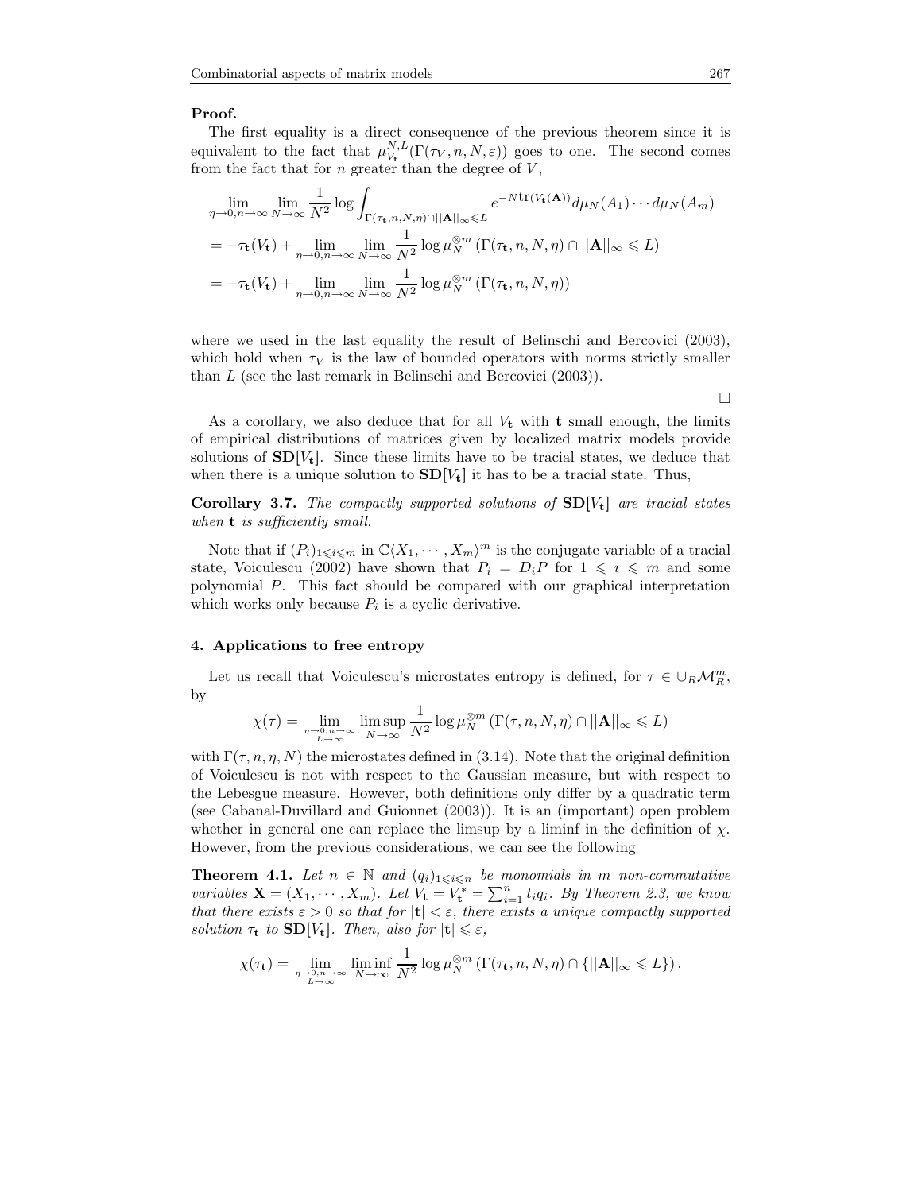**Proof.**

The first equality is a direct consequence of the previous theorem since it is equivalent to the fact that $\mu_{V_{\mathbf{t}}}^{N,L}(\Gamma(\tau_V, n, N, \varepsilon))$ goes to one. The second comes from the fact that for $n$ greater than the degree of $V$,

$$
\begin{aligned}
&\lim_{\eta\to 0, n\to\infty} \lim_{N\to\infty} \frac{1}{N^2} \log \int_{\Gamma(\tau_{\mathbf{t}}, n, N, \eta)\cap ||\mathbf{A}||_\infty \leqslant L} e^{-N\mathrm{tr}(V_{\mathbf{t}}(\mathbf{A}))} d\mu_N(A_1)\cdots d\mu_N(A_m) \\
&= -\tau_{\mathbf{t}}(V_{\mathbf{t}}) + \lim_{\eta\to 0, n\to\infty} \lim_{N\to\infty} \frac{1}{N^2} \log \mu_N^{\otimes m}\left(\Gamma(\tau_{\mathbf{t}}, n, N, \eta) \cap ||\mathbf{A}||_\infty \leqslant L\right) \\
&= -\tau_{\mathbf{t}}(V_{\mathbf{t}}) + \lim_{\eta\to 0, n\to\infty} \lim_{N\to\infty} \frac{1}{N^2} \log \mu_N^{\otimes m}\left(\Gamma(\tau_{\mathbf{t}}, n, N, \eta)\right)
\end{aligned}
$$

where we used in the last equality the result of Belinschi and Bercovici (2003), which hold when $\tau_V$ is the law of bounded operators with norms strictly smaller than $L$ (see the last remark in Belinschi and Bercovici (2003)).

□

As a corollary, we also deduce that for all $V_{\mathbf{t}}$ with $\mathbf{t}$ small enough, the limits of empirical distributions of matrices given by localized matrix models provide solutions of $\mathbf{SD}[V_{\mathbf{t}}]$. Since these limits have to be tracial states, we deduce that when there is a unique solution to $\mathbf{SD}[V_{\mathbf{t}}]$ it has to be a tracial state. Thus,

**Corollary 3.7.** *The compactly supported solutions of $\mathbf{SD}[V_{\mathbf{t}}]$ are tracial states when $\mathbf{t}$ is sufficiently small.*

Note that if $(P_i)_{1\leqslant i\leqslant m}$ in $\mathbb{C}\langle X_1, \cdots, X_m\rangle^m$ is the conjugate variable of a tracial state, Voiculescu (2002) have shown that $P_i = D_i P$ for $1 \leqslant i \leqslant m$ and some polynomial $P$. This fact should be compared with our graphical interpretation which works only because $P_i$ is a cyclic derivative.

## 4. Applications to free entropy

Let us recall that Voiculescu's microstates entropy is defined, for $\tau \in \cup_R \mathcal{M}_R^m$, by

$$
\chi(\tau) = \lim_{\substack{\eta\to 0, n\to\infty \\ L\to\infty}} \limsup_{N\to\infty} \frac{1}{N^2} \log \mu_N^{\otimes m}\left(\Gamma(\tau, n, N, \eta) \cap ||\mathbf{A}||_\infty \leqslant L\right)
$$

with $\Gamma(\tau, n, \eta, N)$ the microstates defined in (3.14). Note that the original definition of Voiculescu is not with respect to the Gaussian measure, but with respect to the Lebesgue measure. However, both definitions only differ by a quadratic term (see Cabanal-Duvillard and Guionnet (2003)). It is an (important) open problem whether in general one can replace the limsup by a liminf in the definition of $\chi$. However, from the previous considerations, we can see the following

**Theorem 4.1.** *Let $n \in \mathbb{N}$ and $(q_i)_{1\leqslant i\leqslant n}$ be monomials in $m$ non-commutative variables $\mathbf{X} = (X_1, \cdots, X_m)$. Let $V_{\mathbf{t}} = V_{\mathbf{t}}^* = \sum_{i=1}^n t_i q_i$. By Theorem 2.3, we know that there exists $\varepsilon > 0$ so that for $|\mathbf{t}| < \varepsilon$, there exists a unique compactly supported solution $\tau_{\mathbf{t}}$ to $\mathbf{SD}[V_{\mathbf{t}}]$. Then, also for $|\mathbf{t}| \leqslant \varepsilon$,*

$$
\chi(\tau_{\mathbf{t}}) = \lim_{\substack{\eta\to 0, n\to\infty \\ L\to\infty}} \liminf_{N\to\infty} \frac{1}{N^2} \log \mu_N^{\otimes m}\left(\Gamma(\tau_{\mathbf{t}}, n, N, \eta) \cap \{||\mathbf{A}||_\infty \leqslant L\}\right).
$$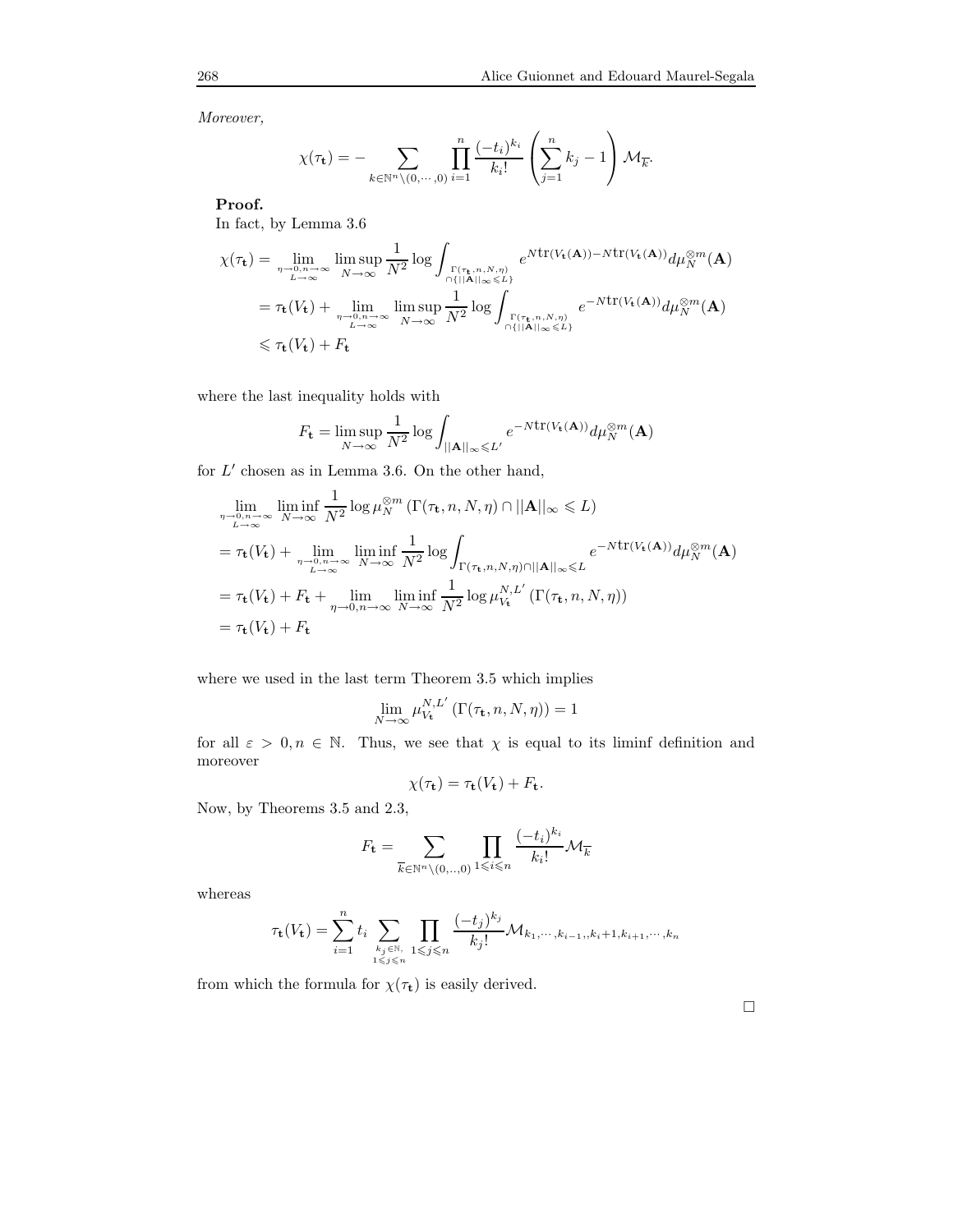*Moreover,*

$$\chi(\tau_{\mathbf{t}}) = - \sum_{k \in \mathbb{N}^n \setminus (0,\cdots,0)} \prod_{i=1}^{n} \frac{(-t_i)^{k_i}}{k_i!} \left( \sum_{j=1}^{n} k_j - 1 \right) \mathcal{M}_{\overline{k}}.$$

**Proof.**

In fact, by Lemma 3.6

$$\begin{aligned}
\chi(\tau_{\mathbf{t}}) &= \lim_{\substack{\eta \to 0, n \to \infty \\ L \to \infty}} \limsup_{N \to \infty} \frac{1}{N^2} \log \int_{\substack{\Gamma(\tau_{\mathbf{t}}, n, N, \eta) \\ \cap \{||\mathbf{A}||_\infty \leqslant L\}}} e^{N\mathrm{tr}(V_{\mathbf{t}}(\mathbf{A})) - N\mathrm{tr}(V_{\mathbf{t}}(\mathbf{A}))} d\mu_N^{\otimes m}(\mathbf{A}) \\
&= \tau_{\mathbf{t}}(V_{\mathbf{t}}) + \lim_{\substack{\eta \to 0, n \to \infty \\ L \to \infty}} \limsup_{N \to \infty} \frac{1}{N^2} \log \int_{\substack{\Gamma(\tau_{\mathbf{t}}, n, N, \eta) \\ \cap \{||\mathbf{A}||_\infty \leqslant L\}}} e^{-N\mathrm{tr}(V_{\mathbf{t}}(\mathbf{A}))} d\mu_N^{\otimes m}(\mathbf{A}) \\
&\leqslant \tau_{\mathbf{t}}(V_{\mathbf{t}}) + F_{\mathbf{t}}
\end{aligned}$$

where the last inequality holds with

$$F_{\mathbf{t}} = \limsup_{N \to \infty} \frac{1}{N^2} \log \int_{||\mathbf{A}||_\infty \leqslant L'} e^{-N\mathrm{tr}(V_{\mathbf{t}}(\mathbf{A}))} d\mu_N^{\otimes m}(\mathbf{A})$$

for $L'$ chosen as in Lemma 3.6. On the other hand,

$$\begin{aligned}
&\lim_{\substack{\eta \to 0, n \to \infty \\ L \to \infty}} \liminf_{N \to \infty} \frac{1}{N^2} \log \mu_N^{\otimes m} \left( \Gamma(\tau_{\mathbf{t}}, n, N, \eta) \cap ||\mathbf{A}||_\infty \leqslant L \right) \\
&= \tau_{\mathbf{t}}(V_{\mathbf{t}}) + \lim_{\substack{\eta \to 0, n \to \infty \\ L \to \infty}} \liminf_{N \to \infty} \frac{1}{N^2} \log \int_{\Gamma(\tau_{\mathbf{t}}, n, N, \eta) \cap ||\mathbf{A}||_\infty \leqslant L} e^{-N\mathrm{tr}(V_{\mathbf{t}}(\mathbf{A}))} d\mu_N^{\otimes m}(\mathbf{A}) \\
&= \tau_{\mathbf{t}}(V_{\mathbf{t}}) + F_{\mathbf{t}} + \lim_{\eta \to 0, n \to \infty} \liminf_{N \to \infty} \frac{1}{N^2} \log \mu_{V_{\mathbf{t}}}^{N, L'} \left( \Gamma(\tau_{\mathbf{t}}, n, N, \eta) \right) \\
&= \tau_{\mathbf{t}}(V_{\mathbf{t}}) + F_{\mathbf{t}}
\end{aligned}$$

where we used in the last term Theorem 3.5 which implies

$$\lim_{N \to \infty} \mu_{V_{\mathbf{t}}}^{N, L'} \left( \Gamma(\tau_{\mathbf{t}}, n, N, \eta) \right) = 1$$

for all $\varepsilon > 0, n \in \mathbb{N}$. Thus, we see that $\chi$ is equal to its liminf definition and moreover

$$\chi(\tau_{\mathbf{t}}) = \tau_{\mathbf{t}}(V_{\mathbf{t}}) + F_{\mathbf{t}}.$$

Now, by Theorems 3.5 and 2.3,

$$F_{\mathbf{t}} = \sum_{\overline{k} \in \mathbb{N}^n \setminus (0,..,0)} \prod_{1 \leqslant i \leqslant n} \frac{(-t_i)^{k_i}}{k_i!} \mathcal{M}_{\overline{k}}$$

whereas

$$\tau_{\mathbf{t}}(V_{\mathbf{t}}) = \sum_{i=1}^{n} t_i \sum_{\substack{k_j \in \mathbb{N}, \\ 1 \leqslant j \leqslant n}} \prod_{1 \leqslant j \leqslant n} \frac{(-t_j)^{k_j}}{k_j!} \mathcal{M}_{k_1, \cdots, k_{i-1}, k_i + 1, k_{i+1}, \cdots, k_n}$$

from which the formula for $\chi(\tau_{\mathbf{t}})$ is easily derived.

□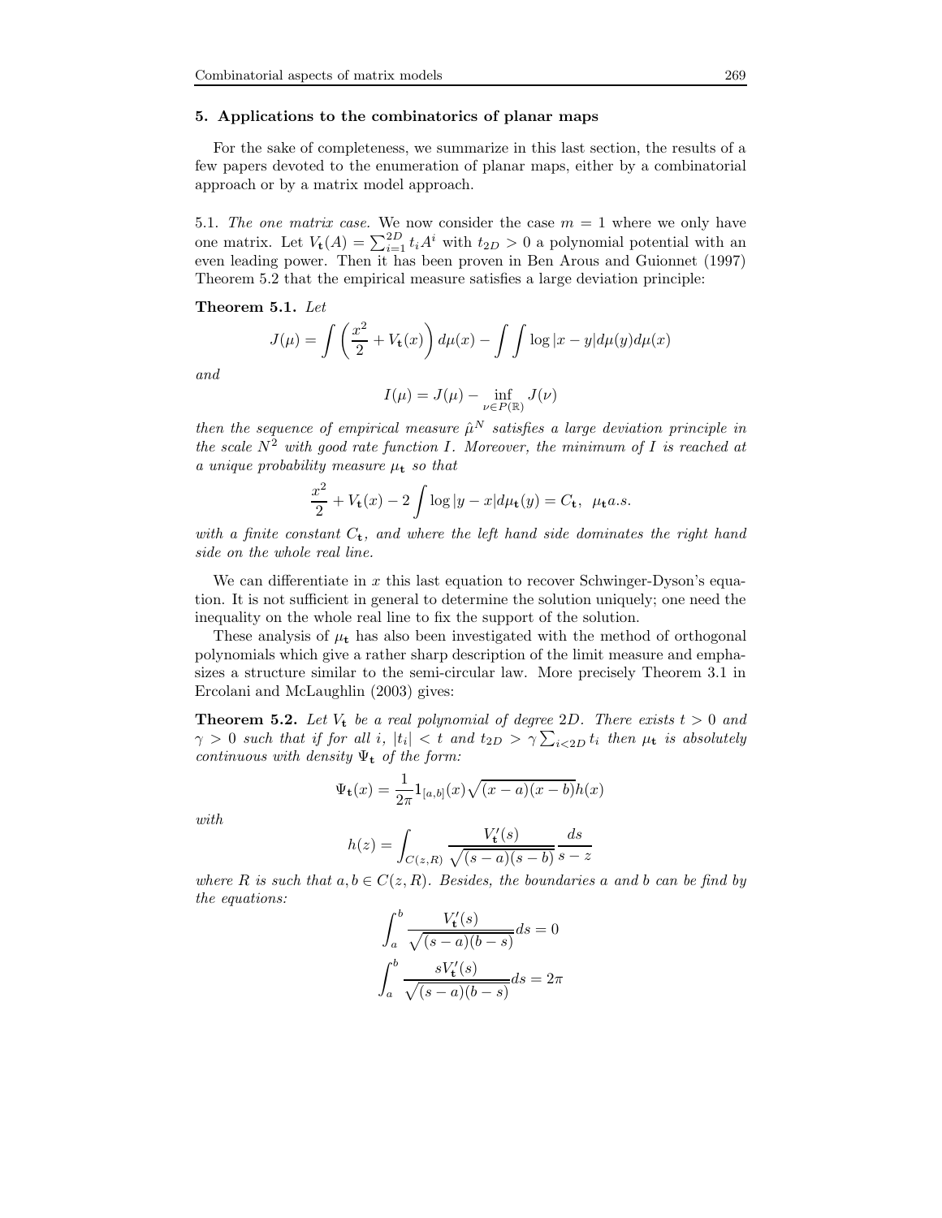## 5. Applications to the combinatorics of planar maps

For the sake of completeness, we summarize in this last section, the results of a few papers devoted to the enumeration of planar maps, either by a combinatorial approach or by a matrix model approach.

5.1. *The one matrix case.* We now consider the case $m = 1$ where we only have one matrix. Let $V_{\mathbf{t}}(A) = \sum_{i=1}^{2D} t_i A^i$ with $t_{2D} > 0$ a polynomial potential with an even leading power. Then it has been proven in Ben Arous and Guionnet (1997) Theorem 5.2 that the empirical measure satisfies a large deviation principle:

**Theorem 5.1.** *Let*

$$J(\mu) = \int \left( \frac{x^2}{2} + V_{\mathbf{t}}(x) \right) d\mu(x) - \int \int \log |x - y| d\mu(y) d\mu(x)$$

*and*

$$I(\mu) = J(\mu) - \inf_{\nu \in P(\mathbb{R})} J(\nu)$$

*then the sequence of empirical measure $\hat{\mu}^N$ satisfies a large deviation principle in the scale $N^2$ with good rate function $I$. Moreover, the minimum of $I$ is reached at a unique probability measure $\mu_{\mathbf{t}}$ so that*

$$\frac{x^2}{2} + V_{\mathbf{t}}(x) - 2 \int \log |y - x| d\mu_{\mathbf{t}}(y) = C_{\mathbf{t}}, \ \ \mu_{\mathbf{t}} a.s.$$

*with a finite constant $C_{\mathbf{t}}$, and where the left hand side dominates the right hand side on the whole real line.*

We can differentiate in $x$ this last equation to recover Schwinger-Dyson's equation. It is not sufficient in general to determine the solution uniquely; one need the inequality on the whole real line to fix the support of the solution.

These analysis of $\mu_{\mathbf{t}}$ has also been investigated with the method of orthogonal polynomials which give a rather sharp description of the limit measure and emphasizes a structure similar to the semi-circular law. More precisely Theorem 3.1 in Ercolani and McLaughlin (2003) gives:

**Theorem 5.2.** *Let $V_{\mathbf{t}}$ be a real polynomial of degree $2D$. There exists $t > 0$ and $\gamma > 0$ such that if for all $i$, $|t_i| < t$ and $t_{2D} > \gamma \sum_{i<2D} t_i$ then $\mu_{\mathbf{t}}$ is absolutely continuous with density $\Psi_{\mathbf{t}}$ of the form:*

$$\Psi_{\mathbf{t}}(x) = \frac{1}{2\pi} 1_{[a,b]}(x) \sqrt{(x-a)(x-b)} h(x)$$

*with*

$$h(z) = \int_{C(z,R)} \frac{V_{\mathbf{t}}'(s)}{\sqrt{(s-a)(s-b)}} \frac{ds}{s-z}$$

*where $R$ is such that $a, b \in C(z, R)$. Besides, the boundaries $a$ and $b$ can be find by the equations:*

$$\int_a^b \frac{V_{\mathbf{t}}'(s)}{\sqrt{(s-a)(b-s)}} ds = 0$$

$$\int_a^b \frac{s V_{\mathbf{t}}'(s)}{\sqrt{(s-a)(b-s)}} ds = 2\pi$$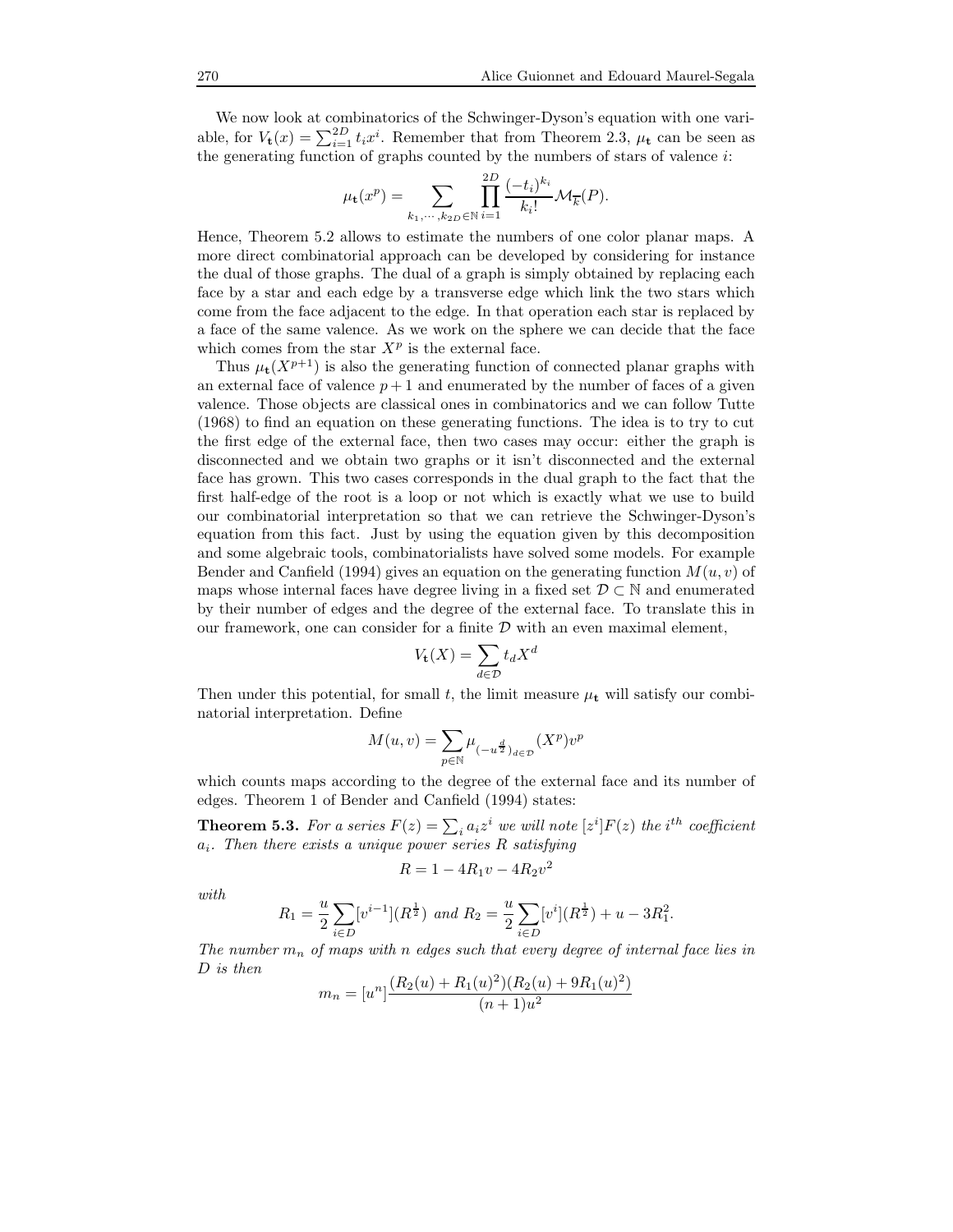We now look at combinatorics of the Schwinger-Dyson's equation with one variable, for $V_{\mathbf{t}}(x) = \sum_{i=1}^{2D} t_i x^i$. Remember that from Theorem 2.3, $\mu_{\mathbf{t}}$ can be seen as the generating function of graphs counted by the numbers of stars of valence $i$:

$$\mu_{\mathbf{t}}(x^p) = \sum_{k_1,\cdots,k_{2D}\in\mathbb{N}} \prod_{i=1}^{2D} \frac{(-t_i)^{k_i}}{k_i!} \mathcal{M}_{\overline{k}}(P).$$

Hence, Theorem 5.2 allows to estimate the numbers of one color planar maps. A more direct combinatorial approach can be developed by considering for instance the dual of those graphs. The dual of a graph is simply obtained by replacing each face by a star and each edge by a transverse edge which link the two stars which come from the face adjacent to the edge. In that operation each star is replaced by a face of the same valence. As we work on the sphere we can decide that the face which comes from the star $X^p$ is the external face.

Thus $\mu_{\mathbf{t}}(X^{p+1})$ is also the generating function of connected planar graphs with an external face of valence $p+1$ and enumerated by the number of faces of a given valence. Those objects are classical ones in combinatorics and we can follow Tutte (1968) to find an equation on these generating functions. The idea is to try to cut the first edge of the external face, then two cases may occur: either the graph is disconnected and we obtain two graphs or it isn't disconnected and the external face has grown. This two cases corresponds in the dual graph to the fact that the first half-edge of the root is a loop or not which is exactly what we use to build our combinatorial interpretation so that we can retrieve the Schwinger-Dyson's equation from this fact. Just by using the equation given by this decomposition and some algebraic tools, combinatorialists have solved some models. For example Bender and Canfield (1994) gives an equation on the generating function $M(u,v)$ of maps whose internal faces have degree living in a fixed set $\mathcal{D} \subset \mathbb{N}$ and enumerated by their number of edges and the degree of the external face. To translate this in our framework, one can consider for a finite $\mathcal{D}$ with an even maximal element,

$$V_{\mathbf{t}}(X) = \sum_{d\in\mathcal{D}} t_d X^d$$

Then under this potential, for small $t$, the limit measure $\mu_{\mathbf{t}}$ will satisfy our combinatorial interpretation. Define

$$M(u,v) = \sum_{p\in\mathbb{N}} \mu_{(-u^{\frac{d}{2}})_{d\in\mathcal{D}}}(X^p) v^p$$

which counts maps according to the degree of the external face and its number of edges. Theorem 1 of Bender and Canfield (1994) states:

**Theorem 5.3.** *For a series $F(z) = \sum_i a_i z^i$ we will note $[z^i]F(z)$ the $i^{th}$ coefficient $a_i$. Then there exists a unique power series $R$ satisfying*

$$R = 1 - 4R_1 v - 4R_2 v^2$$

*with*

$$R_1 = \frac{u}{2}\sum_{i\in D}[v^{i-1}](R^{\frac{1}{2}}) \text{ and } R_2 = \frac{u}{2}\sum_{i\in D}[v^i](R^{\frac{1}{2}}) + u - 3R_1^2.$$

*The number $m_n$ of maps with $n$ edges such that every degree of internal face lies in $D$ is then*

$$m_n = [u^n]\frac{(R_2(u) + R_1(u)^2)(R_2(u) + 9R_1(u)^2)}{(n+1)u^2}$$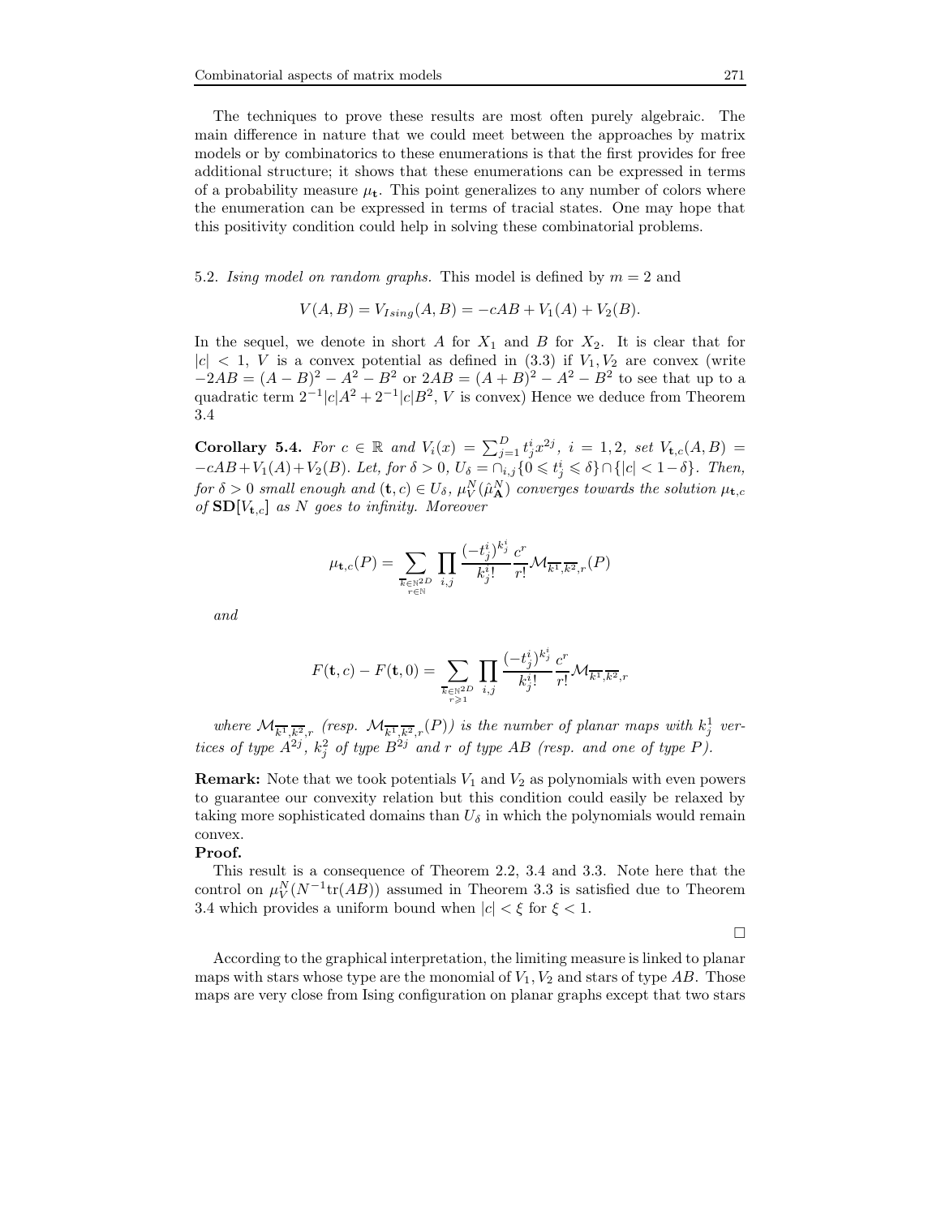The techniques to prove these results are most often purely algebraic. The main difference in nature that we could meet between the approaches by matrix models or by combinatorics to these enumerations is that the first provides for free additional structure; it shows that these enumerations can be expressed in terms of a probability measure $\mu_{\mathbf{t}}$. This point generalizes to any number of colors where the enumeration can be expressed in terms of tracial states. One may hope that this positivity condition could help in solving these combinatorial problems.

5.2. *Ising model on random graphs.* This model is defined by $m = 2$ and

$$V(A, B) = V_{Ising}(A, B) = -cAB + V_1(A) + V_2(B).$$

In the sequel, we denote in short $A$ for $X_1$ and $B$ for $X_2$. It is clear that for $|c| < 1$, $V$ is a convex potential as defined in (3.3) if $V_1, V_2$ are convex (write $-2AB = (A-B)^2 - A^2 - B^2$ or $2AB = (A+B)^2 - A^2 - B^2$ to see that up to a quadratic term $2^{-1}|c|A^2 + 2^{-1}|c|B^2$, $V$ is convex) Hence we deduce from Theorem 3.4

**Corollary 5.4.** *For $c \in \mathbb{R}$ and $V_i(x) = \sum_{j=1}^{D} t_j^i x^{2j}$, $i = 1, 2$, set $V_{\mathbf{t},c}(A, B) = -cAB + V_1(A) + V_2(B)$. Let, for $\delta > 0$, $U_\delta = \cap_{i,j}\{0 \leqslant t_j^i \leqslant \delta\} \cap \{|c| < 1 - \delta\}$. Then, for $\delta > 0$ small enough and $(\mathbf{t}, c) \in U_\delta$, $\mu_V^N(\hat{\mu}_{\mathbf{A}}^N)$ converges towards the solution $\mu_{\mathbf{t},c}$ of $\mathbf{SD}[V_{\mathbf{t},c}]$ as $N$ goes to infinity. Moreover*

$$\mu_{\mathbf{t},c}(P) = \sum_{\substack{\overline{k} \in \mathbb{N}^{2D} \\ r \in \mathbb{N}}} \prod_{i,j} \frac{(-t_j^i)^{k_j^i}}{k_j^i!} \frac{c^r}{r!} \mathcal{M}_{\overline{k^1}, \overline{k^2}, r}(P)$$

*and*

$$F(\mathbf{t}, c) - F(\mathbf{t}, 0) = \sum_{\substack{\overline{k} \in \mathbb{N}^{2D} \\ r \geqslant 1}} \prod_{i,j} \frac{(-t_j^i)^{k_j^i}}{k_j^i!} \frac{c^r}{r!} \mathcal{M}_{\overline{k^1}, \overline{k^2}, r}$$

*where $\mathcal{M}_{\overline{k^1}, \overline{k^2}, r}$ (resp. $\mathcal{M}_{\overline{k^1}, \overline{k^2}, r}(P)$) is the number of planar maps with $k_j^1$ vertices of type $A^{2j}$, $k_j^2$ of type $B^{2j}$ and $r$ of type $AB$ (resp. and one of type $P$).*

**Remark:** Note that we took potentials $V_1$ and $V_2$ as polynomials with even powers to guarantee our convexity relation but this condition could easily be relaxed by taking more sophisticated domains than $U_\delta$ in which the polynomials would remain convex.

**Proof.**

This result is a consequence of Theorem 2.2, 3.4 and 3.3. Note here that the control on $\mu_V^N(N^{-1}\mathrm{tr}(AB))$ assumed in Theorem 3.3 is satisfied due to Theorem 3.4 which provides a uniform bound when $|c| < \xi$ for $\xi < 1$.

□

According to the graphical interpretation, the limiting measure is linked to planar maps with stars whose type are the monomial of $V_1, V_2$ and stars of type $AB$. Those maps are very close from Ising configuration on planar graphs except that two stars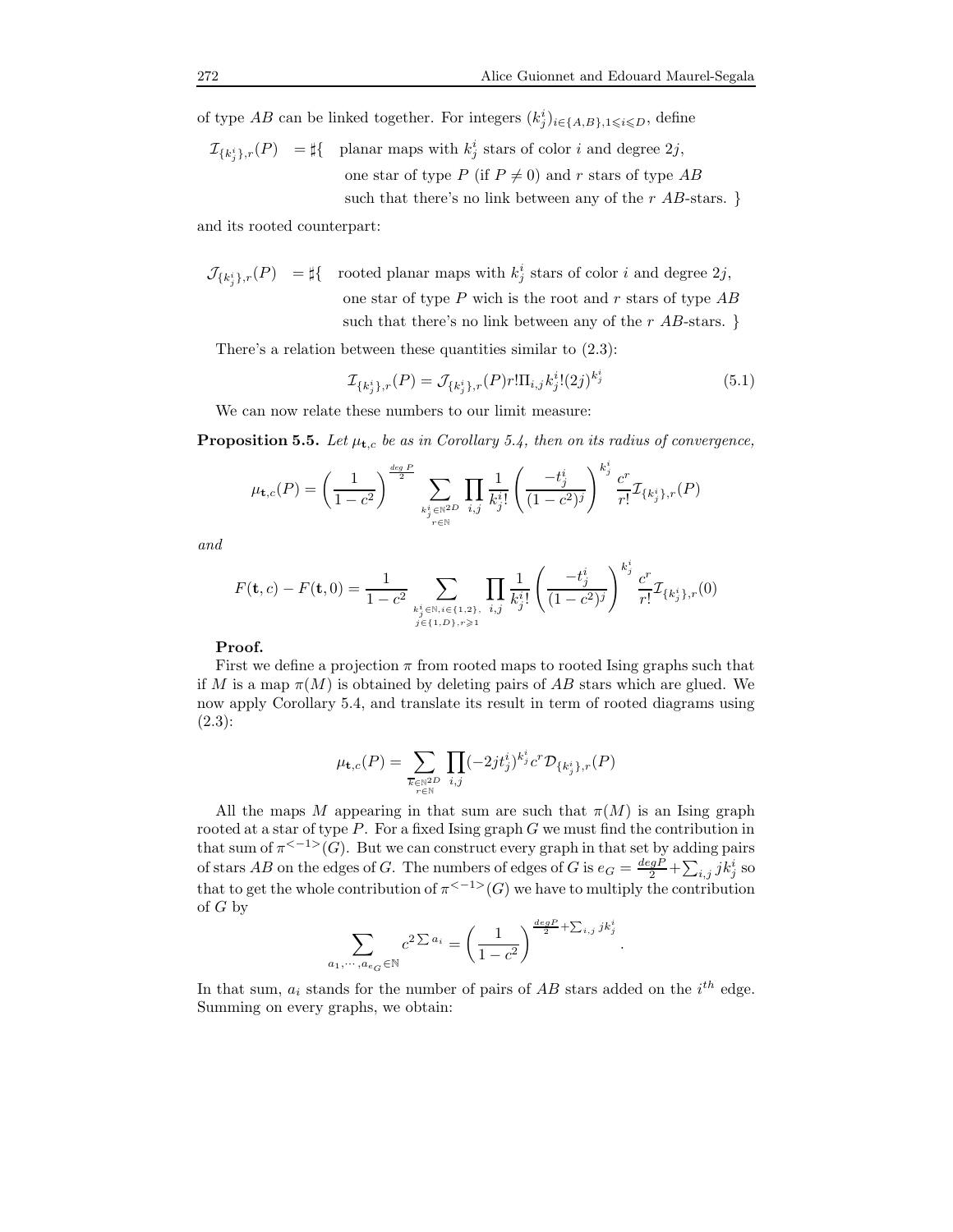of type $AB$ can be linked together. For integers $(k_j^i)_{i\in\{A,B\},1\leqslant i\leqslant D}$, define

$$
\begin{aligned}
\mathcal{I}_{\{k_j^i\},r}(P) \quad = \sharp\{ \quad & \text{planar maps with } k_j^i \text{ stars of color } i \text{ and degree } 2j, \\
& \text{one star of type } P \text{ (if } P\neq 0\text{) and } r \text{ stars of type } AB \\
& \text{such that there's no link between any of the } r \ AB\text{-stars. } \}
\end{aligned}
$$

and its rooted counterpart:

$$
\begin{aligned}
\mathcal{J}_{\{k_j^i\},r}(P) \quad = \sharp\{ \quad & \text{rooted planar maps with } k_j^i \text{ stars of color } i \text{ and degree } 2j, \\
& \text{one star of type } P \text{ wich is the root and } r \text{ stars of type } AB \\
& \text{such that there's no link between any of the } r \ AB\text{-stars. } \}
\end{aligned}
$$

There's a relation between these quantities similar to (2.3):

$$
\mathcal{I}_{\{k_j^i\},r}(P) = \mathcal{J}_{\{k_j^i\},r}(P) r! \Pi_{i,j} k_j^i!(2j)^{k_j^i} \tag{5.1}
$$

We can now relate these numbers to our limit measure:

**Proposition 5.5.** *Let $\mu_{\mathbf{t},c}$ be as in Corollary 5.4, then on its radius of convergence,*

$$
\mu_{\mathbf{t},c}(P) = \left(\frac{1}{1-c^2}\right)^{\frac{\deg P}{2}} \sum_{\substack{k_j^i\in\mathbb{N}^{2D} \\ r\in\mathbb{N}}} \prod_{i,j} \frac{1}{k_j^i!}\left(\frac{-t_j^i}{(1-c^2)^j}\right)^{k_j^i} \frac{c^r}{r!}\mathcal{I}_{\{k_j^i\},r}(P)
$$

*and*

$$
F(\mathbf{t},c) - F(\mathbf{t},0) = \frac{1}{1-c^2} \sum_{\substack{k_j^i\in\mathbb{N}, i\in\{1,2\}, \\ j\in\{1,D\}, r\geqslant 1}} \prod_{i,j} \frac{1}{k_j^i!}\left(\frac{-t_j^i}{(1-c^2)^j}\right)^{k_j^i} \frac{c^r}{r!}\mathcal{I}_{\{k_j^i\},r}(0)
$$

**Proof.**
First we define a projection $\pi$ from rooted maps to rooted Ising graphs such that if $M$ is a map $\pi(M)$ is obtained by deleting pairs of $AB$ stars which are glued. We now apply Corollary 5.4, and translate its result in term of rooted diagrams using (2.3):

$$
\mu_{\mathbf{t},c}(P) = \sum_{\substack{\overline{k}\in\mathbb{N}^{2D} \\ r\in\mathbb{N}}} \prod_{i,j} (-2jt_j^i)^{k_j^i} c^r \mathcal{D}_{\{k_j^i\},r}(P)
$$

All the maps $M$ appearing in that sum are such that $\pi(M)$ is an Ising graph rooted at a star of type $P$. For a fixed Ising graph $G$ we must find the contribution in that sum of $\pi^{<-1>}(G)$. But we can construct every graph in that set by adding pairs of stars $AB$ on the edges of $G$. The numbers of edges of $G$ is $e_G = \frac{degP}{2} + \sum_{i,j} jk_j^i$ so that to get the whole contribution of $\pi^{<-1>}(G)$ we have to multiply the contribution of $G$ by

$$
\sum_{a_1,\cdots,a_{e_G}\in\mathbb{N}} c^{2\sum a_i} = \left(\frac{1}{1-c^2}\right)^{\frac{degP}{2}+\sum_{i,j} jk_j^i}.
$$

In that sum, $a_i$ stands for the number of pairs of $AB$ stars added on the $i^{th}$ edge. Summing on every graphs, we obtain: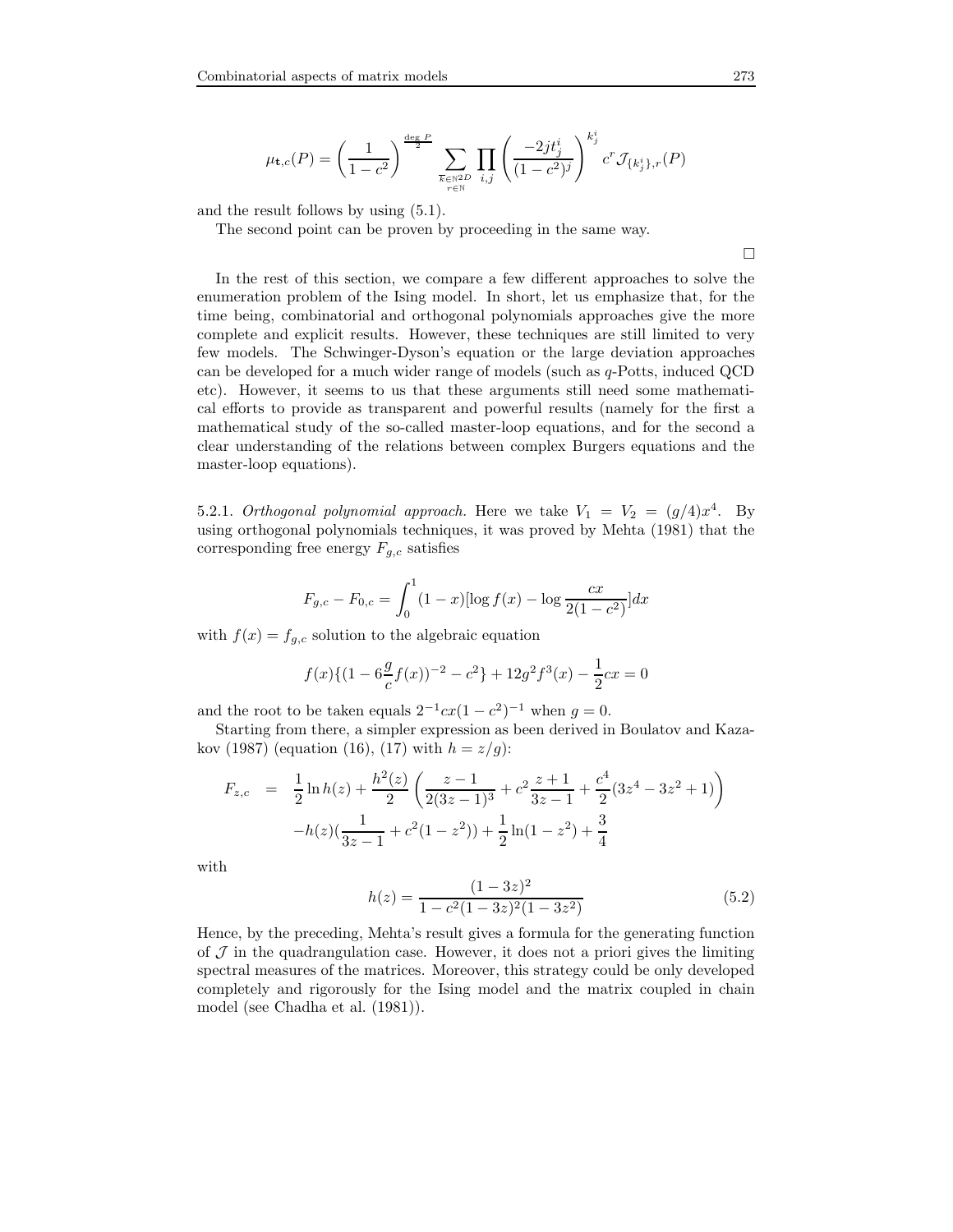$$\mu_{\mathbf{t},c}(P) = \left(\frac{1}{1-c^2}\right)^{\frac{\deg P}{2}} \sum_{\substack{\overline{k}\in\mathbb{N}^{2D}\\ r\in\mathbb{N}}} \prod_{i,j} \left(\frac{-2jt_j^i}{(1-c^2)^j}\right)^{k_j^i} c^r \mathcal{J}_{\{k_j^i\},r}(P)$$

and the result follows by using (5.1).

The second point can be proven by proceeding in the same way.

□

In the rest of this section, we compare a few different approaches to solve the enumeration problem of the Ising model. In short, let us emphasize that, for the time being, combinatorial and orthogonal polynomials approaches give the more complete and explicit results. However, these techniques are still limited to very few models. The Schwinger-Dyson's equation or the large deviation approaches can be developed for a much wider range of models (such as $q$-Potts, induced QCD etc). However, it seems to us that these arguments still need some mathematical efforts to provide as transparent and powerful results (namely for the first a mathematical study of the so-called master-loop equations, and for the second a clear understanding of the relations between complex Burgers equations and the master-loop equations).

5.2.1. *Orthogonal polynomial approach.* Here we take $V_1 = V_2 = (g/4)x^4$. By using orthogonal polynomials techniques, it was proved by Mehta (1981) that the corresponding free energy $F_{g,c}$ satisfies

$$F_{g,c} - F_{0,c} = \int_0^1 (1-x)[\log f(x) - \log \frac{cx}{2(1-c^2)}]dx$$

with $f(x) = f_{g,c}$ solution to the algebraic equation

$$f(x)\{(1 - 6\frac{g}{c}f(x))^{-2} - c^2\} + 12g^2 f^3(x) - \frac{1}{2}cx = 0$$

and the root to be taken equals $2^{-1}cx(1-c^2)^{-1}$ when $g = 0$.

Starting from there, a simpler expression as been derived in Boulatov and Kazakov (1987) (equation (16), (17) with $h = z/g$):

$$\begin{aligned} F_{z,c} &= \frac{1}{2}\ln h(z) + \frac{h^2(z)}{2}\left(\frac{z-1}{2(3z-1)^3} + c^2\frac{z+1}{3z-1} + \frac{c^4}{2}(3z^4 - 3z^2 + 1)\right) \\ &\quad - h(z)\left(\frac{1}{3z-1} + c^2(1-z^2)\right) + \frac{1}{2}\ln(1-z^2) + \frac{3}{4} \end{aligned}$$

with

$$h(z) = \frac{(1-3z)^2}{1 - c^2(1-3z)^2(1-3z^2)} \tag{5.2}$$

Hence, by the preceding, Mehta's result gives a formula for the generating function of $\mathcal{J}$ in the quadrangulation case. However, it does not a priori gives the limiting spectral measures of the matrices. Moreover, this strategy could be only developed completely and rigorously for the Ising model and the matrix coupled in chain model (see Chadha et al. (1981)).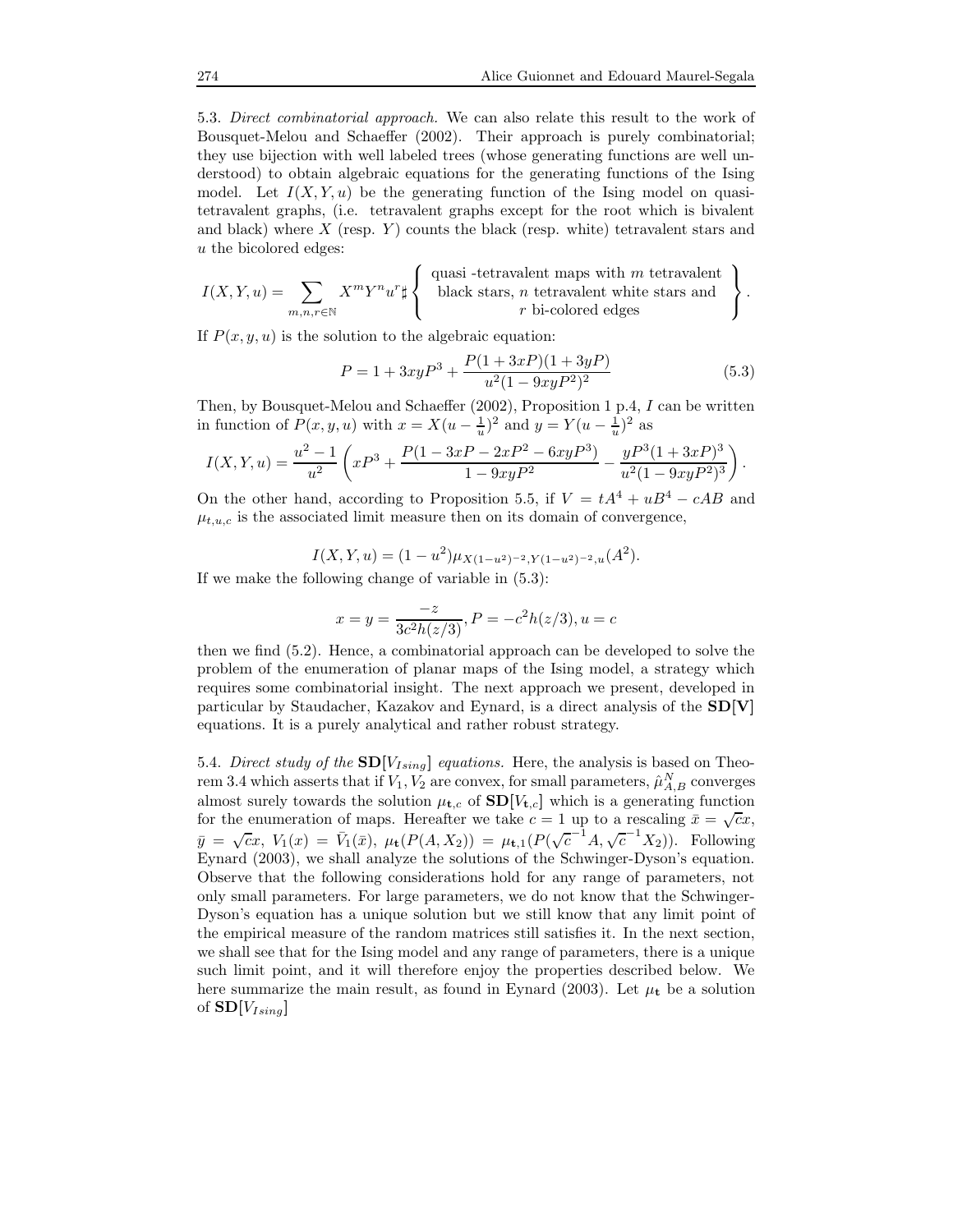5.3. *Direct combinatorial approach.* We can also relate this result to the work of Bousquet-Melou and Schaeffer (2002). Their approach is purely combinatorial; they use bijection with well labeled trees (whose generating functions are well understood) to obtain algebraic equations for the generating functions of the Ising model. Let $I(X, Y, u)$ be the generating function of the Ising model on quasi-tetravalent graphs, (i.e. tetravalent graphs except for the root which is bivalent and black) where $X$ (resp. $Y$) counts the black (resp. white) tetravalent stars and $u$ the bicolored edges:

$$I(X,Y,u) = \sum_{m,n,r\in\mathbb{N}} X^m Y^n u^r \sharp \left\{ \begin{array}{c} \text{quasi -tetravalent maps with } m \text{ tetravalent} \\ \text{black stars, } n \text{ tetravalent white stars and} \\ r \text{ bi-colored edges} \end{array} \right\}.$$

If $P(x, y, u)$ is the solution to the algebraic equation:

$$P = 1 + 3xyP^3 + \frac{P(1+3xP)(1+3yP)}{u^2(1-9xyP^2)^2} \tag{5.3}$$

Then, by Bousquet-Melou and Schaeffer (2002), Proposition 1 p.4, $I$ can be written in function of $P(x, y, u)$ with $x = X(u - \frac{1}{u})^2$ and $y = Y(u - \frac{1}{u})^2$ as

$$I(X,Y,u) = \frac{u^2-1}{u^2}\left(xP^3 + \frac{P(1-3xP-2xP^2-6xyP^3)}{1-9xyP^2} - \frac{yP^3(1+3xP)^3}{u^2(1-9xyP^2)^3}\right).$$

On the other hand, according to Proposition 5.5, if $V = tA^4 + uB^4 - cAB$ and $\mu_{t,u,c}$ is the associated limit measure then on its domain of convergence,

$$I(X,Y,u) = (1-u^2)\mu_{X(1-u^2)^{-2},Y(1-u^2)^{-2},u}(A^2).$$

If we make the following change of variable in (5.3):

$$x = y = \frac{-z}{3c^2h(z/3)}, P = -c^2h(z/3), u = c$$

then we find (5.2). Hence, a combinatorial approach can be developed to solve the problem of the enumeration of planar maps of the Ising model, a strategy which requires some combinatorial insight. The next approach we present, developed in particular by Staudacher, Kazakov and Eynard, is a direct analysis of the $\mathbf{SD[V]}$ equations. It is a purely analytical and rather robust strategy.

5.4. *Direct study of the* $\mathbf{SD}[V_{Ising}]$ *equations.* Here, the analysis is based on Theorem 3.4 which asserts that if $V_1, V_2$ are convex, for small parameters, $\hat{\mu}^N_{A,B}$ converges almost surely towards the solution $\mu_{\mathbf{t},c}$ of $\mathbf{SD}[V_{\mathbf{t},c}]$ which is a generating function for the enumeration of maps. Hereafter we take $c = 1$ up to a rescaling $\bar{x} = \sqrt{c}x$, $\bar{y} = \sqrt{c}x$, $V_1(x) = \bar{V}_1(\bar{x})$, $\mu_{\mathbf{t}}(P(A, X_2)) = \mu_{\mathbf{t},1}(P(\sqrt{c}^{-1}A, \sqrt{c}^{-1}X_2))$. Following Eynard (2003), we shall analyze the solutions of the Schwinger-Dyson's equation. Observe that the following considerations hold for any range of parameters, not only small parameters. For large parameters, we do not know that the Schwinger-Dyson's equation has a unique solution but we still know that any limit point of the empirical measure of the random matrices still satisfies it. In the next section, we shall see that for the Ising model and any range of parameters, there is a unique such limit point, and it will therefore enjoy the properties described below. We here summarize the main result, as found in Eynard (2003). Let $\mu_{\mathbf{t}}$ be a solution of $\mathbf{SD}[V_{Ising}]$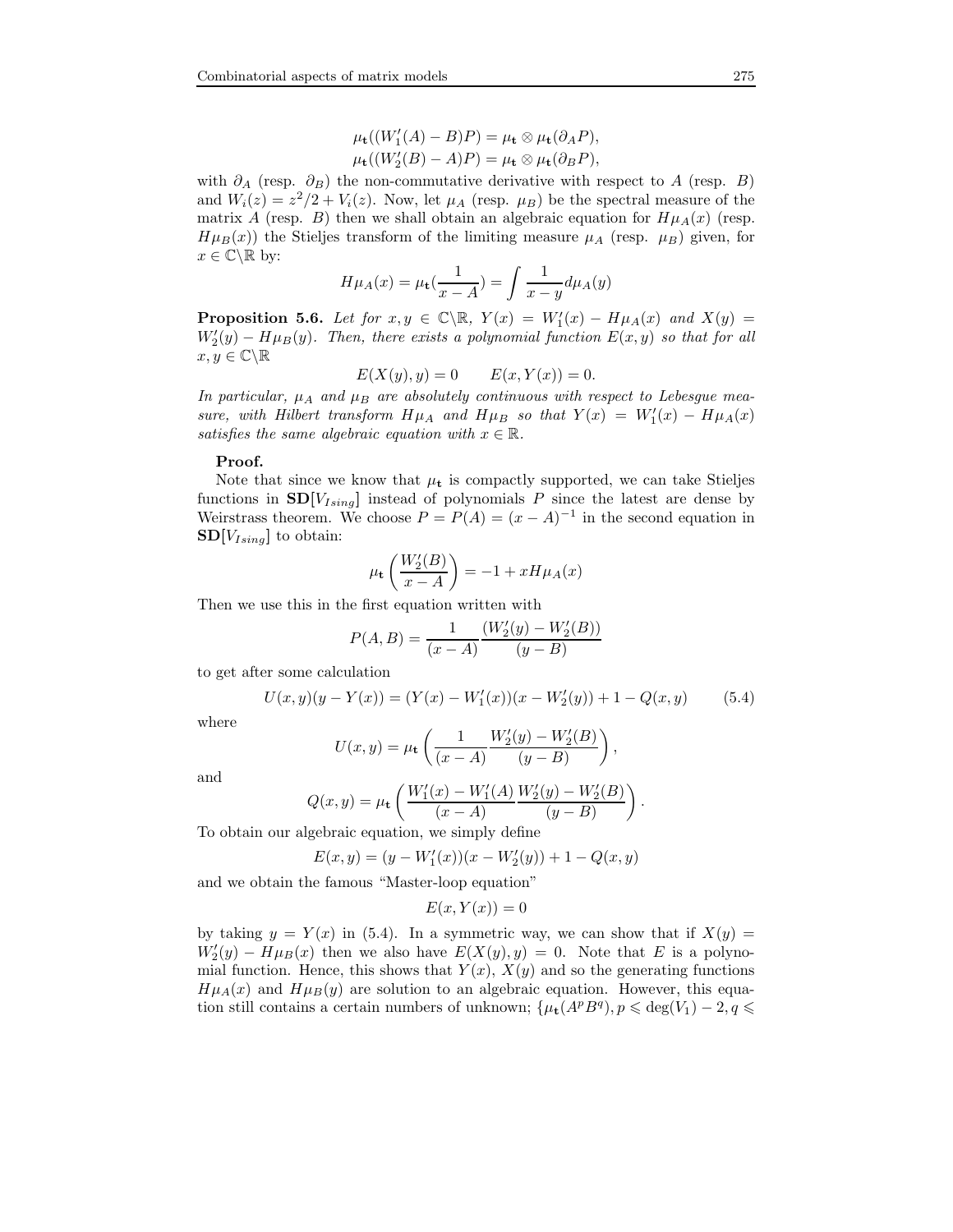$$\mu_{\mathbf{t}}((W_1'(A) - B)P) = \mu_{\mathbf{t}} \otimes \mu_{\mathbf{t}}(\partial_A P),$$
$$\mu_{\mathbf{t}}((W_2'(B) - A)P) = \mu_{\mathbf{t}} \otimes \mu_{\mathbf{t}}(\partial_B P),$$

with $\partial_A$ (resp. $\partial_B$) the non-commutative derivative with respect to $A$ (resp. $B$) and $W_i(z) = z^2/2 + V_i(z)$. Now, let $\mu_A$ (resp. $\mu_B$) be the spectral measure of the matrix $A$ (resp. $B$) then we shall obtain an algebraic equation for $H\mu_A(x)$ (resp. $H\mu_B(x)$) the Stieljes transform of the limiting measure $\mu_A$ (resp. $\mu_B$) given, for $x \in \mathbb{C}\backslash\mathbb{R}$ by:

$$H\mu_A(x) = \mu_{\mathbf{t}}(\frac{1}{x - A}) = \int \frac{1}{x - y} d\mu_A(y)$$

**Proposition 5.6.** *Let for $x, y \in \mathbb{C}\backslash\mathbb{R}$, $Y(x) = W_1'(x) - H\mu_A(x)$ and $X(y) = W_2'(y) - H\mu_B(y)$. Then, there exists a polynomial function $E(x, y)$ so that for all $x, y \in \mathbb{C}\backslash\mathbb{R}$*

$$E(X(y), y) = 0 \qquad E(x, Y(x)) = 0.$$

*In particular, $\mu_A$ and $\mu_B$ are absolutely continuous with respect to Lebesgue measure, with Hilbert transform $H\mu_A$ and $H\mu_B$ so that $Y(x) = W_1'(x) - H\mu_A(x)$ satisfies the same algebraic equation with $x \in \mathbb{R}$.*

**Proof.**

Note that since we know that $\mu_{\mathbf{t}}$ is compactly supported, we can take Stieljes functions in $\mathbf{SD}[V_{Ising}]$ instead of polynomials $P$ since the latest are dense by Weirstrass theorem. We choose $P = P(A) = (x - A)^{-1}$ in the second equation in $\mathbf{SD}[V_{Ising}]$ to obtain:

$$\mu_{\mathbf{t}}\left(\frac{W_2'(B)}{x - A}\right) = -1 + xH\mu_A(x)$$

Then we use this in the first equation written with

$$P(A, B) = \frac{1}{(x - A)} \frac{(W_2'(y) - W_2'(B))}{(y - B)}$$

to get after some calculation

$$U(x, y)(y - Y(x)) = (Y(x) - W_1'(x))(x - W_2'(y)) + 1 - Q(x, y) \tag{5.4}$$

where

$$U(x, y) = \mu_{\mathbf{t}}\left(\frac{1}{(x - A)} \frac{W_2'(y) - W_2'(B)}{(y - B)}\right),$$

and

$$Q(x, y) = \mu_{\mathbf{t}}\left(\frac{W_1'(x) - W_1'(A)}{(x - A)} \frac{W_2'(y) - W_2'(B)}{(y - B)}\right).$$

To obtain our algebraic equation, we simply define

$$E(x, y) = (y - W_1'(x))(x - W_2'(y)) + 1 - Q(x, y)$$

and we obtain the famous "Master-loop equation"

$$E(x, Y(x)) = 0$$

by taking $y = Y(x)$ in (5.4). In a symmetric way, we can show that if $X(y) = W_2'(y) - H\mu_B(x)$ then we also have $E(X(y), y) = 0$. Note that $E$ is a polynomial function. Hence, this shows that $Y(x)$, $X(y)$ and so the generating functions $H\mu_A(x)$ and $H\mu_B(y)$ are solution to an algebraic equation. However, this equation still contains a certain numbers of unknown; $\{\mu_{\mathbf{t}}(A^p B^q), p \leqslant \deg(V_1) - 2, q \leqslant$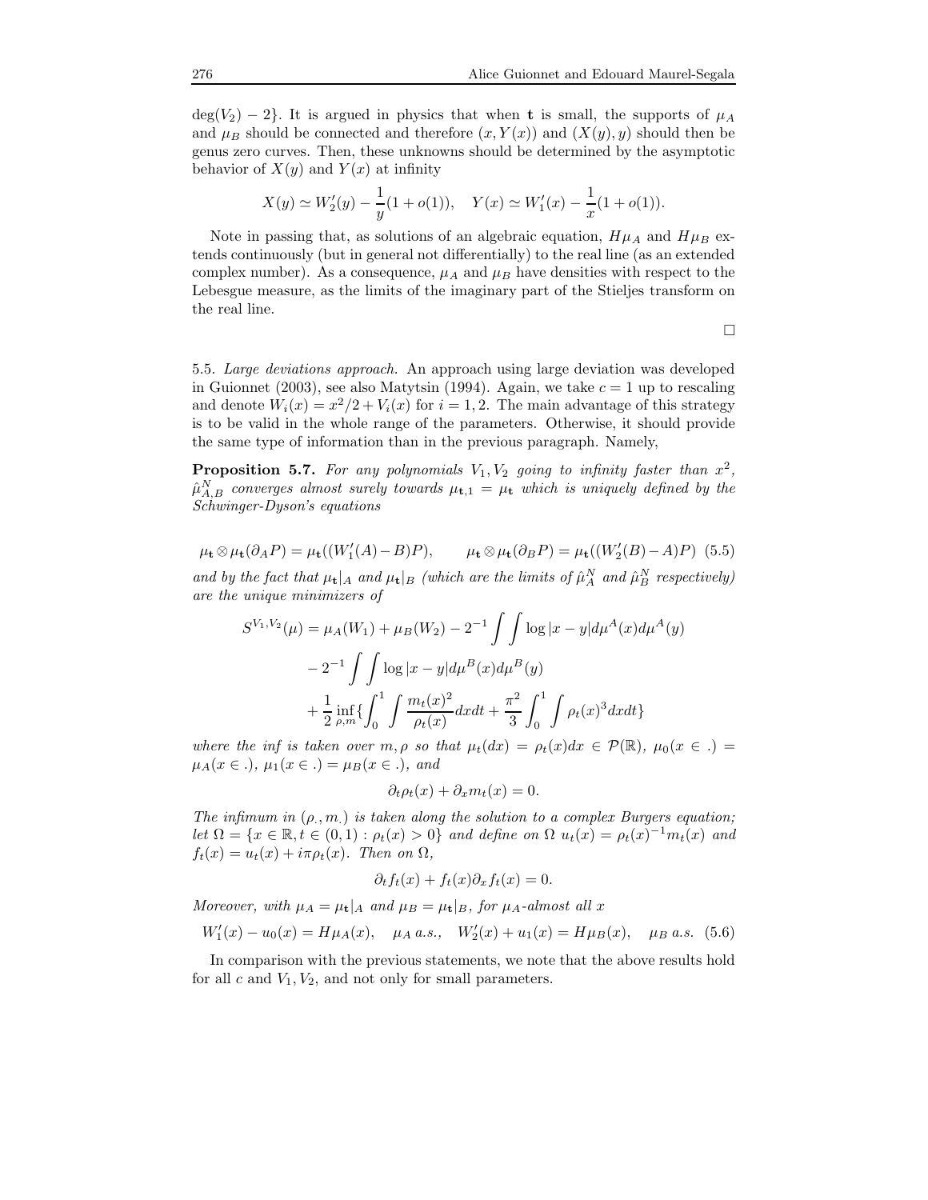$\deg(V_2) - 2\}$. It is argued in physics that when $\mathbf{t}$ is small, the supports of $\mu_A$ and $\mu_B$ should be connected and therefore $(x, Y(x))$ and $(X(y), y)$ should then be genus zero curves. Then, these unknowns should be determined by the asymptotic behavior of $X(y)$ and $Y(x)$ at infinity

$$X(y) \simeq W_2'(y) - \frac{1}{y}(1 + o(1)), \quad Y(x) \simeq W_1'(x) - \frac{1}{x}(1 + o(1)).$$

Note in passing that, as solutions of an algebraic equation, $H\mu_A$ and $H\mu_B$ extends continuously (but in general not differentially) to the real line (as an extended complex number). As a consequence, $\mu_A$ and $\mu_B$ have densities with respect to the Lebesgue measure, as the limits of the imaginary part of the Stieljes transform on the real line.

□

5.5. *Large deviations approach.* An approach using large deviation was developed in Guionnet (2003), see also Matytsin (1994). Again, we take $c = 1$ up to rescaling and denote $W_i(x) = x^2/2 + V_i(x)$ for $i = 1, 2$. The main advantage of this strategy is to be valid in the whole range of the parameters. Otherwise, it should provide the same type of information than in the previous paragraph. Namely,

**Proposition 5.7.** *For any polynomials $V_1, V_2$ going to infinity faster than $x^2$, $\hat{\mu}^N_{A,B}$ converges almost surely towards $\mu_{\mathbf{t},1} = \mu_{\mathbf{t}}$ which is uniquely defined by the Schwinger-Dyson's equations*

$$\mu_{\mathbf{t}} \otimes \mu_{\mathbf{t}}(\partial_A P) = \mu_{\mathbf{t}}((W_1'(A) - B)P), \qquad \mu_{\mathbf{t}} \otimes \mu_{\mathbf{t}}(\partial_B P) = \mu_{\mathbf{t}}((W_2'(B) - A)P) \quad (5.5)$$

*and by the fact that $\mu_{\mathbf{t}}|_A$ and $\mu_{\mathbf{t}}|_B$ (which are the limits of $\hat{\mu}^N_A$ and $\hat{\mu}^N_B$ respectively) are the unique minimizers of*

$$\begin{aligned} S^{V_1,V_2}(\mu) &= \mu_A(W_1) + \mu_B(W_2) - 2^{-1} \int\int \log|x - y| d\mu^A(x) d\mu^A(y) \\ &\quad - 2^{-1} \int\int \log|x - y| d\mu^B(x) d\mu^B(y) \\ &\quad + \frac{1}{2} \inf_{\rho, m} \{ \int_0^1 \int \frac{m_t(x)^2}{\rho_t(x)} dx dt + \frac{\pi^2}{3} \int_0^1 \int \rho_t(x)^3 dx dt \} \end{aligned}$$

*where the inf is taken over $m, \rho$ so that $\mu_t(dx) = \rho_t(x)dx \in \mathcal{P}(\mathbb{R})$, $\mu_0(x \in .) = \mu_A(x \in .)$, $\mu_1(x \in .) = \mu_B(x \in .)$, and*

$$\partial_t \rho_t(x) + \partial_x m_t(x) = 0.$$

*The infimum in $(\rho_., m_.)$ is taken along the solution to a complex Burgers equation; let $\Omega = \{x \in \mathbb{R}, t \in (0, 1) : \rho_t(x) > 0\}$ and define on $\Omega$ $u_t(x) = \rho_t(x)^{-1} m_t(x)$ and $f_t(x) = u_t(x) + i\pi\rho_t(x)$. Then on $\Omega$,*

$$\partial_t f_t(x) + f_t(x) \partial_x f_t(x) = 0.$$

*Moreover, with $\mu_A = \mu_{\mathbf{t}}|_A$ and $\mu_B = \mu_{\mathbf{t}}|_B$, for $\mu_A$-almost all $x$*

$$W_1'(x) - u_0(x) = H\mu_A(x), \quad \mu_A \text{ a.s.}, \quad W_2'(x) + u_1(x) = H\mu_B(x), \quad \mu_B \text{ a.s.} \quad (5.6)$$

In comparison with the previous statements, we note that the above results hold for all $c$ and $V_1, V_2$, and not only for small parameters.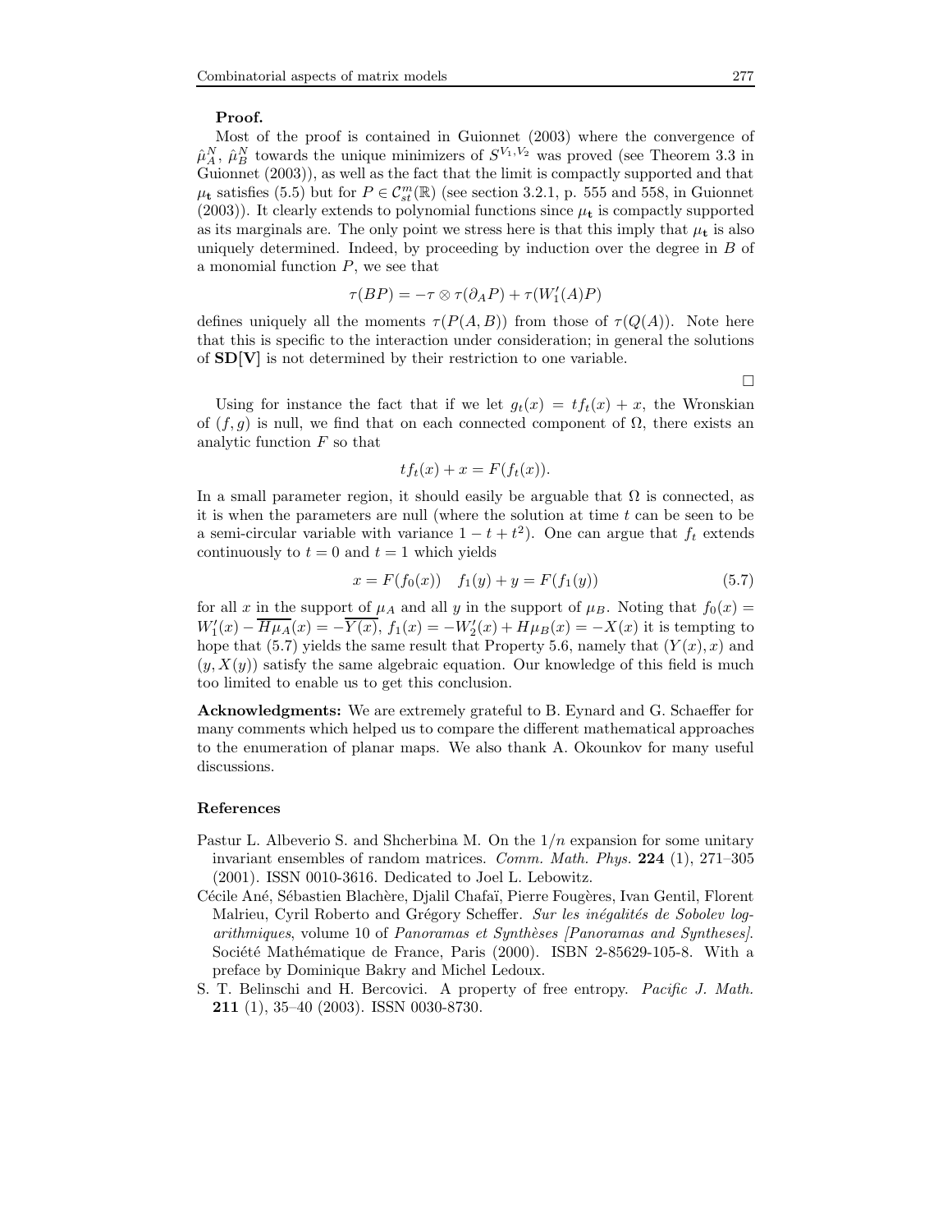**Proof.**

Most of the proof is contained in Guionnet (2003) where the convergence of $\hat{\mu}_A^N$, $\hat{\mu}_B^N$ towards the unique minimizers of $S^{V_1,V_2}$ was proved (see Theorem 3.3 in Guionnet (2003)), as well as the fact that the limit is compactly supported and that $\mu_{\mathbf{t}}$ satisfies (5.5) but for $P \in \mathcal{C}_{st}^m(\mathbb{R})$ (see section 3.2.1, p. 555 and 558, in Guionnet (2003)). It clearly extends to polynomial functions since $\mu_{\mathbf{t}}$ is compactly supported as its marginals are. The only point we stress here is that this imply that $\mu_{\mathbf{t}}$ is also uniquely determined. Indeed, by proceeding by induction over the degree in $B$ of a monomial function $P$, we see that

$$\tau(BP) = -\tau \otimes \tau(\partial_A P) + \tau(W_1'(A)P)$$

defines uniquely all the moments $\tau(P(A,B))$ from those of $\tau(Q(A))$. Note here that this is specific to the interaction under consideration; in general the solutions of **SD[V]** is not determined by their restriction to one variable.

□

Using for instance the fact that if we let $g_t(x) = tf_t(x) + x$, the Wronskian of $(f,g)$ is null, we find that on each connected component of $\Omega$, there exists an analytic function $F$ so that

$$tf_t(x) + x = F(f_t(x)).$$

In a small parameter region, it should easily be arguable that $\Omega$ is connected, as it is when the parameters are null (where the solution at time $t$ can be seen to be a semi-circular variable with variance $1 - t + t^2$). One can argue that $f_t$ extends continuously to $t = 0$ and $t = 1$ which yields

$$x = F(f_0(x)) \quad f_1(y) + y = F(f_1(y)) \tag{5.7}$$

for all $x$ in the support of $\mu_A$ and all $y$ in the support of $\mu_B$. Noting that $f_0(x) = W_1'(x) - \overline{H\mu_A}(x) = -\overline{Y(x)}$, $f_1(x) = -W_2'(x) + H\mu_B(x) = -X(x)$ it is tempting to hope that (5.7) yields the same result that Property 5.6, namely that $(Y(x), x)$ and $(y, X(y))$ satisfy the same algebraic equation. Our knowledge of this field is much too limited to enable us to get this conclusion.

**Acknowledgments:** We are extremely grateful to B. Eynard and G. Schaeffer for many comments which helped us to compare the different mathematical approaches to the enumeration of planar maps. We also thank A. Okounkov for many useful discussions.

## References

Pastur L. Albeverio S. and Shcherbina M. On the $1/n$ expansion for some unitary invariant ensembles of random matrices. *Comm. Math. Phys.* **224** (1), 271–305 (2001). ISSN 0010-3616. Dedicated to Joel L. Lebowitz.

Cécile Ané, Sébastien Blachère, Djalil Chafaï, Pierre Fougères, Ivan Gentil, Florent Malrieu, Cyril Roberto and Grégory Scheffer. *Sur les inégalités de Sobolev logarithmiques*, volume 10 of *Panoramas et Synthèses [Panoramas and Syntheses]*. Société Mathématique de France, Paris (2000). ISBN 2-85629-105-8. With a preface by Dominique Bakry and Michel Ledoux.

S. T. Belinschi and H. Bercovici. A property of free entropy. *Pacific J. Math.* **211** (1), 35–40 (2003). ISSN 0030-8730.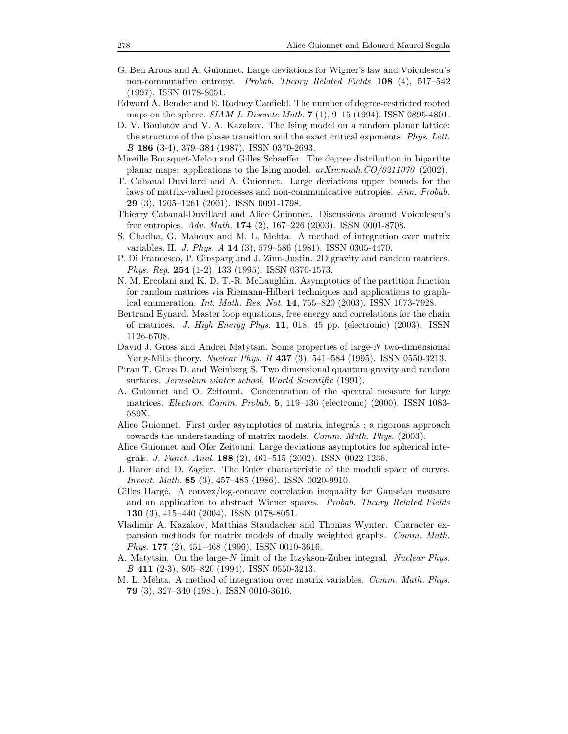G. Ben Arous and A. Guionnet. Large deviations for Wigner's law and Voiculescu's non-commutative entropy. *Probab. Theory Related Fields* **108** (4), 517–542 (1997). ISSN 0178-8051.

Edward A. Bender and E. Rodney Canfield. The number of degree-restricted rooted maps on the sphere. *SIAM J. Discrete Math.* **7** (1), 9–15 (1994). ISSN 0895-4801.

D. V. Boulatov and V. A. Kazakov. The Ising model on a random planar lattice: the structure of the phase transition and the exact critical exponents. *Phys. Lett. B* **186** (3-4), 379–384 (1987). ISSN 0370-2693.

Mireille Bousquet-Melou and Gilles Schaeffer. The degree distribution in bipartite planar maps: applications to the Ising model. *arXiv:math.CO/0211070* (2002).

T. Cabanal Duvillard and A. Guionnet. Large deviations upper bounds for the laws of matrix-valued processes and non-communicative entropies. *Ann. Probab.* **29** (3), 1205–1261 (2001). ISSN 0091-1798.

Thierry Cabanal-Duvillard and Alice Guionnet. Discussions around Voiculescu's free entropies. *Adv. Math.* **174** (2), 167–226 (2003). ISSN 0001-8708.

S. Chadha, G. Mahoux and M. L. Mehta. A method of integration over matrix variables. II. *J. Phys. A* **14** (3), 579–586 (1981). ISSN 0305-4470.

P. Di Francesco, P. Ginsparg and J. Zinn-Justin. 2D gravity and random matrices. *Phys. Rep.* **254** (1-2), 133 (1995). ISSN 0370-1573.

N. M. Ercolani and K. D. T.-R. McLaughlin. Asymptotics of the partition function for random matrices via Riemann-Hilbert techniques and applications to graphical enumeration. *Int. Math. Res. Not.* **14**, 755–820 (2003). ISSN 1073-7928.

Bertrand Eynard. Master loop equations, free energy and correlations for the chain of matrices. *J. High Energy Phys.* **11**, 018, 45 pp. (electronic) (2003). ISSN 1126-6708.

David J. Gross and Andrei Matytsin. Some properties of large-$N$ two-dimensional Yang-Mills theory. *Nuclear Phys. B* **437** (3), 541–584 (1995). ISSN 0550-3213.

Piran T. Gross D. and Weinberg S. Two dimensional quantum gravity and random surfaces. *Jerusalem winter school, World Scientific* (1991).

A. Guionnet and O. Zeitouni. Concentration of the spectral measure for large matrices. *Electron. Comm. Probab.* **5**, 119–136 (electronic) (2000). ISSN 1083-589X.

Alice Guionnet. First order asymptotics of matrix integrals ; a rigorous approach towards the understanding of matrix models. *Comm. Math. Phys.* (2003).

Alice Guionnet and Ofer Zeitouni. Large deviations asymptotics for spherical integrals. *J. Funct. Anal.* **188** (2), 461–515 (2002). ISSN 0022-1236.

J. Harer and D. Zagier. The Euler characteristic of the moduli space of curves. *Invent. Math.* **85** (3), 457–485 (1986). ISSN 0020-9910.

Gilles Hargé. A convex/log-concave correlation inequality for Gaussian measure and an application to abstract Wiener spaces. *Probab. Theory Related Fields* **130** (3), 415–440 (2004). ISSN 0178-8051.

Vladimir A. Kazakov, Matthias Staudacher and Thomas Wynter. Character expansion methods for matrix models of dually weighted graphs. *Comm. Math. Phys.* **177** (2), 451–468 (1996). ISSN 0010-3616.

A. Matytsin. On the large-$N$ limit of the Itzykson-Zuber integral. *Nuclear Phys. B* **411** (2-3), 805–820 (1994). ISSN 0550-3213.

M. L. Mehta. A method of integration over matrix variables. *Comm. Math. Phys.* **79** (3), 327–340 (1981). ISSN 0010-3616.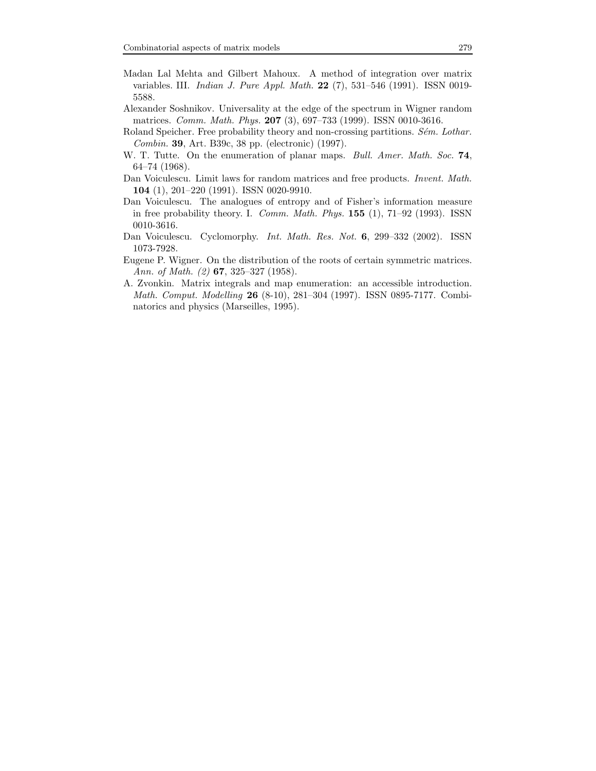Madan Lal Mehta and Gilbert Mahoux. A method of integration over matrix variables. III. *Indian J. Pure Appl. Math.* **22** (7), 531–546 (1991). ISSN 0019-5588.

Alexander Soshnikov. Universality at the edge of the spectrum in Wigner random matrices. *Comm. Math. Phys.* **207** (3), 697–733 (1999). ISSN 0010-3616.

Roland Speicher. Free probability theory and non-crossing partitions. *Sém. Lothar. Combin.* **39**, Art. B39c, 38 pp. (electronic) (1997).

W. T. Tutte. On the enumeration of planar maps. *Bull. Amer. Math. Soc.* **74**, 64–74 (1968).

Dan Voiculescu. Limit laws for random matrices and free products. *Invent. Math.* **104** (1), 201–220 (1991). ISSN 0020-9910.

Dan Voiculescu. The analogues of entropy and of Fisher's information measure in free probability theory. I. *Comm. Math. Phys.* **155** (1), 71–92 (1993). ISSN 0010-3616.

Dan Voiculescu. Cyclomorphy. *Int. Math. Res. Not.* **6**, 299–332 (2002). ISSN 1073-7928.

Eugene P. Wigner. On the distribution of the roots of certain symmetric matrices. *Ann. of Math. (2)* **67**, 325–327 (1958).

A. Zvonkin. Matrix integrals and map enumeration: an accessible introduction. *Math. Comput. Modelling* **26** (8-10), 281–304 (1997). ISSN 0895-7177. Combinatorics and physics (Marseilles, 1995).